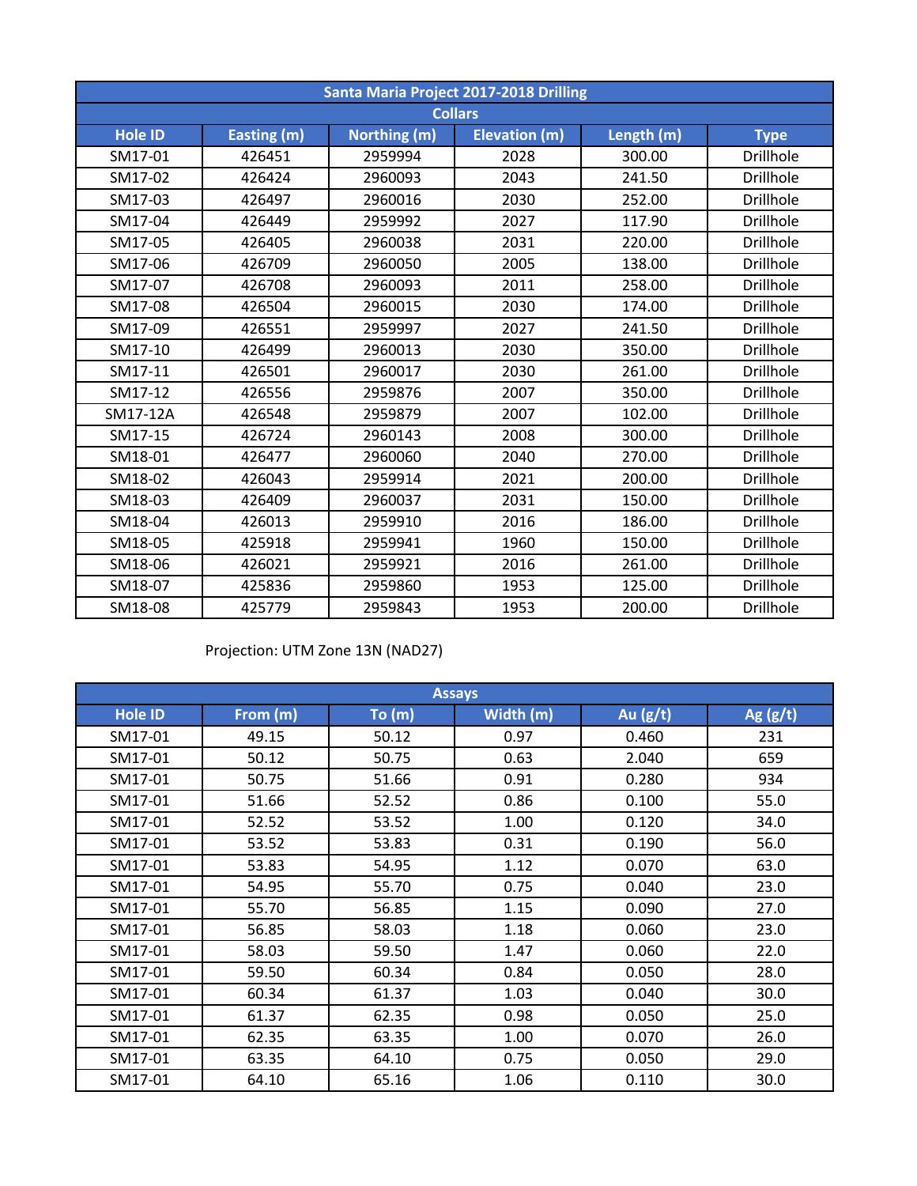| Santa Maria Project 2017-2018 Drilling | | | | | |
|---|---|---|---|---|---|
| Collars | | | | | |
| Hole ID | Easting (m) | Northing (m) | Elevation (m) | Length (m) | Type |
| SM17-01 | 426451 | 2959994 | 2028 | 300.00 | Drillhole |
| SM17-02 | 426424 | 2960093 | 2043 | 241.50 | Drillhole |
| SM17-03 | 426497 | 2960016 | 2030 | 252.00 | Drillhole |
| SM17-04 | 426449 | 2959992 | 2027 | 117.90 | Drillhole |
| SM17-05 | 426405 | 2960038 | 2031 | 220.00 | Drillhole |
| SM17-06 | 426709 | 2960050 | 2005 | 138.00 | Drillhole |
| SM17-07 | 426708 | 2960093 | 2011 | 258.00 | Drillhole |
| SM17-08 | 426504 | 2960015 | 2030 | 174.00 | Drillhole |
| SM17-09 | 426551 | 2959997 | 2027 | 241.50 | Drillhole |
| SM17-10 | 426499 | 2960013 | 2030 | 350.00 | Drillhole |
| SM17-11 | 426501 | 2960017 | 2030 | 261.00 | Drillhole |
| SM17-12 | 426556 | 2959876 | 2007 | 350.00 | Drillhole |
| SM17-12A | 426548 | 2959879 | 2007 | 102.00 | Drillhole |
| SM17-15 | 426724 | 2960143 | 2008 | 300.00 | Drillhole |
| SM18-01 | 426477 | 2960060 | 2040 | 270.00 | Drillhole |
| SM18-02 | 426043 | 2959914 | 2021 | 200.00 | Drillhole |
| SM18-03 | 426409 | 2960037 | 2031 | 150.00 | Drillhole |
| SM18-04 | 426013 | 2959910 | 2016 | 186.00 | Drillhole |
| SM18-05 | 425918 | 2959941 | 1960 | 150.00 | Drillhole |
| SM18-06 | 426021 | 2959921 | 2016 | 261.00 | Drillhole |
| SM18-07 | 425836 | 2959860 | 1953 | 125.00 | Drillhole |
| SM18-08 | 425779 | 2959843 | 1953 | 200.00 | Drillhole |

Projection: UTM Zone 13N (NAD27)

| Assays | | | | | |
|---|---|---|---|---|---|
| Hole ID | From (m) | To (m) | Width (m) | Au (g/t) | Ag (g/t) |
| SM17-01 | 49.15 | 50.12 | 0.97 | 0.460 | 231 |
| SM17-01 | 50.12 | 50.75 | 0.63 | 2.040 | 659 |
| SM17-01 | 50.75 | 51.66 | 0.91 | 0.280 | 934 |
| SM17-01 | 51.66 | 52.52 | 0.86 | 0.100 | 55.0 |
| SM17-01 | 52.52 | 53.52 | 1.00 | 0.120 | 34.0 |
| SM17-01 | 53.52 | 53.83 | 0.31 | 0.190 | 56.0 |
| SM17-01 | 53.83 | 54.95 | 1.12 | 0.070 | 63.0 |
| SM17-01 | 54.95 | 55.70 | 0.75 | 0.040 | 23.0 |
| SM17-01 | 55.70 | 56.85 | 1.15 | 0.090 | 27.0 |
| SM17-01 | 56.85 | 58.03 | 1.18 | 0.060 | 23.0 |
| SM17-01 | 58.03 | 59.50 | 1.47 | 0.060 | 22.0 |
| SM17-01 | 59.50 | 60.34 | 0.84 | 0.050 | 28.0 |
| SM17-01 | 60.34 | 61.37 | 1.03 | 0.040 | 30.0 |
| SM17-01 | 61.37 | 62.35 | 0.98 | 0.050 | 25.0 |
| SM17-01 | 62.35 | 63.35 | 1.00 | 0.070 | 26.0 |
| SM17-01 | 63.35 | 64.10 | 0.75 | 0.050 | 29.0 |
| SM17-01 | 64.10 | 65.16 | 1.06 | 0.110 | 30.0 |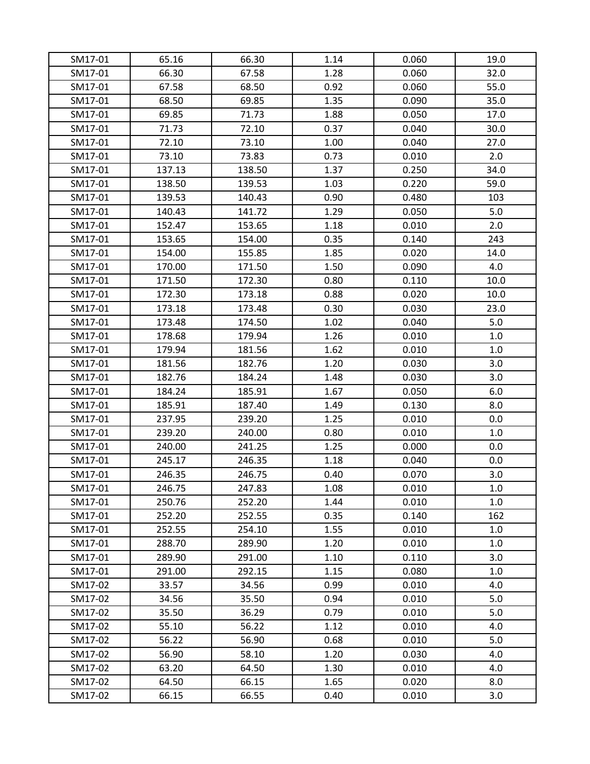| | | | | | |
|---|---|---|---|---|---|
| SM17-01 | 65.16 | 66.30 | 1.14 | 0.060 | 19.0 |
| SM17-01 | 66.30 | 67.58 | 1.28 | 0.060 | 32.0 |
| SM17-01 | 67.58 | 68.50 | 0.92 | 0.060 | 55.0 |
| SM17-01 | 68.50 | 69.85 | 1.35 | 0.090 | 35.0 |
| SM17-01 | 69.85 | 71.73 | 1.88 | 0.050 | 17.0 |
| SM17-01 | 71.73 | 72.10 | 0.37 | 0.040 | 30.0 |
| SM17-01 | 72.10 | 73.10 | 1.00 | 0.040 | 27.0 |
| SM17-01 | 73.10 | 73.83 | 0.73 | 0.010 | 2.0 |
| SM17-01 | 137.13 | 138.50 | 1.37 | 0.250 | 34.0 |
| SM17-01 | 138.50 | 139.53 | 1.03 | 0.220 | 59.0 |
| SM17-01 | 139.53 | 140.43 | 0.90 | 0.480 | 103 |
| SM17-01 | 140.43 | 141.72 | 1.29 | 0.050 | 5.0 |
| SM17-01 | 152.47 | 153.65 | 1.18 | 0.010 | 2.0 |
| SM17-01 | 153.65 | 154.00 | 0.35 | 0.140 | 243 |
| SM17-01 | 154.00 | 155.85 | 1.85 | 0.020 | 14.0 |
| SM17-01 | 170.00 | 171.50 | 1.50 | 0.090 | 4.0 |
| SM17-01 | 171.50 | 172.30 | 0.80 | 0.110 | 10.0 |
| SM17-01 | 172.30 | 173.18 | 0.88 | 0.020 | 10.0 |
| SM17-01 | 173.18 | 173.48 | 0.30 | 0.030 | 23.0 |
| SM17-01 | 173.48 | 174.50 | 1.02 | 0.040 | 5.0 |
| SM17-01 | 178.68 | 179.94 | 1.26 | 0.010 | 1.0 |
| SM17-01 | 179.94 | 181.56 | 1.62 | 0.010 | 1.0 |
| SM17-01 | 181.56 | 182.76 | 1.20 | 0.030 | 3.0 |
| SM17-01 | 182.76 | 184.24 | 1.48 | 0.030 | 3.0 |
| SM17-01 | 184.24 | 185.91 | 1.67 | 0.050 | 6.0 |
| SM17-01 | 185.91 | 187.40 | 1.49 | 0.130 | 8.0 |
| SM17-01 | 237.95 | 239.20 | 1.25 | 0.010 | 0.0 |
| SM17-01 | 239.20 | 240.00 | 0.80 | 0.010 | 1.0 |
| SM17-01 | 240.00 | 241.25 | 1.25 | 0.000 | 0.0 |
| SM17-01 | 245.17 | 246.35 | 1.18 | 0.040 | 0.0 |
| SM17-01 | 246.35 | 246.75 | 0.40 | 0.070 | 3.0 |
| SM17-01 | 246.75 | 247.83 | 1.08 | 0.010 | 1.0 |
| SM17-01 | 250.76 | 252.20 | 1.44 | 0.010 | 1.0 |
| SM17-01 | 252.20 | 252.55 | 0.35 | 0.140 | 162 |
| SM17-01 | 252.55 | 254.10 | 1.55 | 0.010 | 1.0 |
| SM17-01 | 288.70 | 289.90 | 1.20 | 0.010 | 1.0 |
| SM17-01 | 289.90 | 291.00 | 1.10 | 0.110 | 3.0 |
| SM17-01 | 291.00 | 292.15 | 1.15 | 0.080 | 1.0 |
| SM17-02 | 33.57 | 34.56 | 0.99 | 0.010 | 4.0 |
| SM17-02 | 34.56 | 35.50 | 0.94 | 0.010 | 5.0 |
| SM17-02 | 35.50 | 36.29 | 0.79 | 0.010 | 5.0 |
| SM17-02 | 55.10 | 56.22 | 1.12 | 0.010 | 4.0 |
| SM17-02 | 56.22 | 56.90 | 0.68 | 0.010 | 5.0 |
| SM17-02 | 56.90 | 58.10 | 1.20 | 0.030 | 4.0 |
| SM17-02 | 63.20 | 64.50 | 1.30 | 0.010 | 4.0 |
| SM17-02 | 64.50 | 66.15 | 1.65 | 0.020 | 8.0 |
| SM17-02 | 66.15 | 66.55 | 0.40 | 0.010 | 3.0 |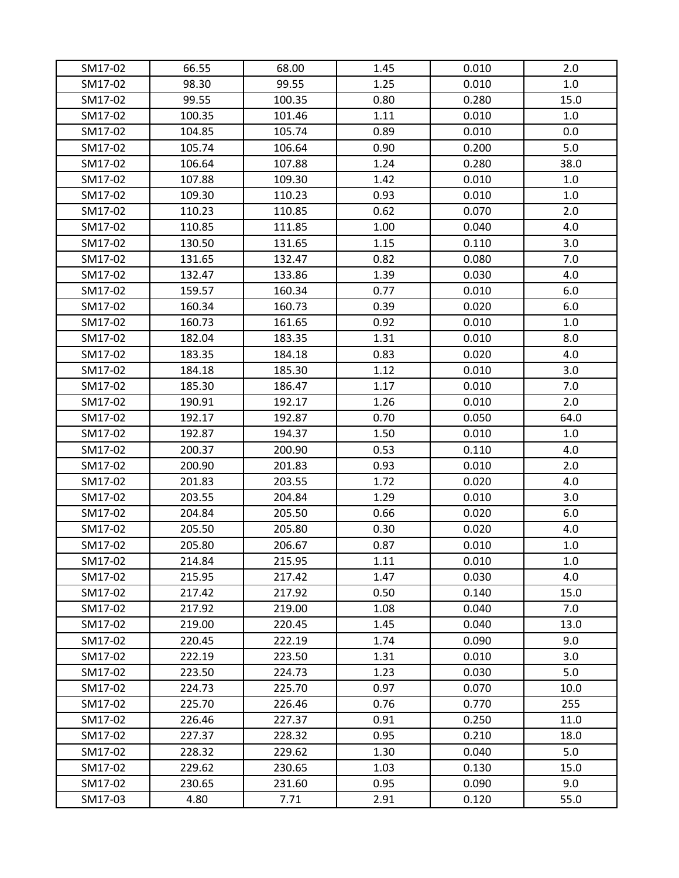| SM17-02 | 66.55 | 68.00 | 1.45 | 0.010 | 2.0 |
|---|---|---|---|---|---|
| SM17-02 | 98.30 | 99.55 | 1.25 | 0.010 | 1.0 |
| SM17-02 | 99.55 | 100.35 | 0.80 | 0.280 | 15.0 |
| SM17-02 | 100.35 | 101.46 | 1.11 | 0.010 | 1.0 |
| SM17-02 | 104.85 | 105.74 | 0.89 | 0.010 | 0.0 |
| SM17-02 | 105.74 | 106.64 | 0.90 | 0.200 | 5.0 |
| SM17-02 | 106.64 | 107.88 | 1.24 | 0.280 | 38.0 |
| SM17-02 | 107.88 | 109.30 | 1.42 | 0.010 | 1.0 |
| SM17-02 | 109.30 | 110.23 | 0.93 | 0.010 | 1.0 |
| SM17-02 | 110.23 | 110.85 | 0.62 | 0.070 | 2.0 |
| SM17-02 | 110.85 | 111.85 | 1.00 | 0.040 | 4.0 |
| SM17-02 | 130.50 | 131.65 | 1.15 | 0.110 | 3.0 |
| SM17-02 | 131.65 | 132.47 | 0.82 | 0.080 | 7.0 |
| SM17-02 | 132.47 | 133.86 | 1.39 | 0.030 | 4.0 |
| SM17-02 | 159.57 | 160.34 | 0.77 | 0.010 | 6.0 |
| SM17-02 | 160.34 | 160.73 | 0.39 | 0.020 | 6.0 |
| SM17-02 | 160.73 | 161.65 | 0.92 | 0.010 | 1.0 |
| SM17-02 | 182.04 | 183.35 | 1.31 | 0.010 | 8.0 |
| SM17-02 | 183.35 | 184.18 | 0.83 | 0.020 | 4.0 |
| SM17-02 | 184.18 | 185.30 | 1.12 | 0.010 | 3.0 |
| SM17-02 | 185.30 | 186.47 | 1.17 | 0.010 | 7.0 |
| SM17-02 | 190.91 | 192.17 | 1.26 | 0.010 | 2.0 |
| SM17-02 | 192.17 | 192.87 | 0.70 | 0.050 | 64.0 |
| SM17-02 | 192.87 | 194.37 | 1.50 | 0.010 | 1.0 |
| SM17-02 | 200.37 | 200.90 | 0.53 | 0.110 | 4.0 |
| SM17-02 | 200.90 | 201.83 | 0.93 | 0.010 | 2.0 |
| SM17-02 | 201.83 | 203.55 | 1.72 | 0.020 | 4.0 |
| SM17-02 | 203.55 | 204.84 | 1.29 | 0.010 | 3.0 |
| SM17-02 | 204.84 | 205.50 | 0.66 | 0.020 | 6.0 |
| SM17-02 | 205.50 | 205.80 | 0.30 | 0.020 | 4.0 |
| SM17-02 | 205.80 | 206.67 | 0.87 | 0.010 | 1.0 |
| SM17-02 | 214.84 | 215.95 | 1.11 | 0.010 | 1.0 |
| SM17-02 | 215.95 | 217.42 | 1.47 | 0.030 | 4.0 |
| SM17-02 | 217.42 | 217.92 | 0.50 | 0.140 | 15.0 |
| SM17-02 | 217.92 | 219.00 | 1.08 | 0.040 | 7.0 |
| SM17-02 | 219.00 | 220.45 | 1.45 | 0.040 | 13.0 |
| SM17-02 | 220.45 | 222.19 | 1.74 | 0.090 | 9.0 |
| SM17-02 | 222.19 | 223.50 | 1.31 | 0.010 | 3.0 |
| SM17-02 | 223.50 | 224.73 | 1.23 | 0.030 | 5.0 |
| SM17-02 | 224.73 | 225.70 | 0.97 | 0.070 | 10.0 |
| SM17-02 | 225.70 | 226.46 | 0.76 | 0.770 | 255 |
| SM17-02 | 226.46 | 227.37 | 0.91 | 0.250 | 11.0 |
| SM17-02 | 227.37 | 228.32 | 0.95 | 0.210 | 18.0 |
| SM17-02 | 228.32 | 229.62 | 1.30 | 0.040 | 5.0 |
| SM17-02 | 229.62 | 230.65 | 1.03 | 0.130 | 15.0 |
| SM17-02 | 230.65 | 231.60 | 0.95 | 0.090 | 9.0 |
| SM17-03 | 4.80 | 7.71 | 2.91 | 0.120 | 55.0 |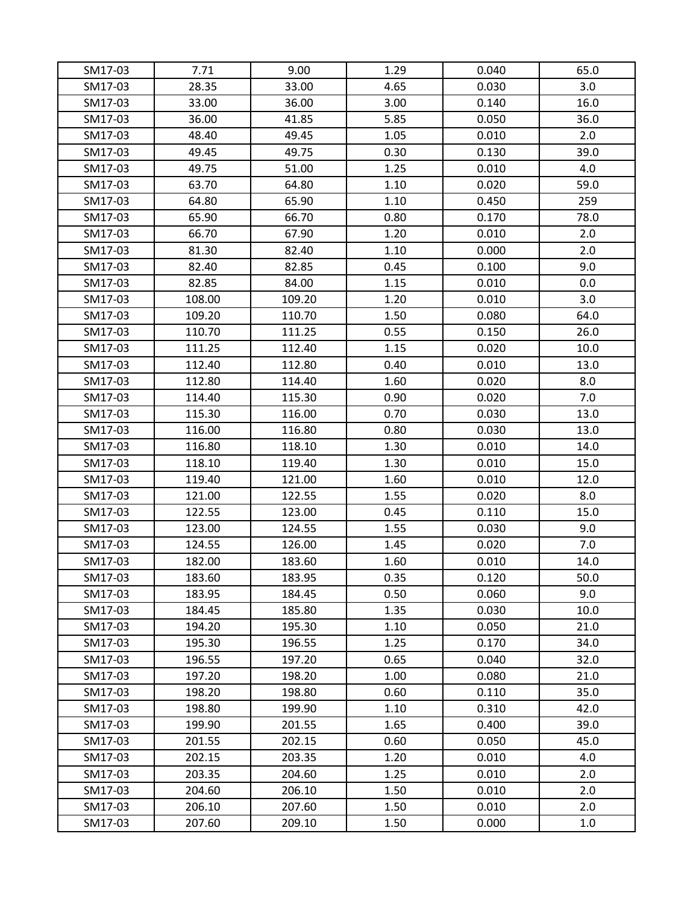| SM17-03 | 7.71 | 9.00 | 1.29 | 0.040 | 65.0 |
|---|---|---|---|---|---|
| SM17-03 | 28.35 | 33.00 | 4.65 | 0.030 | 3.0 |
| SM17-03 | 33.00 | 36.00 | 3.00 | 0.140 | 16.0 |
| SM17-03 | 36.00 | 41.85 | 5.85 | 0.050 | 36.0 |
| SM17-03 | 48.40 | 49.45 | 1.05 | 0.010 | 2.0 |
| SM17-03 | 49.45 | 49.75 | 0.30 | 0.130 | 39.0 |
| SM17-03 | 49.75 | 51.00 | 1.25 | 0.010 | 4.0 |
| SM17-03 | 63.70 | 64.80 | 1.10 | 0.020 | 59.0 |
| SM17-03 | 64.80 | 65.90 | 1.10 | 0.450 | 259 |
| SM17-03 | 65.90 | 66.70 | 0.80 | 0.170 | 78.0 |
| SM17-03 | 66.70 | 67.90 | 1.20 | 0.010 | 2.0 |
| SM17-03 | 81.30 | 82.40 | 1.10 | 0.000 | 2.0 |
| SM17-03 | 82.40 | 82.85 | 0.45 | 0.100 | 9.0 |
| SM17-03 | 82.85 | 84.00 | 1.15 | 0.010 | 0.0 |
| SM17-03 | 108.00 | 109.20 | 1.20 | 0.010 | 3.0 |
| SM17-03 | 109.20 | 110.70 | 1.50 | 0.080 | 64.0 |
| SM17-03 | 110.70 | 111.25 | 0.55 | 0.150 | 26.0 |
| SM17-03 | 111.25 | 112.40 | 1.15 | 0.020 | 10.0 |
| SM17-03 | 112.40 | 112.80 | 0.40 | 0.010 | 13.0 |
| SM17-03 | 112.80 | 114.40 | 1.60 | 0.020 | 8.0 |
| SM17-03 | 114.40 | 115.30 | 0.90 | 0.020 | 7.0 |
| SM17-03 | 115.30 | 116.00 | 0.70 | 0.030 | 13.0 |
| SM17-03 | 116.00 | 116.80 | 0.80 | 0.030 | 13.0 |
| SM17-03 | 116.80 | 118.10 | 1.30 | 0.010 | 14.0 |
| SM17-03 | 118.10 | 119.40 | 1.30 | 0.010 | 15.0 |
| SM17-03 | 119.40 | 121.00 | 1.60 | 0.010 | 12.0 |
| SM17-03 | 121.00 | 122.55 | 1.55 | 0.020 | 8.0 |
| SM17-03 | 122.55 | 123.00 | 0.45 | 0.110 | 15.0 |
| SM17-03 | 123.00 | 124.55 | 1.55 | 0.030 | 9.0 |
| SM17-03 | 124.55 | 126.00 | 1.45 | 0.020 | 7.0 |
| SM17-03 | 182.00 | 183.60 | 1.60 | 0.010 | 14.0 |
| SM17-03 | 183.60 | 183.95 | 0.35 | 0.120 | 50.0 |
| SM17-03 | 183.95 | 184.45 | 0.50 | 0.060 | 9.0 |
| SM17-03 | 184.45 | 185.80 | 1.35 | 0.030 | 10.0 |
| SM17-03 | 194.20 | 195.30 | 1.10 | 0.050 | 21.0 |
| SM17-03 | 195.30 | 196.55 | 1.25 | 0.170 | 34.0 |
| SM17-03 | 196.55 | 197.20 | 0.65 | 0.040 | 32.0 |
| SM17-03 | 197.20 | 198.20 | 1.00 | 0.080 | 21.0 |
| SM17-03 | 198.20 | 198.80 | 0.60 | 0.110 | 35.0 |
| SM17-03 | 198.80 | 199.90 | 1.10 | 0.310 | 42.0 |
| SM17-03 | 199.90 | 201.55 | 1.65 | 0.400 | 39.0 |
| SM17-03 | 201.55 | 202.15 | 0.60 | 0.050 | 45.0 |
| SM17-03 | 202.15 | 203.35 | 1.20 | 0.010 | 4.0 |
| SM17-03 | 203.35 | 204.60 | 1.25 | 0.010 | 2.0 |
| SM17-03 | 204.60 | 206.10 | 1.50 | 0.010 | 2.0 |
| SM17-03 | 206.10 | 207.60 | 1.50 | 0.010 | 2.0 |
| SM17-03 | 207.60 | 209.10 | 1.50 | 0.000 | 1.0 |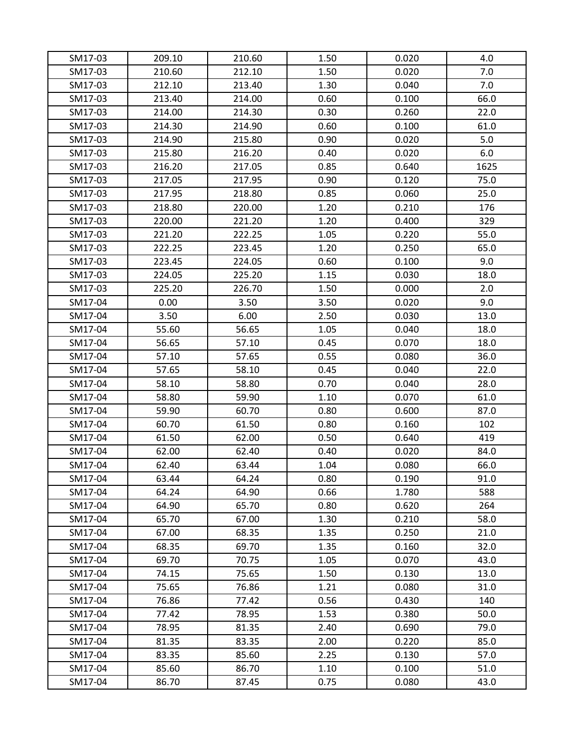| SM17-03 | 209.10 | 210.60 | 1.50 | 0.020 | 4.0 |
|---|---|---|---|---|---|
| SM17-03 | 210.60 | 212.10 | 1.50 | 0.020 | 7.0 |
| SM17-03 | 212.10 | 213.40 | 1.30 | 0.040 | 7.0 |
| SM17-03 | 213.40 | 214.00 | 0.60 | 0.100 | 66.0 |
| SM17-03 | 214.00 | 214.30 | 0.30 | 0.260 | 22.0 |
| SM17-03 | 214.30 | 214.90 | 0.60 | 0.100 | 61.0 |
| SM17-03 | 214.90 | 215.80 | 0.90 | 0.020 | 5.0 |
| SM17-03 | 215.80 | 216.20 | 0.40 | 0.020 | 6.0 |
| SM17-03 | 216.20 | 217.05 | 0.85 | 0.640 | 1625 |
| SM17-03 | 217.05 | 217.95 | 0.90 | 0.120 | 75.0 |
| SM17-03 | 217.95 | 218.80 | 0.85 | 0.060 | 25.0 |
| SM17-03 | 218.80 | 220.00 | 1.20 | 0.210 | 176 |
| SM17-03 | 220.00 | 221.20 | 1.20 | 0.400 | 329 |
| SM17-03 | 221.20 | 222.25 | 1.05 | 0.220 | 55.0 |
| SM17-03 | 222.25 | 223.45 | 1.20 | 0.250 | 65.0 |
| SM17-03 | 223.45 | 224.05 | 0.60 | 0.100 | 9.0 |
| SM17-03 | 224.05 | 225.20 | 1.15 | 0.030 | 18.0 |
| SM17-03 | 225.20 | 226.70 | 1.50 | 0.000 | 2.0 |
| SM17-04 | 0.00 | 3.50 | 3.50 | 0.020 | 9.0 |
| SM17-04 | 3.50 | 6.00 | 2.50 | 0.030 | 13.0 |
| SM17-04 | 55.60 | 56.65 | 1.05 | 0.040 | 18.0 |
| SM17-04 | 56.65 | 57.10 | 0.45 | 0.070 | 18.0 |
| SM17-04 | 57.10 | 57.65 | 0.55 | 0.080 | 36.0 |
| SM17-04 | 57.65 | 58.10 | 0.45 | 0.040 | 22.0 |
| SM17-04 | 58.10 | 58.80 | 0.70 | 0.040 | 28.0 |
| SM17-04 | 58.80 | 59.90 | 1.10 | 0.070 | 61.0 |
| SM17-04 | 59.90 | 60.70 | 0.80 | 0.600 | 87.0 |
| SM17-04 | 60.70 | 61.50 | 0.80 | 0.160 | 102 |
| SM17-04 | 61.50 | 62.00 | 0.50 | 0.640 | 419 |
| SM17-04 | 62.00 | 62.40 | 0.40 | 0.020 | 84.0 |
| SM17-04 | 62.40 | 63.44 | 1.04 | 0.080 | 66.0 |
| SM17-04 | 63.44 | 64.24 | 0.80 | 0.190 | 91.0 |
| SM17-04 | 64.24 | 64.90 | 0.66 | 1.780 | 588 |
| SM17-04 | 64.90 | 65.70 | 0.80 | 0.620 | 264 |
| SM17-04 | 65.70 | 67.00 | 1.30 | 0.210 | 58.0 |
| SM17-04 | 67.00 | 68.35 | 1.35 | 0.250 | 21.0 |
| SM17-04 | 68.35 | 69.70 | 1.35 | 0.160 | 32.0 |
| SM17-04 | 69.70 | 70.75 | 1.05 | 0.070 | 43.0 |
| SM17-04 | 74.15 | 75.65 | 1.50 | 0.130 | 13.0 |
| SM17-04 | 75.65 | 76.86 | 1.21 | 0.080 | 31.0 |
| SM17-04 | 76.86 | 77.42 | 0.56 | 0.430 | 140 |
| SM17-04 | 77.42 | 78.95 | 1.53 | 0.380 | 50.0 |
| SM17-04 | 78.95 | 81.35 | 2.40 | 0.690 | 79.0 |
| SM17-04 | 81.35 | 83.35 | 2.00 | 0.220 | 85.0 |
| SM17-04 | 83.35 | 85.60 | 2.25 | 0.130 | 57.0 |
| SM17-04 | 85.60 | 86.70 | 1.10 | 0.100 | 51.0 |
| SM17-04 | 86.70 | 87.45 | 0.75 | 0.080 | 43.0 |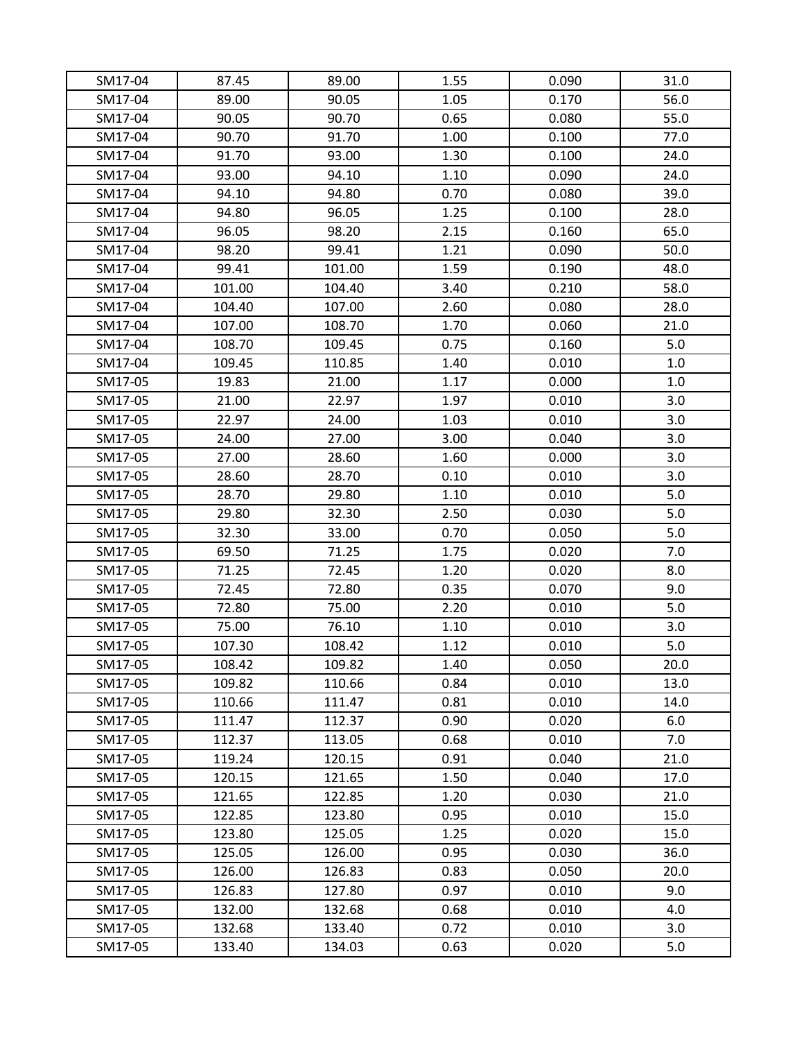| | | | | | |
|---|---|---|---|---|---|
| SM17-04 | 87.45 | 89.00 | 1.55 | 0.090 | 31.0 |
| SM17-04 | 89.00 | 90.05 | 1.05 | 0.170 | 56.0 |
| SM17-04 | 90.05 | 90.70 | 0.65 | 0.080 | 55.0 |
| SM17-04 | 90.70 | 91.70 | 1.00 | 0.100 | 77.0 |
| SM17-04 | 91.70 | 93.00 | 1.30 | 0.100 | 24.0 |
| SM17-04 | 93.00 | 94.10 | 1.10 | 0.090 | 24.0 |
| SM17-04 | 94.10 | 94.80 | 0.70 | 0.080 | 39.0 |
| SM17-04 | 94.80 | 96.05 | 1.25 | 0.100 | 28.0 |
| SM17-04 | 96.05 | 98.20 | 2.15 | 0.160 | 65.0 |
| SM17-04 | 98.20 | 99.41 | 1.21 | 0.090 | 50.0 |
| SM17-04 | 99.41 | 101.00 | 1.59 | 0.190 | 48.0 |
| SM17-04 | 101.00 | 104.40 | 3.40 | 0.210 | 58.0 |
| SM17-04 | 104.40 | 107.00 | 2.60 | 0.080 | 28.0 |
| SM17-04 | 107.00 | 108.70 | 1.70 | 0.060 | 21.0 |
| SM17-04 | 108.70 | 109.45 | 0.75 | 0.160 | 5.0 |
| SM17-04 | 109.45 | 110.85 | 1.40 | 0.010 | 1.0 |
| SM17-05 | 19.83 | 21.00 | 1.17 | 0.000 | 1.0 |
| SM17-05 | 21.00 | 22.97 | 1.97 | 0.010 | 3.0 |
| SM17-05 | 22.97 | 24.00 | 1.03 | 0.010 | 3.0 |
| SM17-05 | 24.00 | 27.00 | 3.00 | 0.040 | 3.0 |
| SM17-05 | 27.00 | 28.60 | 1.60 | 0.000 | 3.0 |
| SM17-05 | 28.60 | 28.70 | 0.10 | 0.010 | 3.0 |
| SM17-05 | 28.70 | 29.80 | 1.10 | 0.010 | 5.0 |
| SM17-05 | 29.80 | 32.30 | 2.50 | 0.030 | 5.0 |
| SM17-05 | 32.30 | 33.00 | 0.70 | 0.050 | 5.0 |
| SM17-05 | 69.50 | 71.25 | 1.75 | 0.020 | 7.0 |
| SM17-05 | 71.25 | 72.45 | 1.20 | 0.020 | 8.0 |
| SM17-05 | 72.45 | 72.80 | 0.35 | 0.070 | 9.0 |
| SM17-05 | 72.80 | 75.00 | 2.20 | 0.010 | 5.0 |
| SM17-05 | 75.00 | 76.10 | 1.10 | 0.010 | 3.0 |
| SM17-05 | 107.30 | 108.42 | 1.12 | 0.010 | 5.0 |
| SM17-05 | 108.42 | 109.82 | 1.40 | 0.050 | 20.0 |
| SM17-05 | 109.82 | 110.66 | 0.84 | 0.010 | 13.0 |
| SM17-05 | 110.66 | 111.47 | 0.81 | 0.010 | 14.0 |
| SM17-05 | 111.47 | 112.37 | 0.90 | 0.020 | 6.0 |
| SM17-05 | 112.37 | 113.05 | 0.68 | 0.010 | 7.0 |
| SM17-05 | 119.24 | 120.15 | 0.91 | 0.040 | 21.0 |
| SM17-05 | 120.15 | 121.65 | 1.50 | 0.040 | 17.0 |
| SM17-05 | 121.65 | 122.85 | 1.20 | 0.030 | 21.0 |
| SM17-05 | 122.85 | 123.80 | 0.95 | 0.010 | 15.0 |
| SM17-05 | 123.80 | 125.05 | 1.25 | 0.020 | 15.0 |
| SM17-05 | 125.05 | 126.00 | 0.95 | 0.030 | 36.0 |
| SM17-05 | 126.00 | 126.83 | 0.83 | 0.050 | 20.0 |
| SM17-05 | 126.83 | 127.80 | 0.97 | 0.010 | 9.0 |
| SM17-05 | 132.00 | 132.68 | 0.68 | 0.010 | 4.0 |
| SM17-05 | 132.68 | 133.40 | 0.72 | 0.010 | 3.0 |
| SM17-05 | 133.40 | 134.03 | 0.63 | 0.020 | 5.0 |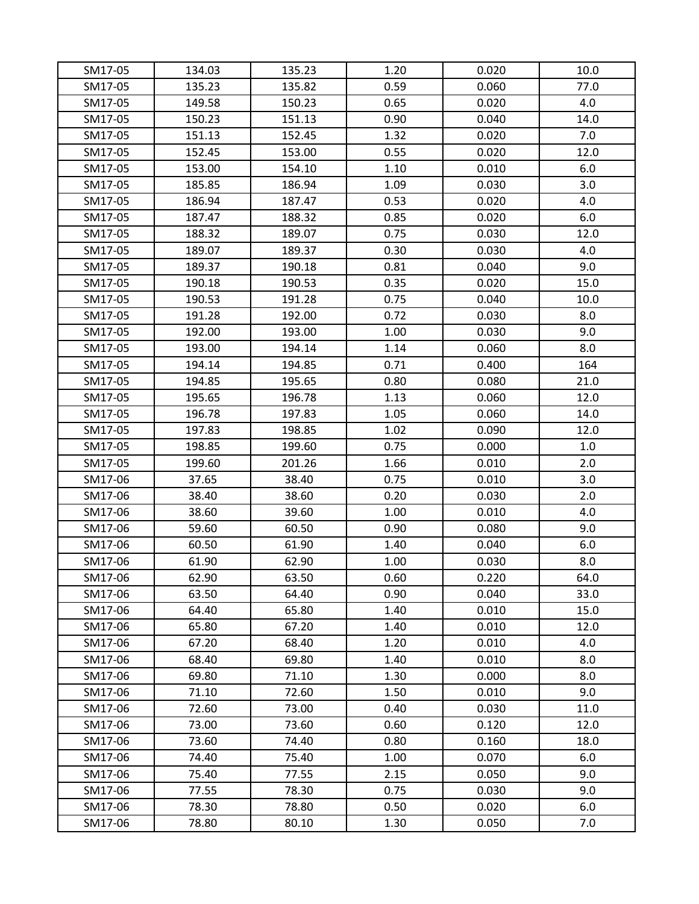| | | | | | |
|---|---|---|---|---|---|
| SM17-05 | 134.03 | 135.23 | 1.20 | 0.020 | 10.0 |
| SM17-05 | 135.23 | 135.82 | 0.59 | 0.060 | 77.0 |
| SM17-05 | 149.58 | 150.23 | 0.65 | 0.020 | 4.0 |
| SM17-05 | 150.23 | 151.13 | 0.90 | 0.040 | 14.0 |
| SM17-05 | 151.13 | 152.45 | 1.32 | 0.020 | 7.0 |
| SM17-05 | 152.45 | 153.00 | 0.55 | 0.020 | 12.0 |
| SM17-05 | 153.00 | 154.10 | 1.10 | 0.010 | 6.0 |
| SM17-05 | 185.85 | 186.94 | 1.09 | 0.030 | 3.0 |
| SM17-05 | 186.94 | 187.47 | 0.53 | 0.020 | 4.0 |
| SM17-05 | 187.47 | 188.32 | 0.85 | 0.020 | 6.0 |
| SM17-05 | 188.32 | 189.07 | 0.75 | 0.030 | 12.0 |
| SM17-05 | 189.07 | 189.37 | 0.30 | 0.030 | 4.0 |
| SM17-05 | 189.37 | 190.18 | 0.81 | 0.040 | 9.0 |
| SM17-05 | 190.18 | 190.53 | 0.35 | 0.020 | 15.0 |
| SM17-05 | 190.53 | 191.28 | 0.75 | 0.040 | 10.0 |
| SM17-05 | 191.28 | 192.00 | 0.72 | 0.030 | 8.0 |
| SM17-05 | 192.00 | 193.00 | 1.00 | 0.030 | 9.0 |
| SM17-05 | 193.00 | 194.14 | 1.14 | 0.060 | 8.0 |
| SM17-05 | 194.14 | 194.85 | 0.71 | 0.400 | 164 |
| SM17-05 | 194.85 | 195.65 | 0.80 | 0.080 | 21.0 |
| SM17-05 | 195.65 | 196.78 | 1.13 | 0.060 | 12.0 |
| SM17-05 | 196.78 | 197.83 | 1.05 | 0.060 | 14.0 |
| SM17-05 | 197.83 | 198.85 | 1.02 | 0.090 | 12.0 |
| SM17-05 | 198.85 | 199.60 | 0.75 | 0.000 | 1.0 |
| SM17-05 | 199.60 | 201.26 | 1.66 | 0.010 | 2.0 |
| SM17-06 | 37.65 | 38.40 | 0.75 | 0.010 | 3.0 |
| SM17-06 | 38.40 | 38.60 | 0.20 | 0.030 | 2.0 |
| SM17-06 | 38.60 | 39.60 | 1.00 | 0.010 | 4.0 |
| SM17-06 | 59.60 | 60.50 | 0.90 | 0.080 | 9.0 |
| SM17-06 | 60.50 | 61.90 | 1.40 | 0.040 | 6.0 |
| SM17-06 | 61.90 | 62.90 | 1.00 | 0.030 | 8.0 |
| SM17-06 | 62.90 | 63.50 | 0.60 | 0.220 | 64.0 |
| SM17-06 | 63.50 | 64.40 | 0.90 | 0.040 | 33.0 |
| SM17-06 | 64.40 | 65.80 | 1.40 | 0.010 | 15.0 |
| SM17-06 | 65.80 | 67.20 | 1.40 | 0.010 | 12.0 |
| SM17-06 | 67.20 | 68.40 | 1.20 | 0.010 | 4.0 |
| SM17-06 | 68.40 | 69.80 | 1.40 | 0.010 | 8.0 |
| SM17-06 | 69.80 | 71.10 | 1.30 | 0.000 | 8.0 |
| SM17-06 | 71.10 | 72.60 | 1.50 | 0.010 | 9.0 |
| SM17-06 | 72.60 | 73.00 | 0.40 | 0.030 | 11.0 |
| SM17-06 | 73.00 | 73.60 | 0.60 | 0.120 | 12.0 |
| SM17-06 | 73.60 | 74.40 | 0.80 | 0.160 | 18.0 |
| SM17-06 | 74.40 | 75.40 | 1.00 | 0.070 | 6.0 |
| SM17-06 | 75.40 | 77.55 | 2.15 | 0.050 | 9.0 |
| SM17-06 | 77.55 | 78.30 | 0.75 | 0.030 | 9.0 |
| SM17-06 | 78.30 | 78.80 | 0.50 | 0.020 | 6.0 |
| SM17-06 | 78.80 | 80.10 | 1.30 | 0.050 | 7.0 |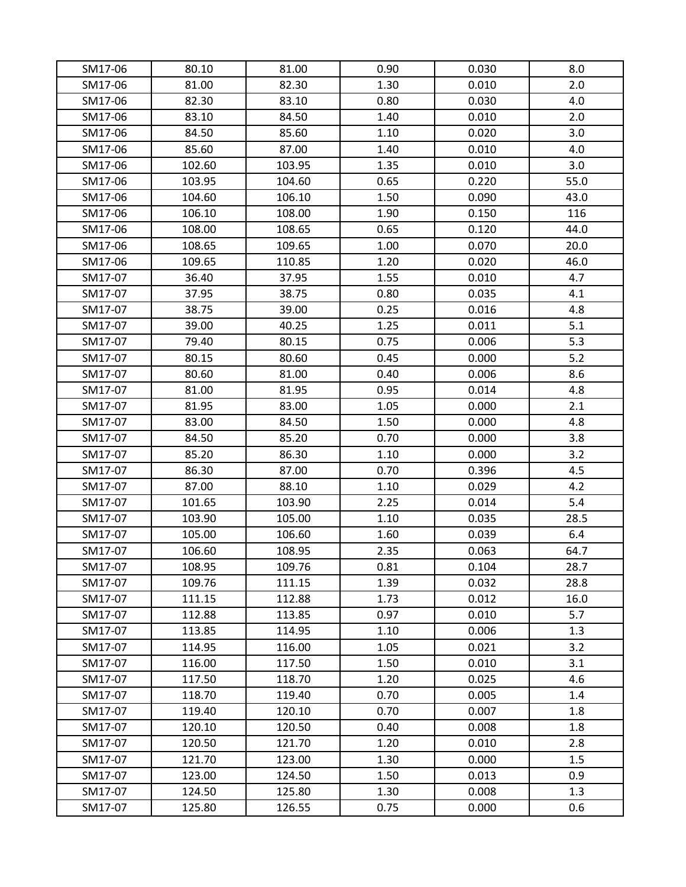| SM17-06 | 80.10 | 81.00 | 0.90 | 0.030 | 8.0 |
|---|---|---|---|---|---|
| SM17-06 | 81.00 | 82.30 | 1.30 | 0.010 | 2.0 |
| SM17-06 | 82.30 | 83.10 | 0.80 | 0.030 | 4.0 |
| SM17-06 | 83.10 | 84.50 | 1.40 | 0.010 | 2.0 |
| SM17-06 | 84.50 | 85.60 | 1.10 | 0.020 | 3.0 |
| SM17-06 | 85.60 | 87.00 | 1.40 | 0.010 | 4.0 |
| SM17-06 | 102.60 | 103.95 | 1.35 | 0.010 | 3.0 |
| SM17-06 | 103.95 | 104.60 | 0.65 | 0.220 | 55.0 |
| SM17-06 | 104.60 | 106.10 | 1.50 | 0.090 | 43.0 |
| SM17-06 | 106.10 | 108.00 | 1.90 | 0.150 | 116 |
| SM17-06 | 108.00 | 108.65 | 0.65 | 0.120 | 44.0 |
| SM17-06 | 108.65 | 109.65 | 1.00 | 0.070 | 20.0 |
| SM17-06 | 109.65 | 110.85 | 1.20 | 0.020 | 46.0 |
| SM17-07 | 36.40 | 37.95 | 1.55 | 0.010 | 4.7 |
| SM17-07 | 37.95 | 38.75 | 0.80 | 0.035 | 4.1 |
| SM17-07 | 38.75 | 39.00 | 0.25 | 0.016 | 4.8 |
| SM17-07 | 39.00 | 40.25 | 1.25 | 0.011 | 5.1 |
| SM17-07 | 79.40 | 80.15 | 0.75 | 0.006 | 5.3 |
| SM17-07 | 80.15 | 80.60 | 0.45 | 0.000 | 5.2 |
| SM17-07 | 80.60 | 81.00 | 0.40 | 0.006 | 8.6 |
| SM17-07 | 81.00 | 81.95 | 0.95 | 0.014 | 4.8 |
| SM17-07 | 81.95 | 83.00 | 1.05 | 0.000 | 2.1 |
| SM17-07 | 83.00 | 84.50 | 1.50 | 0.000 | 4.8 |
| SM17-07 | 84.50 | 85.20 | 0.70 | 0.000 | 3.8 |
| SM17-07 | 85.20 | 86.30 | 1.10 | 0.000 | 3.2 |
| SM17-07 | 86.30 | 87.00 | 0.70 | 0.396 | 4.5 |
| SM17-07 | 87.00 | 88.10 | 1.10 | 0.029 | 4.2 |
| SM17-07 | 101.65 | 103.90 | 2.25 | 0.014 | 5.4 |
| SM17-07 | 103.90 | 105.00 | 1.10 | 0.035 | 28.5 |
| SM17-07 | 105.00 | 106.60 | 1.60 | 0.039 | 6.4 |
| SM17-07 | 106.60 | 108.95 | 2.35 | 0.063 | 64.7 |
| SM17-07 | 108.95 | 109.76 | 0.81 | 0.104 | 28.7 |
| SM17-07 | 109.76 | 111.15 | 1.39 | 0.032 | 28.8 |
| SM17-07 | 111.15 | 112.88 | 1.73 | 0.012 | 16.0 |
| SM17-07 | 112.88 | 113.85 | 0.97 | 0.010 | 5.7 |
| SM17-07 | 113.85 | 114.95 | 1.10 | 0.006 | 1.3 |
| SM17-07 | 114.95 | 116.00 | 1.05 | 0.021 | 3.2 |
| SM17-07 | 116.00 | 117.50 | 1.50 | 0.010 | 3.1 |
| SM17-07 | 117.50 | 118.70 | 1.20 | 0.025 | 4.6 |
| SM17-07 | 118.70 | 119.40 | 0.70 | 0.005 | 1.4 |
| SM17-07 | 119.40 | 120.10 | 0.70 | 0.007 | 1.8 |
| SM17-07 | 120.10 | 120.50 | 0.40 | 0.008 | 1.8 |
| SM17-07 | 120.50 | 121.70 | 1.20 | 0.010 | 2.8 |
| SM17-07 | 121.70 | 123.00 | 1.30 | 0.000 | 1.5 |
| SM17-07 | 123.00 | 124.50 | 1.50 | 0.013 | 0.9 |
| SM17-07 | 124.50 | 125.80 | 1.30 | 0.008 | 1.3 |
| SM17-07 | 125.80 | 126.55 | 0.75 | 0.000 | 0.6 |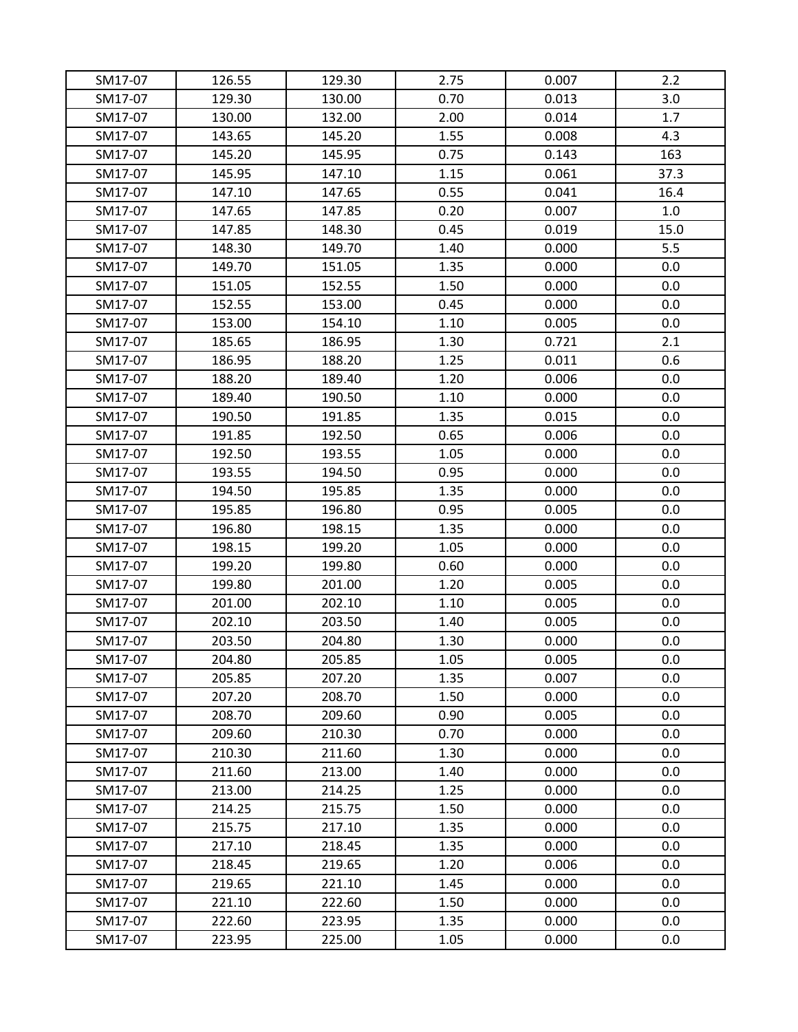| SM17-07 | 126.55 | 129.30 | 2.75 | 0.007 | 2.2 |
|---|---|---|---|---|---|
| SM17-07 | 129.30 | 130.00 | 0.70 | 0.013 | 3.0 |
| SM17-07 | 130.00 | 132.00 | 2.00 | 0.014 | 1.7 |
| SM17-07 | 143.65 | 145.20 | 1.55 | 0.008 | 4.3 |
| SM17-07 | 145.20 | 145.95 | 0.75 | 0.143 | 163 |
| SM17-07 | 145.95 | 147.10 | 1.15 | 0.061 | 37.3 |
| SM17-07 | 147.10 | 147.65 | 0.55 | 0.041 | 16.4 |
| SM17-07 | 147.65 | 147.85 | 0.20 | 0.007 | 1.0 |
| SM17-07 | 147.85 | 148.30 | 0.45 | 0.019 | 15.0 |
| SM17-07 | 148.30 | 149.70 | 1.40 | 0.000 | 5.5 |
| SM17-07 | 149.70 | 151.05 | 1.35 | 0.000 | 0.0 |
| SM17-07 | 151.05 | 152.55 | 1.50 | 0.000 | 0.0 |
| SM17-07 | 152.55 | 153.00 | 0.45 | 0.000 | 0.0 |
| SM17-07 | 153.00 | 154.10 | 1.10 | 0.005 | 0.0 |
| SM17-07 | 185.65 | 186.95 | 1.30 | 0.721 | 2.1 |
| SM17-07 | 186.95 | 188.20 | 1.25 | 0.011 | 0.6 |
| SM17-07 | 188.20 | 189.40 | 1.20 | 0.006 | 0.0 |
| SM17-07 | 189.40 | 190.50 | 1.10 | 0.000 | 0.0 |
| SM17-07 | 190.50 | 191.85 | 1.35 | 0.015 | 0.0 |
| SM17-07 | 191.85 | 192.50 | 0.65 | 0.006 | 0.0 |
| SM17-07 | 192.50 | 193.55 | 1.05 | 0.000 | 0.0 |
| SM17-07 | 193.55 | 194.50 | 0.95 | 0.000 | 0.0 |
| SM17-07 | 194.50 | 195.85 | 1.35 | 0.000 | 0.0 |
| SM17-07 | 195.85 | 196.80 | 0.95 | 0.005 | 0.0 |
| SM17-07 | 196.80 | 198.15 | 1.35 | 0.000 | 0.0 |
| SM17-07 | 198.15 | 199.20 | 1.05 | 0.000 | 0.0 |
| SM17-07 | 199.20 | 199.80 | 0.60 | 0.000 | 0.0 |
| SM17-07 | 199.80 | 201.00 | 1.20 | 0.005 | 0.0 |
| SM17-07 | 201.00 | 202.10 | 1.10 | 0.005 | 0.0 |
| SM17-07 | 202.10 | 203.50 | 1.40 | 0.005 | 0.0 |
| SM17-07 | 203.50 | 204.80 | 1.30 | 0.000 | 0.0 |
| SM17-07 | 204.80 | 205.85 | 1.05 | 0.005 | 0.0 |
| SM17-07 | 205.85 | 207.20 | 1.35 | 0.007 | 0.0 |
| SM17-07 | 207.20 | 208.70 | 1.50 | 0.000 | 0.0 |
| SM17-07 | 208.70 | 209.60 | 0.90 | 0.005 | 0.0 |
| SM17-07 | 209.60 | 210.30 | 0.70 | 0.000 | 0.0 |
| SM17-07 | 210.30 | 211.60 | 1.30 | 0.000 | 0.0 |
| SM17-07 | 211.60 | 213.00 | 1.40 | 0.000 | 0.0 |
| SM17-07 | 213.00 | 214.25 | 1.25 | 0.000 | 0.0 |
| SM17-07 | 214.25 | 215.75 | 1.50 | 0.000 | 0.0 |
| SM17-07 | 215.75 | 217.10 | 1.35 | 0.000 | 0.0 |
| SM17-07 | 217.10 | 218.45 | 1.35 | 0.000 | 0.0 |
| SM17-07 | 218.45 | 219.65 | 1.20 | 0.006 | 0.0 |
| SM17-07 | 219.65 | 221.10 | 1.45 | 0.000 | 0.0 |
| SM17-07 | 221.10 | 222.60 | 1.50 | 0.000 | 0.0 |
| SM17-07 | 222.60 | 223.95 | 1.35 | 0.000 | 0.0 |
| SM17-07 | 223.95 | 225.00 | 1.05 | 0.000 | 0.0 |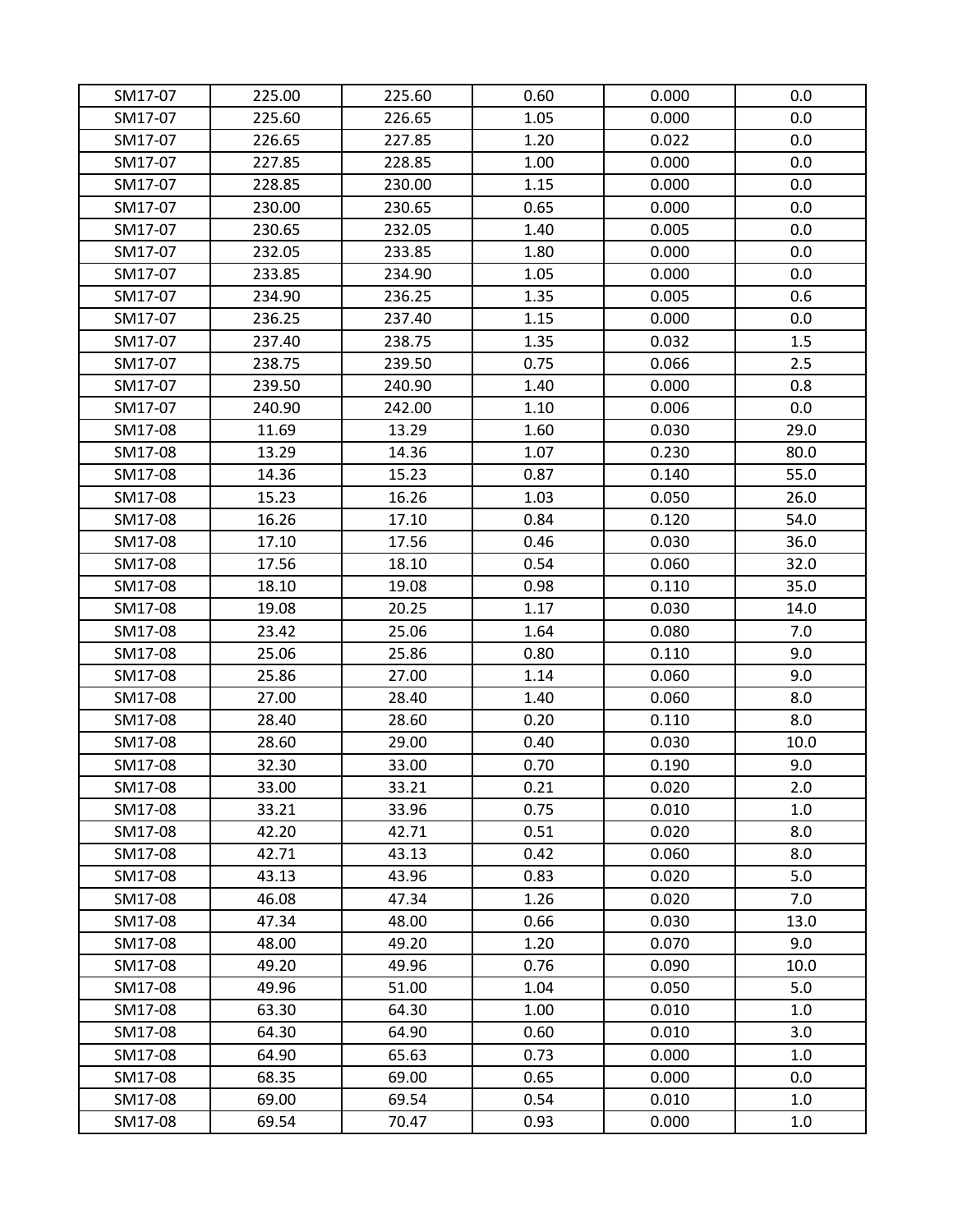| | | | | | |
|---|---|---|---|---|---|
| SM17-07 | 225.00 | 225.60 | 0.60 | 0.000 | 0.0 |
| SM17-07 | 225.60 | 226.65 | 1.05 | 0.000 | 0.0 |
| SM17-07 | 226.65 | 227.85 | 1.20 | 0.022 | 0.0 |
| SM17-07 | 227.85 | 228.85 | 1.00 | 0.000 | 0.0 |
| SM17-07 | 228.85 | 230.00 | 1.15 | 0.000 | 0.0 |
| SM17-07 | 230.00 | 230.65 | 0.65 | 0.000 | 0.0 |
| SM17-07 | 230.65 | 232.05 | 1.40 | 0.005 | 0.0 |
| SM17-07 | 232.05 | 233.85 | 1.80 | 0.000 | 0.0 |
| SM17-07 | 233.85 | 234.90 | 1.05 | 0.000 | 0.0 |
| SM17-07 | 234.90 | 236.25 | 1.35 | 0.005 | 0.6 |
| SM17-07 | 236.25 | 237.40 | 1.15 | 0.000 | 0.0 |
| SM17-07 | 237.40 | 238.75 | 1.35 | 0.032 | 1.5 |
| SM17-07 | 238.75 | 239.50 | 0.75 | 0.066 | 2.5 |
| SM17-07 | 239.50 | 240.90 | 1.40 | 0.000 | 0.8 |
| SM17-07 | 240.90 | 242.00 | 1.10 | 0.006 | 0.0 |
| SM17-08 | 11.69 | 13.29 | 1.60 | 0.030 | 29.0 |
| SM17-08 | 13.29 | 14.36 | 1.07 | 0.230 | 80.0 |
| SM17-08 | 14.36 | 15.23 | 0.87 | 0.140 | 55.0 |
| SM17-08 | 15.23 | 16.26 | 1.03 | 0.050 | 26.0 |
| SM17-08 | 16.26 | 17.10 | 0.84 | 0.120 | 54.0 |
| SM17-08 | 17.10 | 17.56 | 0.46 | 0.030 | 36.0 |
| SM17-08 | 17.56 | 18.10 | 0.54 | 0.060 | 32.0 |
| SM17-08 | 18.10 | 19.08 | 0.98 | 0.110 | 35.0 |
| SM17-08 | 19.08 | 20.25 | 1.17 | 0.030 | 14.0 |
| SM17-08 | 23.42 | 25.06 | 1.64 | 0.080 | 7.0 |
| SM17-08 | 25.06 | 25.86 | 0.80 | 0.110 | 9.0 |
| SM17-08 | 25.86 | 27.00 | 1.14 | 0.060 | 9.0 |
| SM17-08 | 27.00 | 28.40 | 1.40 | 0.060 | 8.0 |
| SM17-08 | 28.40 | 28.60 | 0.20 | 0.110 | 8.0 |
| SM17-08 | 28.60 | 29.00 | 0.40 | 0.030 | 10.0 |
| SM17-08 | 32.30 | 33.00 | 0.70 | 0.190 | 9.0 |
| SM17-08 | 33.00 | 33.21 | 0.21 | 0.020 | 2.0 |
| SM17-08 | 33.21 | 33.96 | 0.75 | 0.010 | 1.0 |
| SM17-08 | 42.20 | 42.71 | 0.51 | 0.020 | 8.0 |
| SM17-08 | 42.71 | 43.13 | 0.42 | 0.060 | 8.0 |
| SM17-08 | 43.13 | 43.96 | 0.83 | 0.020 | 5.0 |
| SM17-08 | 46.08 | 47.34 | 1.26 | 0.020 | 7.0 |
| SM17-08 | 47.34 | 48.00 | 0.66 | 0.030 | 13.0 |
| SM17-08 | 48.00 | 49.20 | 1.20 | 0.070 | 9.0 |
| SM17-08 | 49.20 | 49.96 | 0.76 | 0.090 | 10.0 |
| SM17-08 | 49.96 | 51.00 | 1.04 | 0.050 | 5.0 |
| SM17-08 | 63.30 | 64.30 | 1.00 | 0.010 | 1.0 |
| SM17-08 | 64.30 | 64.90 | 0.60 | 0.010 | 3.0 |
| SM17-08 | 64.90 | 65.63 | 0.73 | 0.000 | 1.0 |
| SM17-08 | 68.35 | 69.00 | 0.65 | 0.000 | 0.0 |
| SM17-08 | 69.00 | 69.54 | 0.54 | 0.010 | 1.0 |
| SM17-08 | 69.54 | 70.47 | 0.93 | 0.000 | 1.0 |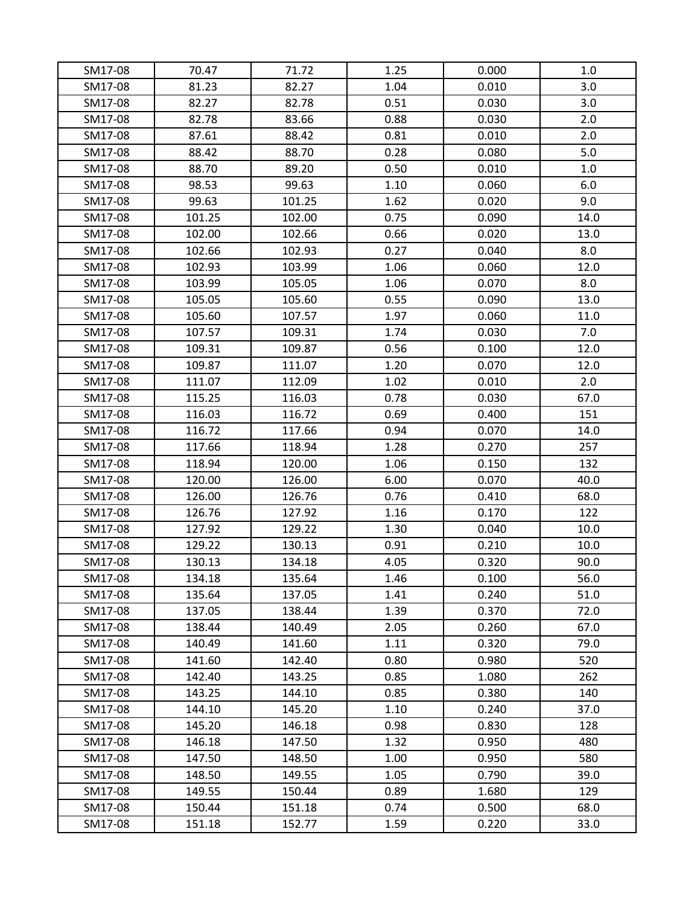| SM17-08 | 70.47 | 71.72 | 1.25 | 0.000 | 1.0 |
|---|---|---|---|---|---|
| SM17-08 | 81.23 | 82.27 | 1.04 | 0.010 | 3.0 |
| SM17-08 | 82.27 | 82.78 | 0.51 | 0.030 | 3.0 |
| SM17-08 | 82.78 | 83.66 | 0.88 | 0.030 | 2.0 |
| SM17-08 | 87.61 | 88.42 | 0.81 | 0.010 | 2.0 |
| SM17-08 | 88.42 | 88.70 | 0.28 | 0.080 | 5.0 |
| SM17-08 | 88.70 | 89.20 | 0.50 | 0.010 | 1.0 |
| SM17-08 | 98.53 | 99.63 | 1.10 | 0.060 | 6.0 |
| SM17-08 | 99.63 | 101.25 | 1.62 | 0.020 | 9.0 |
| SM17-08 | 101.25 | 102.00 | 0.75 | 0.090 | 14.0 |
| SM17-08 | 102.00 | 102.66 | 0.66 | 0.020 | 13.0 |
| SM17-08 | 102.66 | 102.93 | 0.27 | 0.040 | 8.0 |
| SM17-08 | 102.93 | 103.99 | 1.06 | 0.060 | 12.0 |
| SM17-08 | 103.99 | 105.05 | 1.06 | 0.070 | 8.0 |
| SM17-08 | 105.05 | 105.60 | 0.55 | 0.090 | 13.0 |
| SM17-08 | 105.60 | 107.57 | 1.97 | 0.060 | 11.0 |
| SM17-08 | 107.57 | 109.31 | 1.74 | 0.030 | 7.0 |
| SM17-08 | 109.31 | 109.87 | 0.56 | 0.100 | 12.0 |
| SM17-08 | 109.87 | 111.07 | 1.20 | 0.070 | 12.0 |
| SM17-08 | 111.07 | 112.09 | 1.02 | 0.010 | 2.0 |
| SM17-08 | 115.25 | 116.03 | 0.78 | 0.030 | 67.0 |
| SM17-08 | 116.03 | 116.72 | 0.69 | 0.400 | 151 |
| SM17-08 | 116.72 | 117.66 | 0.94 | 0.070 | 14.0 |
| SM17-08 | 117.66 | 118.94 | 1.28 | 0.270 | 257 |
| SM17-08 | 118.94 | 120.00 | 1.06 | 0.150 | 132 |
| SM17-08 | 120.00 | 126.00 | 6.00 | 0.070 | 40.0 |
| SM17-08 | 126.00 | 126.76 | 0.76 | 0.410 | 68.0 |
| SM17-08 | 126.76 | 127.92 | 1.16 | 0.170 | 122 |
| SM17-08 | 127.92 | 129.22 | 1.30 | 0.040 | 10.0 |
| SM17-08 | 129.22 | 130.13 | 0.91 | 0.210 | 10.0 |
| SM17-08 | 130.13 | 134.18 | 4.05 | 0.320 | 90.0 |
| SM17-08 | 134.18 | 135.64 | 1.46 | 0.100 | 56.0 |
| SM17-08 | 135.64 | 137.05 | 1.41 | 0.240 | 51.0 |
| SM17-08 | 137.05 | 138.44 | 1.39 | 0.370 | 72.0 |
| SM17-08 | 138.44 | 140.49 | 2.05 | 0.260 | 67.0 |
| SM17-08 | 140.49 | 141.60 | 1.11 | 0.320 | 79.0 |
| SM17-08 | 141.60 | 142.40 | 0.80 | 0.980 | 520 |
| SM17-08 | 142.40 | 143.25 | 0.85 | 1.080 | 262 |
| SM17-08 | 143.25 | 144.10 | 0.85 | 0.380 | 140 |
| SM17-08 | 144.10 | 145.20 | 1.10 | 0.240 | 37.0 |
| SM17-08 | 145.20 | 146.18 | 0.98 | 0.830 | 128 |
| SM17-08 | 146.18 | 147.50 | 1.32 | 0.950 | 480 |
| SM17-08 | 147.50 | 148.50 | 1.00 | 0.950 | 580 |
| SM17-08 | 148.50 | 149.55 | 1.05 | 0.790 | 39.0 |
| SM17-08 | 149.55 | 150.44 | 0.89 | 1.680 | 129 |
| SM17-08 | 150.44 | 151.18 | 0.74 | 0.500 | 68.0 |
| SM17-08 | 151.18 | 152.77 | 1.59 | 0.220 | 33.0 |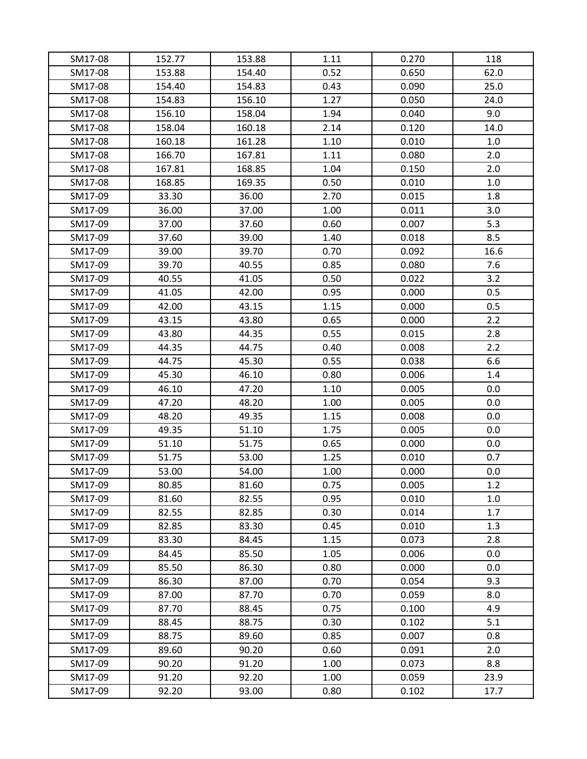| SM17-08 | 152.77 | 153.88 | 1.11 | 0.270 | 118 |
|---|---|---|---|---|---|
| SM17-08 | 153.88 | 154.40 | 0.52 | 0.650 | 62.0 |
| SM17-08 | 154.40 | 154.83 | 0.43 | 0.090 | 25.0 |
| SM17-08 | 154.83 | 156.10 | 1.27 | 0.050 | 24.0 |
| SM17-08 | 156.10 | 158.04 | 1.94 | 0.040 | 9.0 |
| SM17-08 | 158.04 | 160.18 | 2.14 | 0.120 | 14.0 |
| SM17-08 | 160.18 | 161.28 | 1.10 | 0.010 | 1.0 |
| SM17-08 | 166.70 | 167.81 | 1.11 | 0.080 | 2.0 |
| SM17-08 | 167.81 | 168.85 | 1.04 | 0.150 | 2.0 |
| SM17-08 | 168.85 | 169.35 | 0.50 | 0.010 | 1.0 |
| SM17-09 | 33.30 | 36.00 | 2.70 | 0.015 | 1.8 |
| SM17-09 | 36.00 | 37.00 | 1.00 | 0.011 | 3.0 |
| SM17-09 | 37.00 | 37.60 | 0.60 | 0.007 | 5.3 |
| SM17-09 | 37.60 | 39.00 | 1.40 | 0.018 | 8.5 |
| SM17-09 | 39.00 | 39.70 | 0.70 | 0.092 | 16.6 |
| SM17-09 | 39.70 | 40.55 | 0.85 | 0.080 | 7.6 |
| SM17-09 | 40.55 | 41.05 | 0.50 | 0.022 | 3.2 |
| SM17-09 | 41.05 | 42.00 | 0.95 | 0.000 | 0.5 |
| SM17-09 | 42.00 | 43.15 | 1.15 | 0.000 | 0.5 |
| SM17-09 | 43.15 | 43.80 | 0.65 | 0.000 | 2.2 |
| SM17-09 | 43.80 | 44.35 | 0.55 | 0.015 | 2.8 |
| SM17-09 | 44.35 | 44.75 | 0.40 | 0.008 | 2.2 |
| SM17-09 | 44.75 | 45.30 | 0.55 | 0.038 | 6.6 |
| SM17-09 | 45.30 | 46.10 | 0.80 | 0.006 | 1.4 |
| SM17-09 | 46.10 | 47.20 | 1.10 | 0.005 | 0.0 |
| SM17-09 | 47.20 | 48.20 | 1.00 | 0.005 | 0.0 |
| SM17-09 | 48.20 | 49.35 | 1.15 | 0.008 | 0.0 |
| SM17-09 | 49.35 | 51.10 | 1.75 | 0.005 | 0.0 |
| SM17-09 | 51.10 | 51.75 | 0.65 | 0.000 | 0.0 |
| SM17-09 | 51.75 | 53.00 | 1.25 | 0.010 | 0.7 |
| SM17-09 | 53.00 | 54.00 | 1.00 | 0.000 | 0.0 |
| SM17-09 | 80.85 | 81.60 | 0.75 | 0.005 | 1.2 |
| SM17-09 | 81.60 | 82.55 | 0.95 | 0.010 | 1.0 |
| SM17-09 | 82.55 | 82.85 | 0.30 | 0.014 | 1.7 |
| SM17-09 | 82.85 | 83.30 | 0.45 | 0.010 | 1.3 |
| SM17-09 | 83.30 | 84.45 | 1.15 | 0.073 | 2.8 |
| SM17-09 | 84.45 | 85.50 | 1.05 | 0.006 | 0.0 |
| SM17-09 | 85.50 | 86.30 | 0.80 | 0.000 | 0.0 |
| SM17-09 | 86.30 | 87.00 | 0.70 | 0.054 | 9.3 |
| SM17-09 | 87.00 | 87.70 | 0.70 | 0.059 | 8.0 |
| SM17-09 | 87.70 | 88.45 | 0.75 | 0.100 | 4.9 |
| SM17-09 | 88.45 | 88.75 | 0.30 | 0.102 | 5.1 |
| SM17-09 | 88.75 | 89.60 | 0.85 | 0.007 | 0.8 |
| SM17-09 | 89.60 | 90.20 | 0.60 | 0.091 | 2.0 |
| SM17-09 | 90.20 | 91.20 | 1.00 | 0.073 | 8.8 |
| SM17-09 | 91.20 | 92.20 | 1.00 | 0.059 | 23.9 |
| SM17-09 | 92.20 | 93.00 | 0.80 | 0.102 | 17.7 |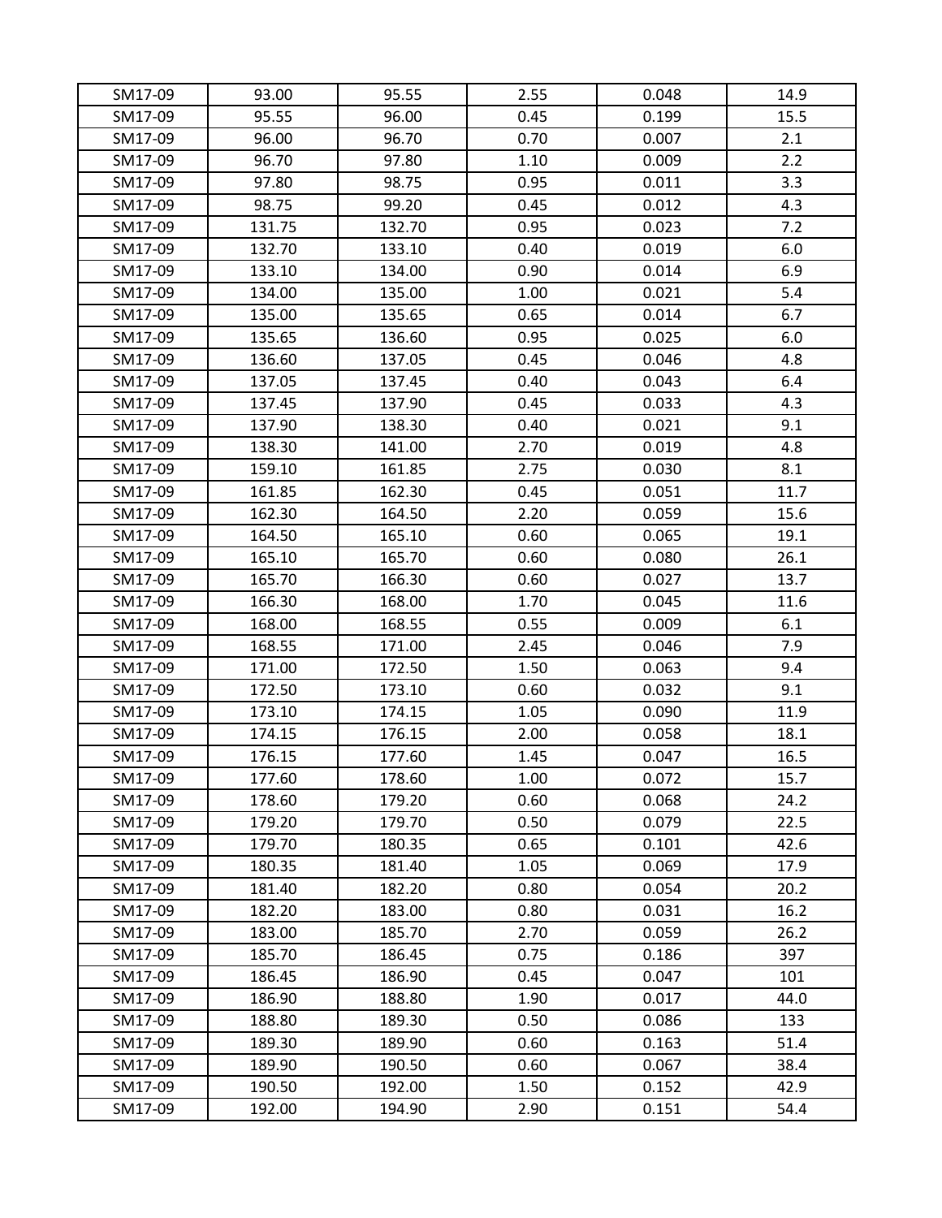| SM17-09 | 93.00 | 95.55 | 2.55 | 0.048 | 14.9 |
|---|---|---|---|---|---|
| SM17-09 | 95.55 | 96.00 | 0.45 | 0.199 | 15.5 |
| SM17-09 | 96.00 | 96.70 | 0.70 | 0.007 | 2.1 |
| SM17-09 | 96.70 | 97.80 | 1.10 | 0.009 | 2.2 |
| SM17-09 | 97.80 | 98.75 | 0.95 | 0.011 | 3.3 |
| SM17-09 | 98.75 | 99.20 | 0.45 | 0.012 | 4.3 |
| SM17-09 | 131.75 | 132.70 | 0.95 | 0.023 | 7.2 |
| SM17-09 | 132.70 | 133.10 | 0.40 | 0.019 | 6.0 |
| SM17-09 | 133.10 | 134.00 | 0.90 | 0.014 | 6.9 |
| SM17-09 | 134.00 | 135.00 | 1.00 | 0.021 | 5.4 |
| SM17-09 | 135.00 | 135.65 | 0.65 | 0.014 | 6.7 |
| SM17-09 | 135.65 | 136.60 | 0.95 | 0.025 | 6.0 |
| SM17-09 | 136.60 | 137.05 | 0.45 | 0.046 | 4.8 |
| SM17-09 | 137.05 | 137.45 | 0.40 | 0.043 | 6.4 |
| SM17-09 | 137.45 | 137.90 | 0.45 | 0.033 | 4.3 |
| SM17-09 | 137.90 | 138.30 | 0.40 | 0.021 | 9.1 |
| SM17-09 | 138.30 | 141.00 | 2.70 | 0.019 | 4.8 |
| SM17-09 | 159.10 | 161.85 | 2.75 | 0.030 | 8.1 |
| SM17-09 | 161.85 | 162.30 | 0.45 | 0.051 | 11.7 |
| SM17-09 | 162.30 | 164.50 | 2.20 | 0.059 | 15.6 |
| SM17-09 | 164.50 | 165.10 | 0.60 | 0.065 | 19.1 |
| SM17-09 | 165.10 | 165.70 | 0.60 | 0.080 | 26.1 |
| SM17-09 | 165.70 | 166.30 | 0.60 | 0.027 | 13.7 |
| SM17-09 | 166.30 | 168.00 | 1.70 | 0.045 | 11.6 |
| SM17-09 | 168.00 | 168.55 | 0.55 | 0.009 | 6.1 |
| SM17-09 | 168.55 | 171.00 | 2.45 | 0.046 | 7.9 |
| SM17-09 | 171.00 | 172.50 | 1.50 | 0.063 | 9.4 |
| SM17-09 | 172.50 | 173.10 | 0.60 | 0.032 | 9.1 |
| SM17-09 | 173.10 | 174.15 | 1.05 | 0.090 | 11.9 |
| SM17-09 | 174.15 | 176.15 | 2.00 | 0.058 | 18.1 |
| SM17-09 | 176.15 | 177.60 | 1.45 | 0.047 | 16.5 |
| SM17-09 | 177.60 | 178.60 | 1.00 | 0.072 | 15.7 |
| SM17-09 | 178.60 | 179.20 | 0.60 | 0.068 | 24.2 |
| SM17-09 | 179.20 | 179.70 | 0.50 | 0.079 | 22.5 |
| SM17-09 | 179.70 | 180.35 | 0.65 | 0.101 | 42.6 |
| SM17-09 | 180.35 | 181.40 | 1.05 | 0.069 | 17.9 |
| SM17-09 | 181.40 | 182.20 | 0.80 | 0.054 | 20.2 |
| SM17-09 | 182.20 | 183.00 | 0.80 | 0.031 | 16.2 |
| SM17-09 | 183.00 | 185.70 | 2.70 | 0.059 | 26.2 |
| SM17-09 | 185.70 | 186.45 | 0.75 | 0.186 | 397 |
| SM17-09 | 186.45 | 186.90 | 0.45 | 0.047 | 101 |
| SM17-09 | 186.90 | 188.80 | 1.90 | 0.017 | 44.0 |
| SM17-09 | 188.80 | 189.30 | 0.50 | 0.086 | 133 |
| SM17-09 | 189.30 | 189.90 | 0.60 | 0.163 | 51.4 |
| SM17-09 | 189.90 | 190.50 | 0.60 | 0.067 | 38.4 |
| SM17-09 | 190.50 | 192.00 | 1.50 | 0.152 | 42.9 |
| SM17-09 | 192.00 | 194.90 | 2.90 | 0.151 | 54.4 |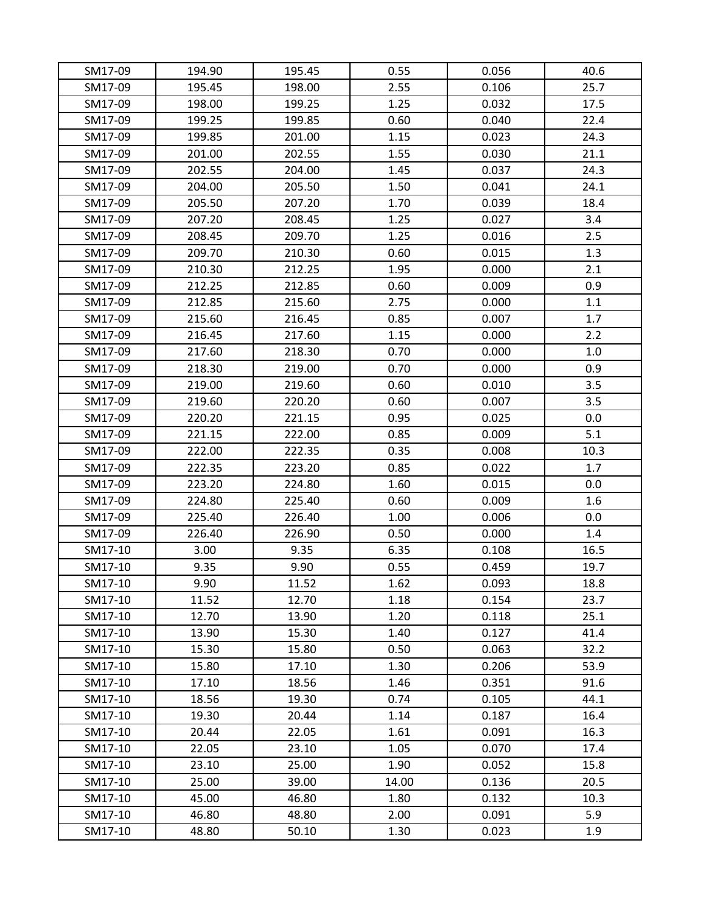| SM17-09 | 194.90 | 195.45 | 0.55 | 0.056 | 40.6 |
|---|---|---|---|---|---|
| SM17-09 | 195.45 | 198.00 | 2.55 | 0.106 | 25.7 |
| SM17-09 | 198.00 | 199.25 | 1.25 | 0.032 | 17.5 |
| SM17-09 | 199.25 | 199.85 | 0.60 | 0.040 | 22.4 |
| SM17-09 | 199.85 | 201.00 | 1.15 | 0.023 | 24.3 |
| SM17-09 | 201.00 | 202.55 | 1.55 | 0.030 | 21.1 |
| SM17-09 | 202.55 | 204.00 | 1.45 | 0.037 | 24.3 |
| SM17-09 | 204.00 | 205.50 | 1.50 | 0.041 | 24.1 |
| SM17-09 | 205.50 | 207.20 | 1.70 | 0.039 | 18.4 |
| SM17-09 | 207.20 | 208.45 | 1.25 | 0.027 | 3.4 |
| SM17-09 | 208.45 | 209.70 | 1.25 | 0.016 | 2.5 |
| SM17-09 | 209.70 | 210.30 | 0.60 | 0.015 | 1.3 |
| SM17-09 | 210.30 | 212.25 | 1.95 | 0.000 | 2.1 |
| SM17-09 | 212.25 | 212.85 | 0.60 | 0.009 | 0.9 |
| SM17-09 | 212.85 | 215.60 | 2.75 | 0.000 | 1.1 |
| SM17-09 | 215.60 | 216.45 | 0.85 | 0.007 | 1.7 |
| SM17-09 | 216.45 | 217.60 | 1.15 | 0.000 | 2.2 |
| SM17-09 | 217.60 | 218.30 | 0.70 | 0.000 | 1.0 |
| SM17-09 | 218.30 | 219.00 | 0.70 | 0.000 | 0.9 |
| SM17-09 | 219.00 | 219.60 | 0.60 | 0.010 | 3.5 |
| SM17-09 | 219.60 | 220.20 | 0.60 | 0.007 | 3.5 |
| SM17-09 | 220.20 | 221.15 | 0.95 | 0.025 | 0.0 |
| SM17-09 | 221.15 | 222.00 | 0.85 | 0.009 | 5.1 |
| SM17-09 | 222.00 | 222.35 | 0.35 | 0.008 | 10.3 |
| SM17-09 | 222.35 | 223.20 | 0.85 | 0.022 | 1.7 |
| SM17-09 | 223.20 | 224.80 | 1.60 | 0.015 | 0.0 |
| SM17-09 | 224.80 | 225.40 | 0.60 | 0.009 | 1.6 |
| SM17-09 | 225.40 | 226.40 | 1.00 | 0.006 | 0.0 |
| SM17-09 | 226.40 | 226.90 | 0.50 | 0.000 | 1.4 |
| SM17-10 | 3.00 | 9.35 | 6.35 | 0.108 | 16.5 |
| SM17-10 | 9.35 | 9.90 | 0.55 | 0.459 | 19.7 |
| SM17-10 | 9.90 | 11.52 | 1.62 | 0.093 | 18.8 |
| SM17-10 | 11.52 | 12.70 | 1.18 | 0.154 | 23.7 |
| SM17-10 | 12.70 | 13.90 | 1.20 | 0.118 | 25.1 |
| SM17-10 | 13.90 | 15.30 | 1.40 | 0.127 | 41.4 |
| SM17-10 | 15.30 | 15.80 | 0.50 | 0.063 | 32.2 |
| SM17-10 | 15.80 | 17.10 | 1.30 | 0.206 | 53.9 |
| SM17-10 | 17.10 | 18.56 | 1.46 | 0.351 | 91.6 |
| SM17-10 | 18.56 | 19.30 | 0.74 | 0.105 | 44.1 |
| SM17-10 | 19.30 | 20.44 | 1.14 | 0.187 | 16.4 |
| SM17-10 | 20.44 | 22.05 | 1.61 | 0.091 | 16.3 |
| SM17-10 | 22.05 | 23.10 | 1.05 | 0.070 | 17.4 |
| SM17-10 | 23.10 | 25.00 | 1.90 | 0.052 | 15.8 |
| SM17-10 | 25.00 | 39.00 | 14.00 | 0.136 | 20.5 |
| SM17-10 | 45.00 | 46.80 | 1.80 | 0.132 | 10.3 |
| SM17-10 | 46.80 | 48.80 | 2.00 | 0.091 | 5.9 |
| SM17-10 | 48.80 | 50.10 | 1.30 | 0.023 | 1.9 |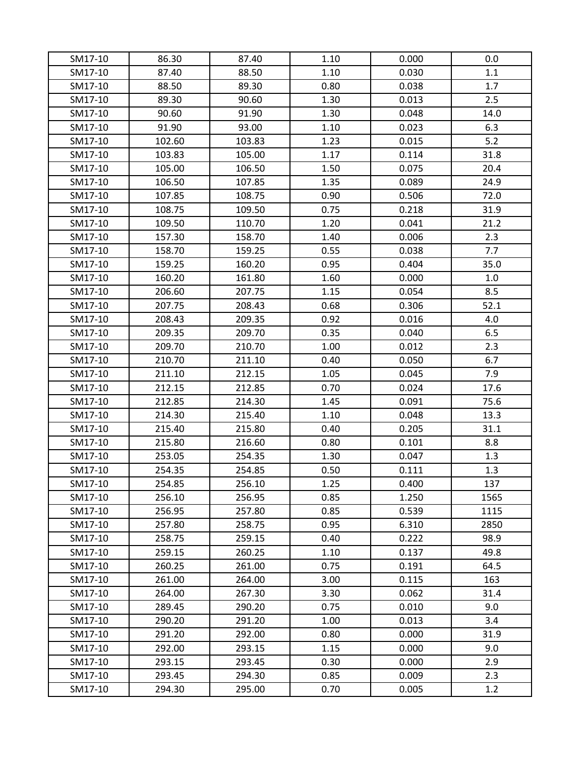| SM17-10 | 86.30 | 87.40 | 1.10 | 0.000 | 0.0 |
|---|---|---|---|---|---|
| SM17-10 | 87.40 | 88.50 | 1.10 | 0.030 | 1.1 |
| SM17-10 | 88.50 | 89.30 | 0.80 | 0.038 | 1.7 |
| SM17-10 | 89.30 | 90.60 | 1.30 | 0.013 | 2.5 |
| SM17-10 | 90.60 | 91.90 | 1.30 | 0.048 | 14.0 |
| SM17-10 | 91.90 | 93.00 | 1.10 | 0.023 | 6.3 |
| SM17-10 | 102.60 | 103.83 | 1.23 | 0.015 | 5.2 |
| SM17-10 | 103.83 | 105.00 | 1.17 | 0.114 | 31.8 |
| SM17-10 | 105.00 | 106.50 | 1.50 | 0.075 | 20.4 |
| SM17-10 | 106.50 | 107.85 | 1.35 | 0.089 | 24.9 |
| SM17-10 | 107.85 | 108.75 | 0.90 | 0.506 | 72.0 |
| SM17-10 | 108.75 | 109.50 | 0.75 | 0.218 | 31.9 |
| SM17-10 | 109.50 | 110.70 | 1.20 | 0.041 | 21.2 |
| SM17-10 | 157.30 | 158.70 | 1.40 | 0.006 | 2.3 |
| SM17-10 | 158.70 | 159.25 | 0.55 | 0.038 | 7.7 |
| SM17-10 | 159.25 | 160.20 | 0.95 | 0.404 | 35.0 |
| SM17-10 | 160.20 | 161.80 | 1.60 | 0.000 | 1.0 |
| SM17-10 | 206.60 | 207.75 | 1.15 | 0.054 | 8.5 |
| SM17-10 | 207.75 | 208.43 | 0.68 | 0.306 | 52.1 |
| SM17-10 | 208.43 | 209.35 | 0.92 | 0.016 | 4.0 |
| SM17-10 | 209.35 | 209.70 | 0.35 | 0.040 | 6.5 |
| SM17-10 | 209.70 | 210.70 | 1.00 | 0.012 | 2.3 |
| SM17-10 | 210.70 | 211.10 | 0.40 | 0.050 | 6.7 |
| SM17-10 | 211.10 | 212.15 | 1.05 | 0.045 | 7.9 |
| SM17-10 | 212.15 | 212.85 | 0.70 | 0.024 | 17.6 |
| SM17-10 | 212.85 | 214.30 | 1.45 | 0.091 | 75.6 |
| SM17-10 | 214.30 | 215.40 | 1.10 | 0.048 | 13.3 |
| SM17-10 | 215.40 | 215.80 | 0.40 | 0.205 | 31.1 |
| SM17-10 | 215.80 | 216.60 | 0.80 | 0.101 | 8.8 |
| SM17-10 | 253.05 | 254.35 | 1.30 | 0.047 | 1.3 |
| SM17-10 | 254.35 | 254.85 | 0.50 | 0.111 | 1.3 |
| SM17-10 | 254.85 | 256.10 | 1.25 | 0.400 | 137 |
| SM17-10 | 256.10 | 256.95 | 0.85 | 1.250 | 1565 |
| SM17-10 | 256.95 | 257.80 | 0.85 | 0.539 | 1115 |
| SM17-10 | 257.80 | 258.75 | 0.95 | 6.310 | 2850 |
| SM17-10 | 258.75 | 259.15 | 0.40 | 0.222 | 98.9 |
| SM17-10 | 259.15 | 260.25 | 1.10 | 0.137 | 49.8 |
| SM17-10 | 260.25 | 261.00 | 0.75 | 0.191 | 64.5 |
| SM17-10 | 261.00 | 264.00 | 3.00 | 0.115 | 163 |
| SM17-10 | 264.00 | 267.30 | 3.30 | 0.062 | 31.4 |
| SM17-10 | 289.45 | 290.20 | 0.75 | 0.010 | 9.0 |
| SM17-10 | 290.20 | 291.20 | 1.00 | 0.013 | 3.4 |
| SM17-10 | 291.20 | 292.00 | 0.80 | 0.000 | 31.9 |
| SM17-10 | 292.00 | 293.15 | 1.15 | 0.000 | 9.0 |
| SM17-10 | 293.15 | 293.45 | 0.30 | 0.000 | 2.9 |
| SM17-10 | 293.45 | 294.30 | 0.85 | 0.009 | 2.3 |
| SM17-10 | 294.30 | 295.00 | 0.70 | 0.005 | 1.2 |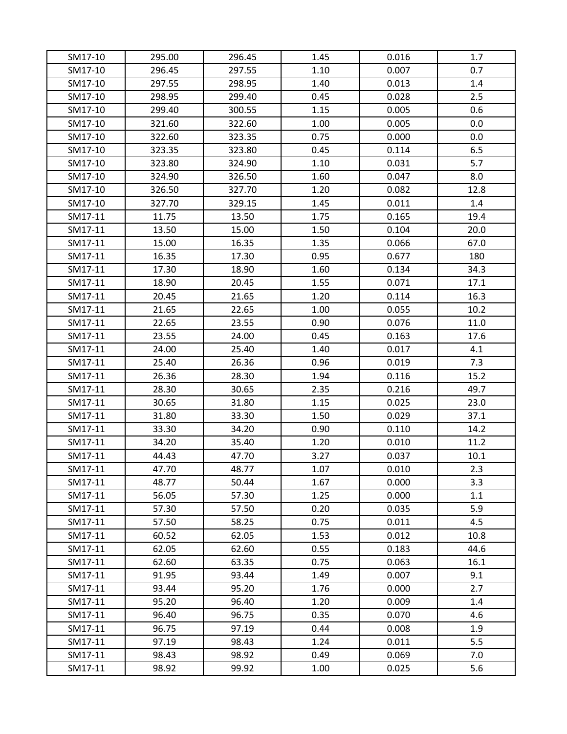| | | | | | |
|---|---|---|---|---|---|
| SM17-10 | 295.00 | 296.45 | 1.45 | 0.016 | 1.7 |
| SM17-10 | 296.45 | 297.55 | 1.10 | 0.007 | 0.7 |
| SM17-10 | 297.55 | 298.95 | 1.40 | 0.013 | 1.4 |
| SM17-10 | 298.95 | 299.40 | 0.45 | 0.028 | 2.5 |
| SM17-10 | 299.40 | 300.55 | 1.15 | 0.005 | 0.6 |
| SM17-10 | 321.60 | 322.60 | 1.00 | 0.005 | 0.0 |
| SM17-10 | 322.60 | 323.35 | 0.75 | 0.000 | 0.0 |
| SM17-10 | 323.35 | 323.80 | 0.45 | 0.114 | 6.5 |
| SM17-10 | 323.80 | 324.90 | 1.10 | 0.031 | 5.7 |
| SM17-10 | 324.90 | 326.50 | 1.60 | 0.047 | 8.0 |
| SM17-10 | 326.50 | 327.70 | 1.20 | 0.082 | 12.8 |
| SM17-10 | 327.70 | 329.15 | 1.45 | 0.011 | 1.4 |
| SM17-11 | 11.75 | 13.50 | 1.75 | 0.165 | 19.4 |
| SM17-11 | 13.50 | 15.00 | 1.50 | 0.104 | 20.0 |
| SM17-11 | 15.00 | 16.35 | 1.35 | 0.066 | 67.0 |
| SM17-11 | 16.35 | 17.30 | 0.95 | 0.677 | 180 |
| SM17-11 | 17.30 | 18.90 | 1.60 | 0.134 | 34.3 |
| SM17-11 | 18.90 | 20.45 | 1.55 | 0.071 | 17.1 |
| SM17-11 | 20.45 | 21.65 | 1.20 | 0.114 | 16.3 |
| SM17-11 | 21.65 | 22.65 | 1.00 | 0.055 | 10.2 |
| SM17-11 | 22.65 | 23.55 | 0.90 | 0.076 | 11.0 |
| SM17-11 | 23.55 | 24.00 | 0.45 | 0.163 | 17.6 |
| SM17-11 | 24.00 | 25.40 | 1.40 | 0.017 | 4.1 |
| SM17-11 | 25.40 | 26.36 | 0.96 | 0.019 | 7.3 |
| SM17-11 | 26.36 | 28.30 | 1.94 | 0.116 | 15.2 |
| SM17-11 | 28.30 | 30.65 | 2.35 | 0.216 | 49.7 |
| SM17-11 | 30.65 | 31.80 | 1.15 | 0.025 | 23.0 |
| SM17-11 | 31.80 | 33.30 | 1.50 | 0.029 | 37.1 |
| SM17-11 | 33.30 | 34.20 | 0.90 | 0.110 | 14.2 |
| SM17-11 | 34.20 | 35.40 | 1.20 | 0.010 | 11.2 |
| SM17-11 | 44.43 | 47.70 | 3.27 | 0.037 | 10.1 |
| SM17-11 | 47.70 | 48.77 | 1.07 | 0.010 | 2.3 |
| SM17-11 | 48.77 | 50.44 | 1.67 | 0.000 | 3.3 |
| SM17-11 | 56.05 | 57.30 | 1.25 | 0.000 | 1.1 |
| SM17-11 | 57.30 | 57.50 | 0.20 | 0.035 | 5.9 |
| SM17-11 | 57.50 | 58.25 | 0.75 | 0.011 | 4.5 |
| SM17-11 | 60.52 | 62.05 | 1.53 | 0.012 | 10.8 |
| SM17-11 | 62.05 | 62.60 | 0.55 | 0.183 | 44.6 |
| SM17-11 | 62.60 | 63.35 | 0.75 | 0.063 | 16.1 |
| SM17-11 | 91.95 | 93.44 | 1.49 | 0.007 | 9.1 |
| SM17-11 | 93.44 | 95.20 | 1.76 | 0.000 | 2.7 |
| SM17-11 | 95.20 | 96.40 | 1.20 | 0.009 | 1.4 |
| SM17-11 | 96.40 | 96.75 | 0.35 | 0.070 | 4.6 |
| SM17-11 | 96.75 | 97.19 | 0.44 | 0.008 | 1.9 |
| SM17-11 | 97.19 | 98.43 | 1.24 | 0.011 | 5.5 |
| SM17-11 | 98.43 | 98.92 | 0.49 | 0.069 | 7.0 |
| SM17-11 | 98.92 | 99.92 | 1.00 | 0.025 | 5.6 |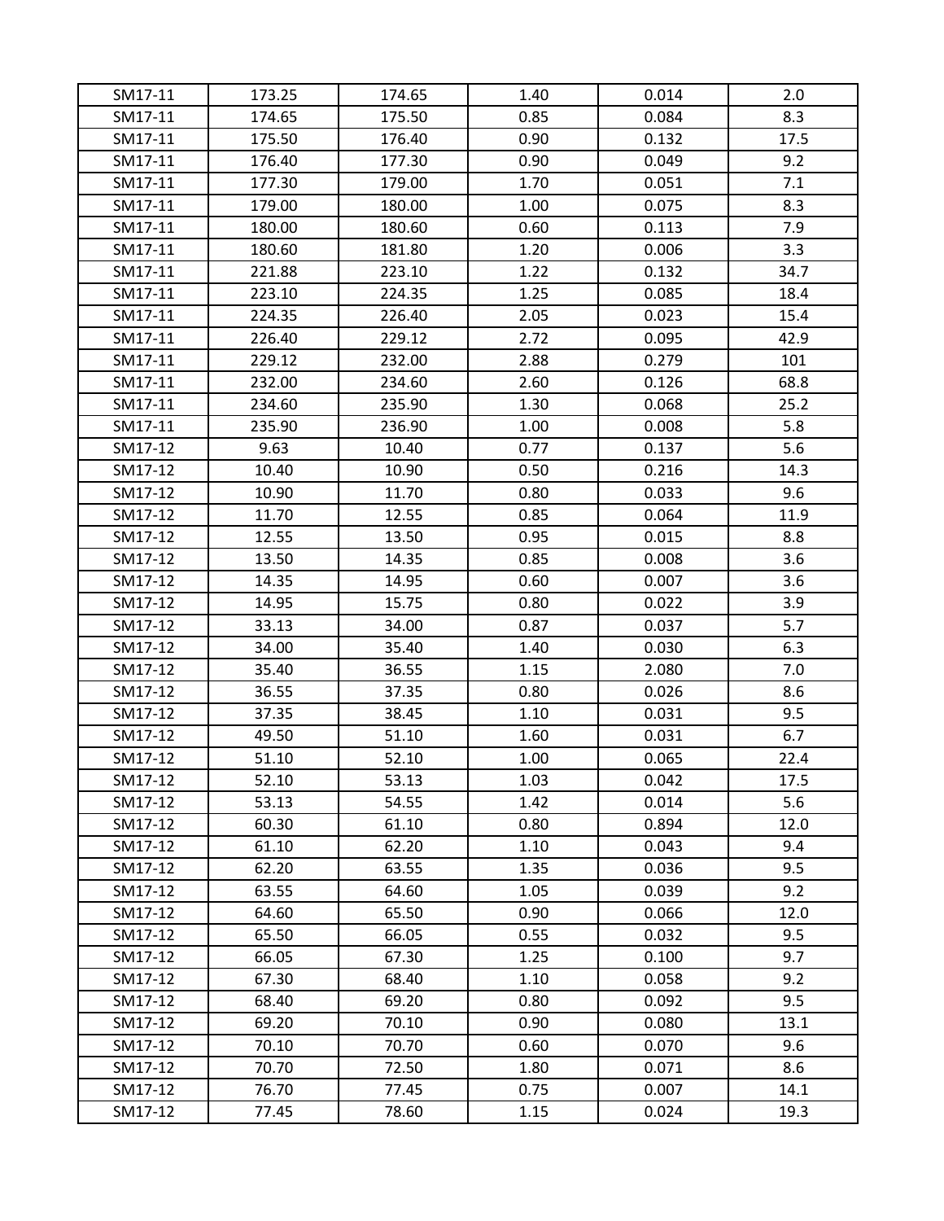| | | | | | |
|---|---|---|---|---|---|
| SM17-11 | 173.25 | 174.65 | 1.40 | 0.014 | 2.0 |
| SM17-11 | 174.65 | 175.50 | 0.85 | 0.084 | 8.3 |
| SM17-11 | 175.50 | 176.40 | 0.90 | 0.132 | 17.5 |
| SM17-11 | 176.40 | 177.30 | 0.90 | 0.049 | 9.2 |
| SM17-11 | 177.30 | 179.00 | 1.70 | 0.051 | 7.1 |
| SM17-11 | 179.00 | 180.00 | 1.00 | 0.075 | 8.3 |
| SM17-11 | 180.00 | 180.60 | 0.60 | 0.113 | 7.9 |
| SM17-11 | 180.60 | 181.80 | 1.20 | 0.006 | 3.3 |
| SM17-11 | 221.88 | 223.10 | 1.22 | 0.132 | 34.7 |
| SM17-11 | 223.10 | 224.35 | 1.25 | 0.085 | 18.4 |
| SM17-11 | 224.35 | 226.40 | 2.05 | 0.023 | 15.4 |
| SM17-11 | 226.40 | 229.12 | 2.72 | 0.095 | 42.9 |
| SM17-11 | 229.12 | 232.00 | 2.88 | 0.279 | 101 |
| SM17-11 | 232.00 | 234.60 | 2.60 | 0.126 | 68.8 |
| SM17-11 | 234.60 | 235.90 | 1.30 | 0.068 | 25.2 |
| SM17-11 | 235.90 | 236.90 | 1.00 | 0.008 | 5.8 |
| SM17-12 | 9.63 | 10.40 | 0.77 | 0.137 | 5.6 |
| SM17-12 | 10.40 | 10.90 | 0.50 | 0.216 | 14.3 |
| SM17-12 | 10.90 | 11.70 | 0.80 | 0.033 | 9.6 |
| SM17-12 | 11.70 | 12.55 | 0.85 | 0.064 | 11.9 |
| SM17-12 | 12.55 | 13.50 | 0.95 | 0.015 | 8.8 |
| SM17-12 | 13.50 | 14.35 | 0.85 | 0.008 | 3.6 |
| SM17-12 | 14.35 | 14.95 | 0.60 | 0.007 | 3.6 |
| SM17-12 | 14.95 | 15.75 | 0.80 | 0.022 | 3.9 |
| SM17-12 | 33.13 | 34.00 | 0.87 | 0.037 | 5.7 |
| SM17-12 | 34.00 | 35.40 | 1.40 | 0.030 | 6.3 |
| SM17-12 | 35.40 | 36.55 | 1.15 | 2.080 | 7.0 |
| SM17-12 | 36.55 | 37.35 | 0.80 | 0.026 | 8.6 |
| SM17-12 | 37.35 | 38.45 | 1.10 | 0.031 | 9.5 |
| SM17-12 | 49.50 | 51.10 | 1.60 | 0.031 | 6.7 |
| SM17-12 | 51.10 | 52.10 | 1.00 | 0.065 | 22.4 |
| SM17-12 | 52.10 | 53.13 | 1.03 | 0.042 | 17.5 |
| SM17-12 | 53.13 | 54.55 | 1.42 | 0.014 | 5.6 |
| SM17-12 | 60.30 | 61.10 | 0.80 | 0.894 | 12.0 |
| SM17-12 | 61.10 | 62.20 | 1.10 | 0.043 | 9.4 |
| SM17-12 | 62.20 | 63.55 | 1.35 | 0.036 | 9.5 |
| SM17-12 | 63.55 | 64.60 | 1.05 | 0.039 | 9.2 |
| SM17-12 | 64.60 | 65.50 | 0.90 | 0.066 | 12.0 |
| SM17-12 | 65.50 | 66.05 | 0.55 | 0.032 | 9.5 |
| SM17-12 | 66.05 | 67.30 | 1.25 | 0.100 | 9.7 |
| SM17-12 | 67.30 | 68.40 | 1.10 | 0.058 | 9.2 |
| SM17-12 | 68.40 | 69.20 | 0.80 | 0.092 | 9.5 |
| SM17-12 | 69.20 | 70.10 | 0.90 | 0.080 | 13.1 |
| SM17-12 | 70.10 | 70.70 | 0.60 | 0.070 | 9.6 |
| SM17-12 | 70.70 | 72.50 | 1.80 | 0.071 | 8.6 |
| SM17-12 | 76.70 | 77.45 | 0.75 | 0.007 | 14.1 |
| SM17-12 | 77.45 | 78.60 | 1.15 | 0.024 | 19.3 |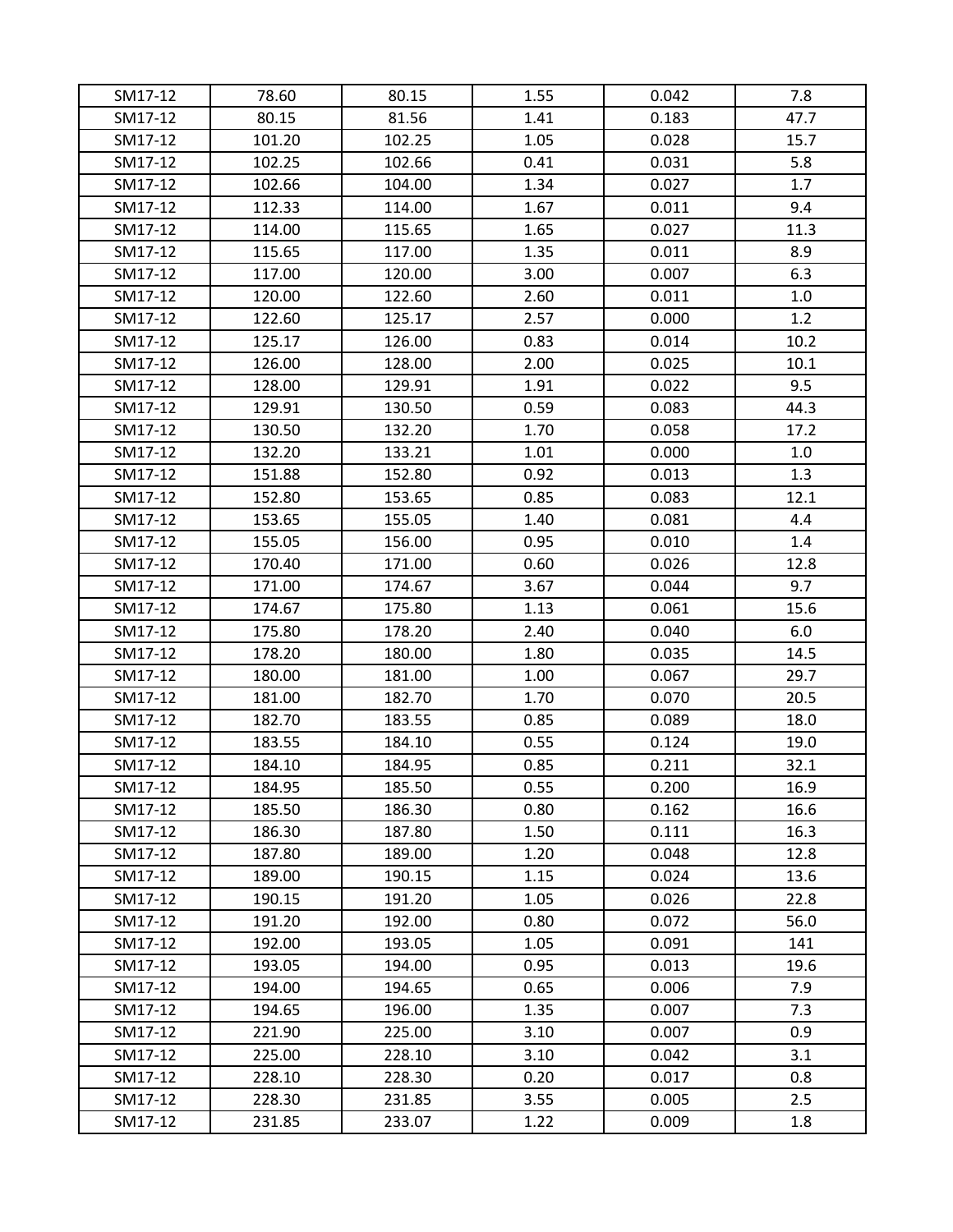| SM17-12 | 78.60 | 80.15 | 1.55 | 0.042 | 7.8 |
|---|---|---|---|---|---|
| SM17-12 | 80.15 | 81.56 | 1.41 | 0.183 | 47.7 |
| SM17-12 | 101.20 | 102.25 | 1.05 | 0.028 | 15.7 |
| SM17-12 | 102.25 | 102.66 | 0.41 | 0.031 | 5.8 |
| SM17-12 | 102.66 | 104.00 | 1.34 | 0.027 | 1.7 |
| SM17-12 | 112.33 | 114.00 | 1.67 | 0.011 | 9.4 |
| SM17-12 | 114.00 | 115.65 | 1.65 | 0.027 | 11.3 |
| SM17-12 | 115.65 | 117.00 | 1.35 | 0.011 | 8.9 |
| SM17-12 | 117.00 | 120.00 | 3.00 | 0.007 | 6.3 |
| SM17-12 | 120.00 | 122.60 | 2.60 | 0.011 | 1.0 |
| SM17-12 | 122.60 | 125.17 | 2.57 | 0.000 | 1.2 |
| SM17-12 | 125.17 | 126.00 | 0.83 | 0.014 | 10.2 |
| SM17-12 | 126.00 | 128.00 | 2.00 | 0.025 | 10.1 |
| SM17-12 | 128.00 | 129.91 | 1.91 | 0.022 | 9.5 |
| SM17-12 | 129.91 | 130.50 | 0.59 | 0.083 | 44.3 |
| SM17-12 | 130.50 | 132.20 | 1.70 | 0.058 | 17.2 |
| SM17-12 | 132.20 | 133.21 | 1.01 | 0.000 | 1.0 |
| SM17-12 | 151.88 | 152.80 | 0.92 | 0.013 | 1.3 |
| SM17-12 | 152.80 | 153.65 | 0.85 | 0.083 | 12.1 |
| SM17-12 | 153.65 | 155.05 | 1.40 | 0.081 | 4.4 |
| SM17-12 | 155.05 | 156.00 | 0.95 | 0.010 | 1.4 |
| SM17-12 | 170.40 | 171.00 | 0.60 | 0.026 | 12.8 |
| SM17-12 | 171.00 | 174.67 | 3.67 | 0.044 | 9.7 |
| SM17-12 | 174.67 | 175.80 | 1.13 | 0.061 | 15.6 |
| SM17-12 | 175.80 | 178.20 | 2.40 | 0.040 | 6.0 |
| SM17-12 | 178.20 | 180.00 | 1.80 | 0.035 | 14.5 |
| SM17-12 | 180.00 | 181.00 | 1.00 | 0.067 | 29.7 |
| SM17-12 | 181.00 | 182.70 | 1.70 | 0.070 | 20.5 |
| SM17-12 | 182.70 | 183.55 | 0.85 | 0.089 | 18.0 |
| SM17-12 | 183.55 | 184.10 | 0.55 | 0.124 | 19.0 |
| SM17-12 | 184.10 | 184.95 | 0.85 | 0.211 | 32.1 |
| SM17-12 | 184.95 | 185.50 | 0.55 | 0.200 | 16.9 |
| SM17-12 | 185.50 | 186.30 | 0.80 | 0.162 | 16.6 |
| SM17-12 | 186.30 | 187.80 | 1.50 | 0.111 | 16.3 |
| SM17-12 | 187.80 | 189.00 | 1.20 | 0.048 | 12.8 |
| SM17-12 | 189.00 | 190.15 | 1.15 | 0.024 | 13.6 |
| SM17-12 | 190.15 | 191.20 | 1.05 | 0.026 | 22.8 |
| SM17-12 | 191.20 | 192.00 | 0.80 | 0.072 | 56.0 |
| SM17-12 | 192.00 | 193.05 | 1.05 | 0.091 | 141 |
| SM17-12 | 193.05 | 194.00 | 0.95 | 0.013 | 19.6 |
| SM17-12 | 194.00 | 194.65 | 0.65 | 0.006 | 7.9 |
| SM17-12 | 194.65 | 196.00 | 1.35 | 0.007 | 7.3 |
| SM17-12 | 221.90 | 225.00 | 3.10 | 0.007 | 0.9 |
| SM17-12 | 225.00 | 228.10 | 3.10 | 0.042 | 3.1 |
| SM17-12 | 228.10 | 228.30 | 0.20 | 0.017 | 0.8 |
| SM17-12 | 228.30 | 231.85 | 3.55 | 0.005 | 2.5 |
| SM17-12 | 231.85 | 233.07 | 1.22 | 0.009 | 1.8 |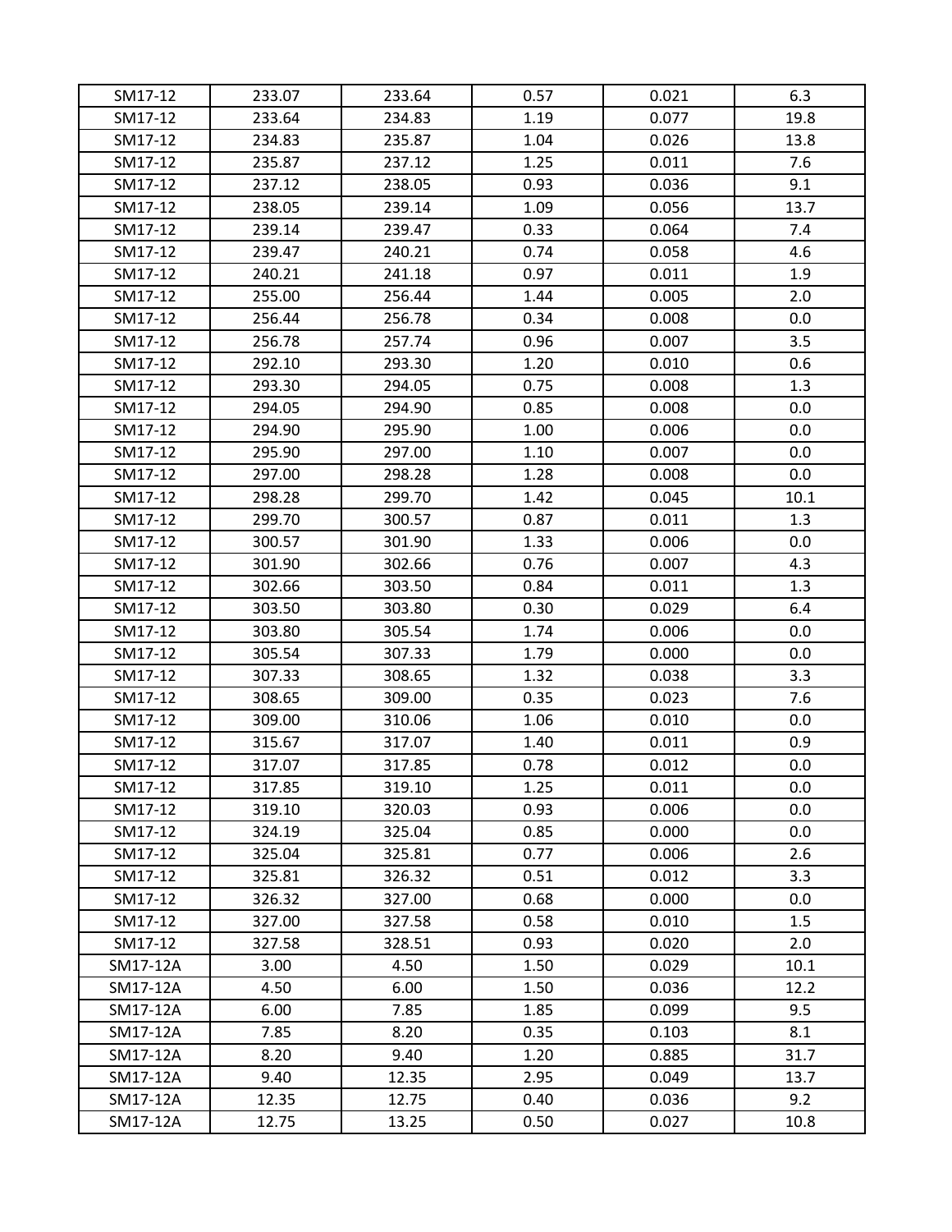| | | | | | |
|---|---|---|---|---|---|
| SM17-12 | 233.07 | 233.64 | 0.57 | 0.021 | 6.3 |
| SM17-12 | 233.64 | 234.83 | 1.19 | 0.077 | 19.8 |
| SM17-12 | 234.83 | 235.87 | 1.04 | 0.026 | 13.8 |
| SM17-12 | 235.87 | 237.12 | 1.25 | 0.011 | 7.6 |
| SM17-12 | 237.12 | 238.05 | 0.93 | 0.036 | 9.1 |
| SM17-12 | 238.05 | 239.14 | 1.09 | 0.056 | 13.7 |
| SM17-12 | 239.14 | 239.47 | 0.33 | 0.064 | 7.4 |
| SM17-12 | 239.47 | 240.21 | 0.74 | 0.058 | 4.6 |
| SM17-12 | 240.21 | 241.18 | 0.97 | 0.011 | 1.9 |
| SM17-12 | 255.00 | 256.44 | 1.44 | 0.005 | 2.0 |
| SM17-12 | 256.44 | 256.78 | 0.34 | 0.008 | 0.0 |
| SM17-12 | 256.78 | 257.74 | 0.96 | 0.007 | 3.5 |
| SM17-12 | 292.10 | 293.30 | 1.20 | 0.010 | 0.6 |
| SM17-12 | 293.30 | 294.05 | 0.75 | 0.008 | 1.3 |
| SM17-12 | 294.05 | 294.90 | 0.85 | 0.008 | 0.0 |
| SM17-12 | 294.90 | 295.90 | 1.00 | 0.006 | 0.0 |
| SM17-12 | 295.90 | 297.00 | 1.10 | 0.007 | 0.0 |
| SM17-12 | 297.00 | 298.28 | 1.28 | 0.008 | 0.0 |
| SM17-12 | 298.28 | 299.70 | 1.42 | 0.045 | 10.1 |
| SM17-12 | 299.70 | 300.57 | 0.87 | 0.011 | 1.3 |
| SM17-12 | 300.57 | 301.90 | 1.33 | 0.006 | 0.0 |
| SM17-12 | 301.90 | 302.66 | 0.76 | 0.007 | 4.3 |
| SM17-12 | 302.66 | 303.50 | 0.84 | 0.011 | 1.3 |
| SM17-12 | 303.50 | 303.80 | 0.30 | 0.029 | 6.4 |
| SM17-12 | 303.80 | 305.54 | 1.74 | 0.006 | 0.0 |
| SM17-12 | 305.54 | 307.33 | 1.79 | 0.000 | 0.0 |
| SM17-12 | 307.33 | 308.65 | 1.32 | 0.038 | 3.3 |
| SM17-12 | 308.65 | 309.00 | 0.35 | 0.023 | 7.6 |
| SM17-12 | 309.00 | 310.06 | 1.06 | 0.010 | 0.0 |
| SM17-12 | 315.67 | 317.07 | 1.40 | 0.011 | 0.9 |
| SM17-12 | 317.07 | 317.85 | 0.78 | 0.012 | 0.0 |
| SM17-12 | 317.85 | 319.10 | 1.25 | 0.011 | 0.0 |
| SM17-12 | 319.10 | 320.03 | 0.93 | 0.006 | 0.0 |
| SM17-12 | 324.19 | 325.04 | 0.85 | 0.000 | 0.0 |
| SM17-12 | 325.04 | 325.81 | 0.77 | 0.006 | 2.6 |
| SM17-12 | 325.81 | 326.32 | 0.51 | 0.012 | 3.3 |
| SM17-12 | 326.32 | 327.00 | 0.68 | 0.000 | 0.0 |
| SM17-12 | 327.00 | 327.58 | 0.58 | 0.010 | 1.5 |
| SM17-12 | 327.58 | 328.51 | 0.93 | 0.020 | 2.0 |
| SM17-12A | 3.00 | 4.50 | 1.50 | 0.029 | 10.1 |
| SM17-12A | 4.50 | 6.00 | 1.50 | 0.036 | 12.2 |
| SM17-12A | 6.00 | 7.85 | 1.85 | 0.099 | 9.5 |
| SM17-12A | 7.85 | 8.20 | 0.35 | 0.103 | 8.1 |
| SM17-12A | 8.20 | 9.40 | 1.20 | 0.885 | 31.7 |
| SM17-12A | 9.40 | 12.35 | 2.95 | 0.049 | 13.7 |
| SM17-12A | 12.35 | 12.75 | 0.40 | 0.036 | 9.2 |
| SM17-12A | 12.75 | 13.25 | 0.50 | 0.027 | 10.8 |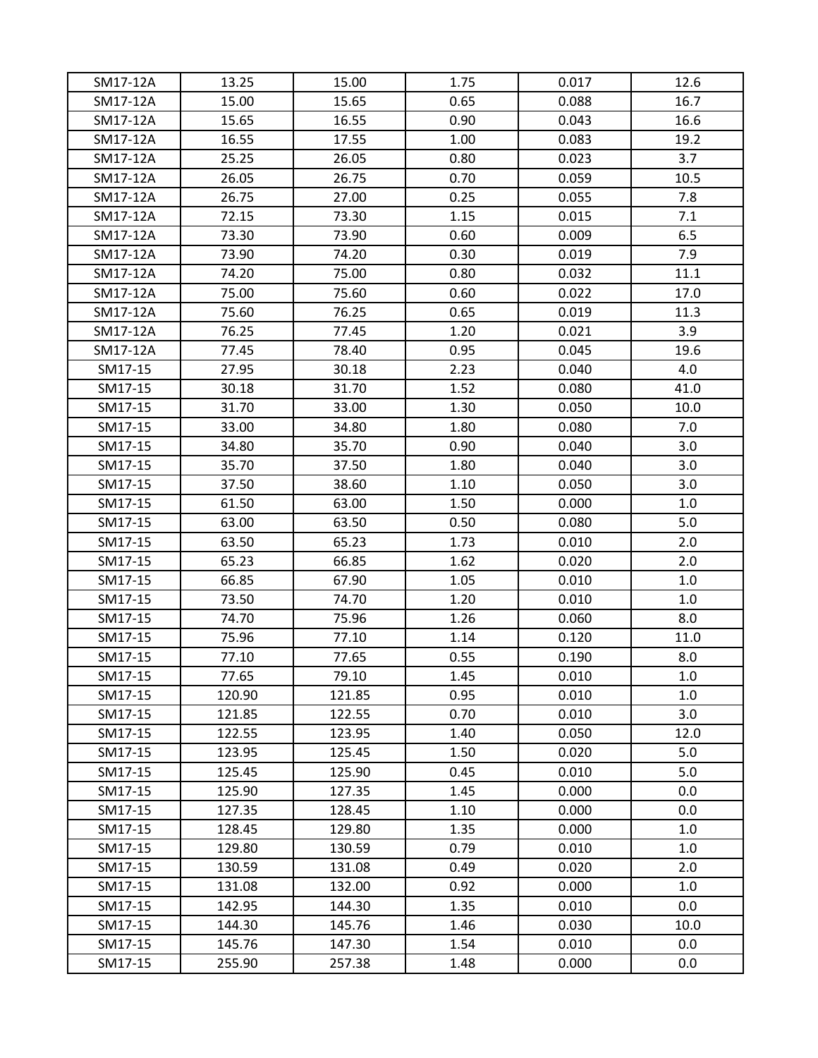| | | | | | |
|---|---|---|---|---|---|
| SM17-12A | 13.25 | 15.00 | 1.75 | 0.017 | 12.6 |
| SM17-12A | 15.00 | 15.65 | 0.65 | 0.088 | 16.7 |
| SM17-12A | 15.65 | 16.55 | 0.90 | 0.043 | 16.6 |
| SM17-12A | 16.55 | 17.55 | 1.00 | 0.083 | 19.2 |
| SM17-12A | 25.25 | 26.05 | 0.80 | 0.023 | 3.7 |
| SM17-12A | 26.05 | 26.75 | 0.70 | 0.059 | 10.5 |
| SM17-12A | 26.75 | 27.00 | 0.25 | 0.055 | 7.8 |
| SM17-12A | 72.15 | 73.30 | 1.15 | 0.015 | 7.1 |
| SM17-12A | 73.30 | 73.90 | 0.60 | 0.009 | 6.5 |
| SM17-12A | 73.90 | 74.20 | 0.30 | 0.019 | 7.9 |
| SM17-12A | 74.20 | 75.00 | 0.80 | 0.032 | 11.1 |
| SM17-12A | 75.00 | 75.60 | 0.60 | 0.022 | 17.0 |
| SM17-12A | 75.60 | 76.25 | 0.65 | 0.019 | 11.3 |
| SM17-12A | 76.25 | 77.45 | 1.20 | 0.021 | 3.9 |
| SM17-12A | 77.45 | 78.40 | 0.95 | 0.045 | 19.6 |
| SM17-15 | 27.95 | 30.18 | 2.23 | 0.040 | 4.0 |
| SM17-15 | 30.18 | 31.70 | 1.52 | 0.080 | 41.0 |
| SM17-15 | 31.70 | 33.00 | 1.30 | 0.050 | 10.0 |
| SM17-15 | 33.00 | 34.80 | 1.80 | 0.080 | 7.0 |
| SM17-15 | 34.80 | 35.70 | 0.90 | 0.040 | 3.0 |
| SM17-15 | 35.70 | 37.50 | 1.80 | 0.040 | 3.0 |
| SM17-15 | 37.50 | 38.60 | 1.10 | 0.050 | 3.0 |
| SM17-15 | 61.50 | 63.00 | 1.50 | 0.000 | 1.0 |
| SM17-15 | 63.00 | 63.50 | 0.50 | 0.080 | 5.0 |
| SM17-15 | 63.50 | 65.23 | 1.73 | 0.010 | 2.0 |
| SM17-15 | 65.23 | 66.85 | 1.62 | 0.020 | 2.0 |
| SM17-15 | 66.85 | 67.90 | 1.05 | 0.010 | 1.0 |
| SM17-15 | 73.50 | 74.70 | 1.20 | 0.010 | 1.0 |
| SM17-15 | 74.70 | 75.96 | 1.26 | 0.060 | 8.0 |
| SM17-15 | 75.96 | 77.10 | 1.14 | 0.120 | 11.0 |
| SM17-15 | 77.10 | 77.65 | 0.55 | 0.190 | 8.0 |
| SM17-15 | 77.65 | 79.10 | 1.45 | 0.010 | 1.0 |
| SM17-15 | 120.90 | 121.85 | 0.95 | 0.010 | 1.0 |
| SM17-15 | 121.85 | 122.55 | 0.70 | 0.010 | 3.0 |
| SM17-15 | 122.55 | 123.95 | 1.40 | 0.050 | 12.0 |
| SM17-15 | 123.95 | 125.45 | 1.50 | 0.020 | 5.0 |
| SM17-15 | 125.45 | 125.90 | 0.45 | 0.010 | 5.0 |
| SM17-15 | 125.90 | 127.35 | 1.45 | 0.000 | 0.0 |
| SM17-15 | 127.35 | 128.45 | 1.10 | 0.000 | 0.0 |
| SM17-15 | 128.45 | 129.80 | 1.35 | 0.000 | 1.0 |
| SM17-15 | 129.80 | 130.59 | 0.79 | 0.010 | 1.0 |
| SM17-15 | 130.59 | 131.08 | 0.49 | 0.020 | 2.0 |
| SM17-15 | 131.08 | 132.00 | 0.92 | 0.000 | 1.0 |
| SM17-15 | 142.95 | 144.30 | 1.35 | 0.010 | 0.0 |
| SM17-15 | 144.30 | 145.76 | 1.46 | 0.030 | 10.0 |
| SM17-15 | 145.76 | 147.30 | 1.54 | 0.010 | 0.0 |
| SM17-15 | 255.90 | 257.38 | 1.48 | 0.000 | 0.0 |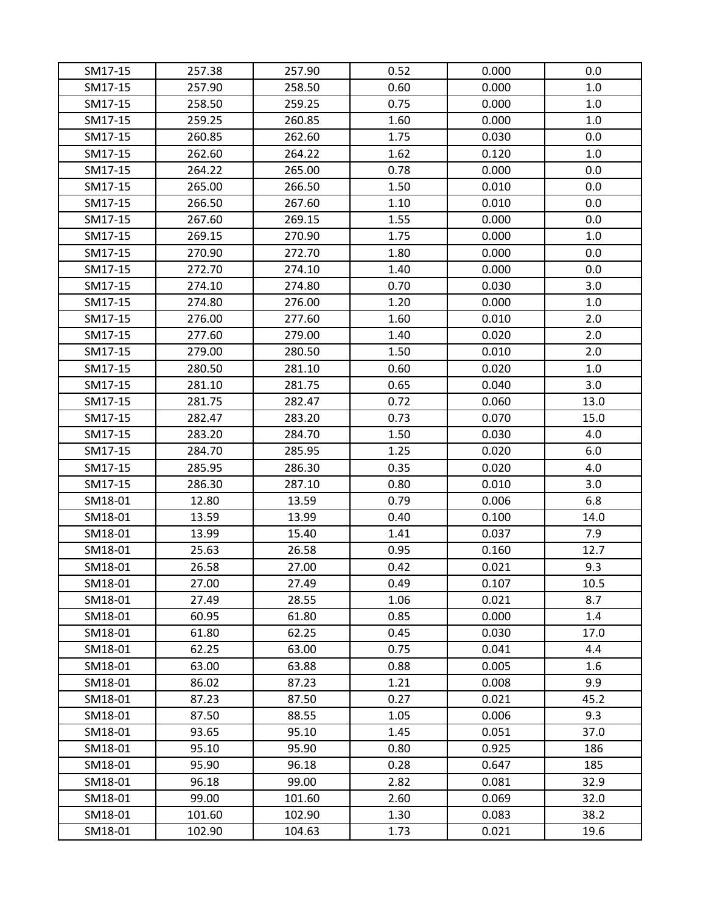| | | | | | |
|---|---|---|---|---|---|
| SM17-15 | 257.38 | 257.90 | 0.52 | 0.000 | 0.0 |
| SM17-15 | 257.90 | 258.50 | 0.60 | 0.000 | 1.0 |
| SM17-15 | 258.50 | 259.25 | 0.75 | 0.000 | 1.0 |
| SM17-15 | 259.25 | 260.85 | 1.60 | 0.000 | 1.0 |
| SM17-15 | 260.85 | 262.60 | 1.75 | 0.030 | 0.0 |
| SM17-15 | 262.60 | 264.22 | 1.62 | 0.120 | 1.0 |
| SM17-15 | 264.22 | 265.00 | 0.78 | 0.000 | 0.0 |
| SM17-15 | 265.00 | 266.50 | 1.50 | 0.010 | 0.0 |
| SM17-15 | 266.50 | 267.60 | 1.10 | 0.010 | 0.0 |
| SM17-15 | 267.60 | 269.15 | 1.55 | 0.000 | 0.0 |
| SM17-15 | 269.15 | 270.90 | 1.75 | 0.000 | 1.0 |
| SM17-15 | 270.90 | 272.70 | 1.80 | 0.000 | 0.0 |
| SM17-15 | 272.70 | 274.10 | 1.40 | 0.000 | 0.0 |
| SM17-15 | 274.10 | 274.80 | 0.70 | 0.030 | 3.0 |
| SM17-15 | 274.80 | 276.00 | 1.20 | 0.000 | 1.0 |
| SM17-15 | 276.00 | 277.60 | 1.60 | 0.010 | 2.0 |
| SM17-15 | 277.60 | 279.00 | 1.40 | 0.020 | 2.0 |
| SM17-15 | 279.00 | 280.50 | 1.50 | 0.010 | 2.0 |
| SM17-15 | 280.50 | 281.10 | 0.60 | 0.020 | 1.0 |
| SM17-15 | 281.10 | 281.75 | 0.65 | 0.040 | 3.0 |
| SM17-15 | 281.75 | 282.47 | 0.72 | 0.060 | 13.0 |
| SM17-15 | 282.47 | 283.20 | 0.73 | 0.070 | 15.0 |
| SM17-15 | 283.20 | 284.70 | 1.50 | 0.030 | 4.0 |
| SM17-15 | 284.70 | 285.95 | 1.25 | 0.020 | 6.0 |
| SM17-15 | 285.95 | 286.30 | 0.35 | 0.020 | 4.0 |
| SM17-15 | 286.30 | 287.10 | 0.80 | 0.010 | 3.0 |
| SM18-01 | 12.80 | 13.59 | 0.79 | 0.006 | 6.8 |
| SM18-01 | 13.59 | 13.99 | 0.40 | 0.100 | 14.0 |
| SM18-01 | 13.99 | 15.40 | 1.41 | 0.037 | 7.9 |
| SM18-01 | 25.63 | 26.58 | 0.95 | 0.160 | 12.7 |
| SM18-01 | 26.58 | 27.00 | 0.42 | 0.021 | 9.3 |
| SM18-01 | 27.00 | 27.49 | 0.49 | 0.107 | 10.5 |
| SM18-01 | 27.49 | 28.55 | 1.06 | 0.021 | 8.7 |
| SM18-01 | 60.95 | 61.80 | 0.85 | 0.000 | 1.4 |
| SM18-01 | 61.80 | 62.25 | 0.45 | 0.030 | 17.0 |
| SM18-01 | 62.25 | 63.00 | 0.75 | 0.041 | 4.4 |
| SM18-01 | 63.00 | 63.88 | 0.88 | 0.005 | 1.6 |
| SM18-01 | 86.02 | 87.23 | 1.21 | 0.008 | 9.9 |
| SM18-01 | 87.23 | 87.50 | 0.27 | 0.021 | 45.2 |
| SM18-01 | 87.50 | 88.55 | 1.05 | 0.006 | 9.3 |
| SM18-01 | 93.65 | 95.10 | 1.45 | 0.051 | 37.0 |
| SM18-01 | 95.10 | 95.90 | 0.80 | 0.925 | 186 |
| SM18-01 | 95.90 | 96.18 | 0.28 | 0.647 | 185 |
| SM18-01 | 96.18 | 99.00 | 2.82 | 0.081 | 32.9 |
| SM18-01 | 99.00 | 101.60 | 2.60 | 0.069 | 32.0 |
| SM18-01 | 101.60 | 102.90 | 1.30 | 0.083 | 38.2 |
| SM18-01 | 102.90 | 104.63 | 1.73 | 0.021 | 19.6 |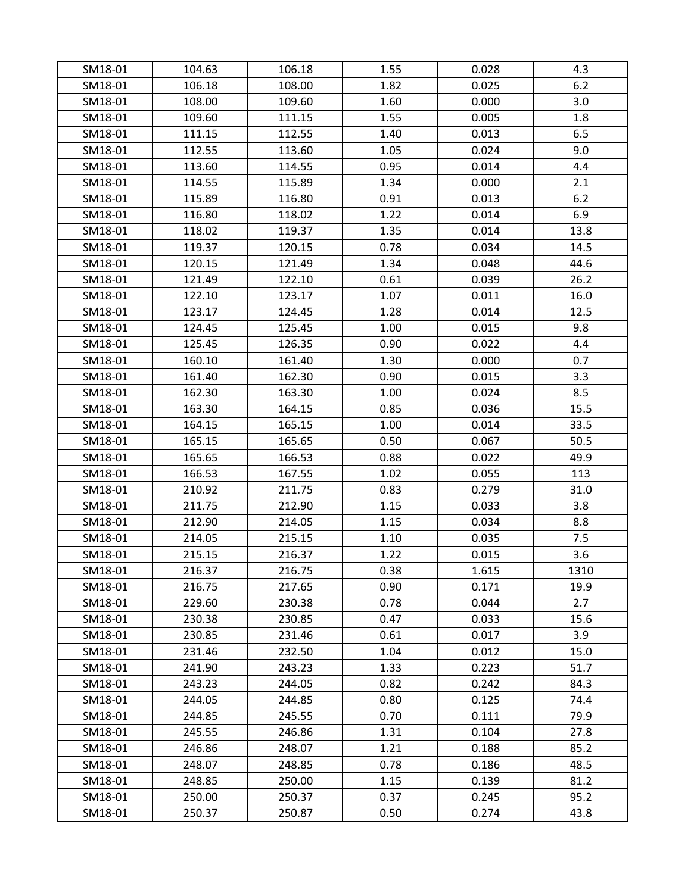| | | | | | |
|---|---|---|---|---|---|
| SM18-01 | 104.63 | 106.18 | 1.55 | 0.028 | 4.3 |
| SM18-01 | 106.18 | 108.00 | 1.82 | 0.025 | 6.2 |
| SM18-01 | 108.00 | 109.60 | 1.60 | 0.000 | 3.0 |
| SM18-01 | 109.60 | 111.15 | 1.55 | 0.005 | 1.8 |
| SM18-01 | 111.15 | 112.55 | 1.40 | 0.013 | 6.5 |
| SM18-01 | 112.55 | 113.60 | 1.05 | 0.024 | 9.0 |
| SM18-01 | 113.60 | 114.55 | 0.95 | 0.014 | 4.4 |
| SM18-01 | 114.55 | 115.89 | 1.34 | 0.000 | 2.1 |
| SM18-01 | 115.89 | 116.80 | 0.91 | 0.013 | 6.2 |
| SM18-01 | 116.80 | 118.02 | 1.22 | 0.014 | 6.9 |
| SM18-01 | 118.02 | 119.37 | 1.35 | 0.014 | 13.8 |
| SM18-01 | 119.37 | 120.15 | 0.78 | 0.034 | 14.5 |
| SM18-01 | 120.15 | 121.49 | 1.34 | 0.048 | 44.6 |
| SM18-01 | 121.49 | 122.10 | 0.61 | 0.039 | 26.2 |
| SM18-01 | 122.10 | 123.17 | 1.07 | 0.011 | 16.0 |
| SM18-01 | 123.17 | 124.45 | 1.28 | 0.014 | 12.5 |
| SM18-01 | 124.45 | 125.45 | 1.00 | 0.015 | 9.8 |
| SM18-01 | 125.45 | 126.35 | 0.90 | 0.022 | 4.4 |
| SM18-01 | 160.10 | 161.40 | 1.30 | 0.000 | 0.7 |
| SM18-01 | 161.40 | 162.30 | 0.90 | 0.015 | 3.3 |
| SM18-01 | 162.30 | 163.30 | 1.00 | 0.024 | 8.5 |
| SM18-01 | 163.30 | 164.15 | 0.85 | 0.036 | 15.5 |
| SM18-01 | 164.15 | 165.15 | 1.00 | 0.014 | 33.5 |
| SM18-01 | 165.15 | 165.65 | 0.50 | 0.067 | 50.5 |
| SM18-01 | 165.65 | 166.53 | 0.88 | 0.022 | 49.9 |
| SM18-01 | 166.53 | 167.55 | 1.02 | 0.055 | 113 |
| SM18-01 | 210.92 | 211.75 | 0.83 | 0.279 | 31.0 |
| SM18-01 | 211.75 | 212.90 | 1.15 | 0.033 | 3.8 |
| SM18-01 | 212.90 | 214.05 | 1.15 | 0.034 | 8.8 |
| SM18-01 | 214.05 | 215.15 | 1.10 | 0.035 | 7.5 |
| SM18-01 | 215.15 | 216.37 | 1.22 | 0.015 | 3.6 |
| SM18-01 | 216.37 | 216.75 | 0.38 | 1.615 | 1310 |
| SM18-01 | 216.75 | 217.65 | 0.90 | 0.171 | 19.9 |
| SM18-01 | 229.60 | 230.38 | 0.78 | 0.044 | 2.7 |
| SM18-01 | 230.38 | 230.85 | 0.47 | 0.033 | 15.6 |
| SM18-01 | 230.85 | 231.46 | 0.61 | 0.017 | 3.9 |
| SM18-01 | 231.46 | 232.50 | 1.04 | 0.012 | 15.0 |
| SM18-01 | 241.90 | 243.23 | 1.33 | 0.223 | 51.7 |
| SM18-01 | 243.23 | 244.05 | 0.82 | 0.242 | 84.3 |
| SM18-01 | 244.05 | 244.85 | 0.80 | 0.125 | 74.4 |
| SM18-01 | 244.85 | 245.55 | 0.70 | 0.111 | 79.9 |
| SM18-01 | 245.55 | 246.86 | 1.31 | 0.104 | 27.8 |
| SM18-01 | 246.86 | 248.07 | 1.21 | 0.188 | 85.2 |
| SM18-01 | 248.07 | 248.85 | 0.78 | 0.186 | 48.5 |
| SM18-01 | 248.85 | 250.00 | 1.15 | 0.139 | 81.2 |
| SM18-01 | 250.00 | 250.37 | 0.37 | 0.245 | 95.2 |
| SM18-01 | 250.37 | 250.87 | 0.50 | 0.274 | 43.8 |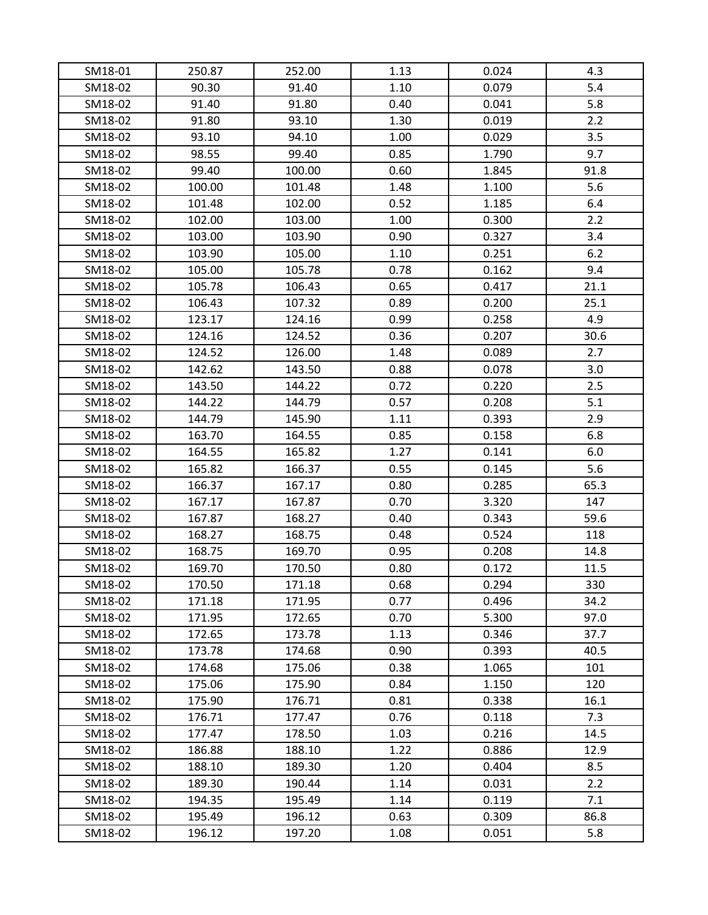| SM18-01 | 250.87 | 252.00 | 1.13 | 0.024 | 4.3 |
|---|---|---|---|---|---|
| SM18-02 | 90.30 | 91.40 | 1.10 | 0.079 | 5.4 |
| SM18-02 | 91.40 | 91.80 | 0.40 | 0.041 | 5.8 |
| SM18-02 | 91.80 | 93.10 | 1.30 | 0.019 | 2.2 |
| SM18-02 | 93.10 | 94.10 | 1.00 | 0.029 | 3.5 |
| SM18-02 | 98.55 | 99.40 | 0.85 | 1.790 | 9.7 |
| SM18-02 | 99.40 | 100.00 | 0.60 | 1.845 | 91.8 |
| SM18-02 | 100.00 | 101.48 | 1.48 | 1.100 | 5.6 |
| SM18-02 | 101.48 | 102.00 | 0.52 | 1.185 | 6.4 |
| SM18-02 | 102.00 | 103.00 | 1.00 | 0.300 | 2.2 |
| SM18-02 | 103.00 | 103.90 | 0.90 | 0.327 | 3.4 |
| SM18-02 | 103.90 | 105.00 | 1.10 | 0.251 | 6.2 |
| SM18-02 | 105.00 | 105.78 | 0.78 | 0.162 | 9.4 |
| SM18-02 | 105.78 | 106.43 | 0.65 | 0.417 | 21.1 |
| SM18-02 | 106.43 | 107.32 | 0.89 | 0.200 | 25.1 |
| SM18-02 | 123.17 | 124.16 | 0.99 | 0.258 | 4.9 |
| SM18-02 | 124.16 | 124.52 | 0.36 | 0.207 | 30.6 |
| SM18-02 | 124.52 | 126.00 | 1.48 | 0.089 | 2.7 |
| SM18-02 | 142.62 | 143.50 | 0.88 | 0.078 | 3.0 |
| SM18-02 | 143.50 | 144.22 | 0.72 | 0.220 | 2.5 |
| SM18-02 | 144.22 | 144.79 | 0.57 | 0.208 | 5.1 |
| SM18-02 | 144.79 | 145.90 | 1.11 | 0.393 | 2.9 |
| SM18-02 | 163.70 | 164.55 | 0.85 | 0.158 | 6.8 |
| SM18-02 | 164.55 | 165.82 | 1.27 | 0.141 | 6.0 |
| SM18-02 | 165.82 | 166.37 | 0.55 | 0.145 | 5.6 |
| SM18-02 | 166.37 | 167.17 | 0.80 | 0.285 | 65.3 |
| SM18-02 | 167.17 | 167.87 | 0.70 | 3.320 | 147 |
| SM18-02 | 167.87 | 168.27 | 0.40 | 0.343 | 59.6 |
| SM18-02 | 168.27 | 168.75 | 0.48 | 0.524 | 118 |
| SM18-02 | 168.75 | 169.70 | 0.95 | 0.208 | 14.8 |
| SM18-02 | 169.70 | 170.50 | 0.80 | 0.172 | 11.5 |
| SM18-02 | 170.50 | 171.18 | 0.68 | 0.294 | 330 |
| SM18-02 | 171.18 | 171.95 | 0.77 | 0.496 | 34.2 |
| SM18-02 | 171.95 | 172.65 | 0.70 | 5.300 | 97.0 |
| SM18-02 | 172.65 | 173.78 | 1.13 | 0.346 | 37.7 |
| SM18-02 | 173.78 | 174.68 | 0.90 | 0.393 | 40.5 |
| SM18-02 | 174.68 | 175.06 | 0.38 | 1.065 | 101 |
| SM18-02 | 175.06 | 175.90 | 0.84 | 1.150 | 120 |
| SM18-02 | 175.90 | 176.71 | 0.81 | 0.338 | 16.1 |
| SM18-02 | 176.71 | 177.47 | 0.76 | 0.118 | 7.3 |
| SM18-02 | 177.47 | 178.50 | 1.03 | 0.216 | 14.5 |
| SM18-02 | 186.88 | 188.10 | 1.22 | 0.886 | 12.9 |
| SM18-02 | 188.10 | 189.30 | 1.20 | 0.404 | 8.5 |
| SM18-02 | 189.30 | 190.44 | 1.14 | 0.031 | 2.2 |
| SM18-02 | 194.35 | 195.49 | 1.14 | 0.119 | 7.1 |
| SM18-02 | 195.49 | 196.12 | 0.63 | 0.309 | 86.8 |
| SM18-02 | 196.12 | 197.20 | 1.08 | 0.051 | 5.8 |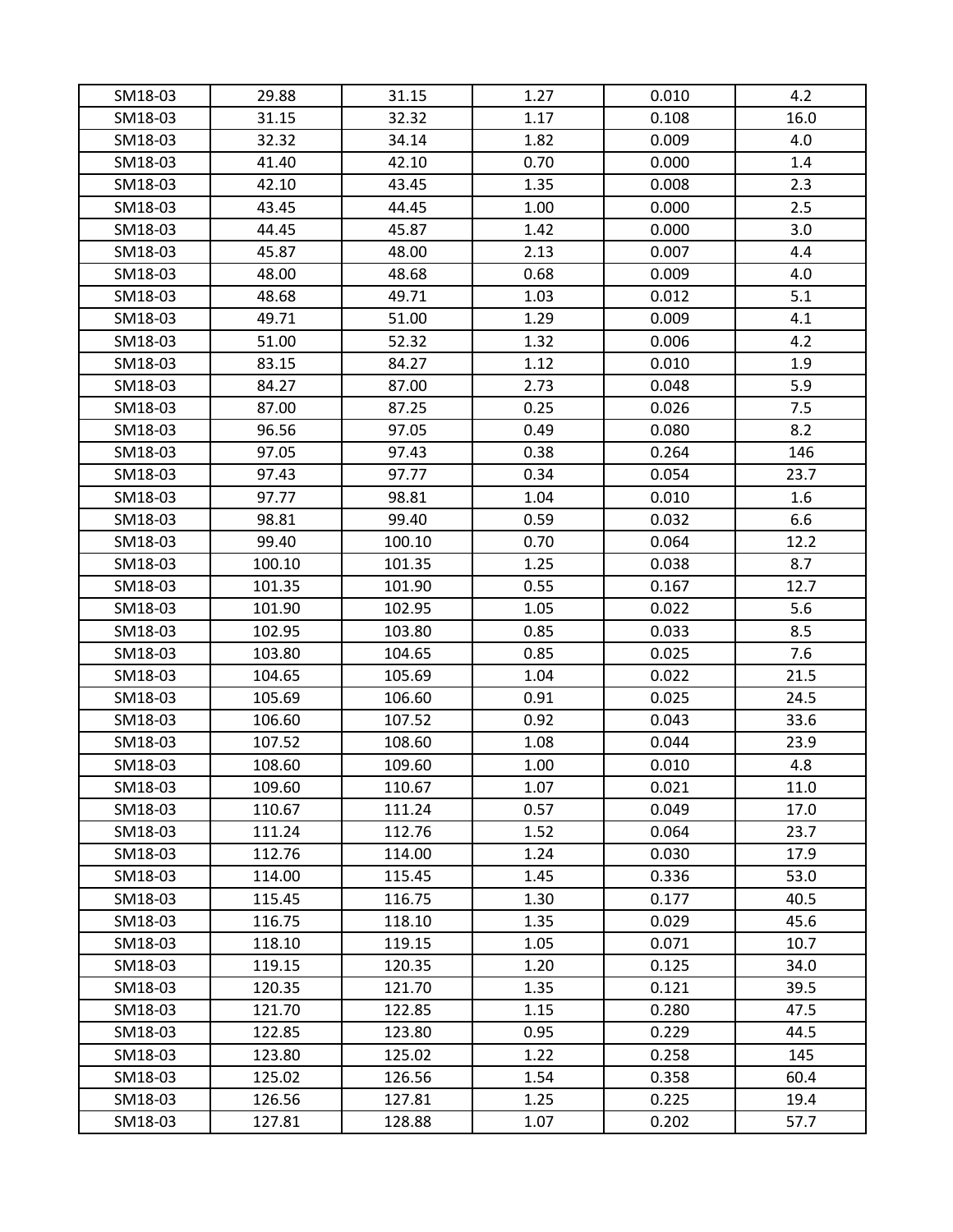| SM18-03 | 29.88 | 31.15 | 1.27 | 0.010 | 4.2 |
|---|---|---|---|---|---|
| SM18-03 | 31.15 | 32.32 | 1.17 | 0.108 | 16.0 |
| SM18-03 | 32.32 | 34.14 | 1.82 | 0.009 | 4.0 |
| SM18-03 | 41.40 | 42.10 | 0.70 | 0.000 | 1.4 |
| SM18-03 | 42.10 | 43.45 | 1.35 | 0.008 | 2.3 |
| SM18-03 | 43.45 | 44.45 | 1.00 | 0.000 | 2.5 |
| SM18-03 | 44.45 | 45.87 | 1.42 | 0.000 | 3.0 |
| SM18-03 | 45.87 | 48.00 | 2.13 | 0.007 | 4.4 |
| SM18-03 | 48.00 | 48.68 | 0.68 | 0.009 | 4.0 |
| SM18-03 | 48.68 | 49.71 | 1.03 | 0.012 | 5.1 |
| SM18-03 | 49.71 | 51.00 | 1.29 | 0.009 | 4.1 |
| SM18-03 | 51.00 | 52.32 | 1.32 | 0.006 | 4.2 |
| SM18-03 | 83.15 | 84.27 | 1.12 | 0.010 | 1.9 |
| SM18-03 | 84.27 | 87.00 | 2.73 | 0.048 | 5.9 |
| SM18-03 | 87.00 | 87.25 | 0.25 | 0.026 | 7.5 |
| SM18-03 | 96.56 | 97.05 | 0.49 | 0.080 | 8.2 |
| SM18-03 | 97.05 | 97.43 | 0.38 | 0.264 | 146 |
| SM18-03 | 97.43 | 97.77 | 0.34 | 0.054 | 23.7 |
| SM18-03 | 97.77 | 98.81 | 1.04 | 0.010 | 1.6 |
| SM18-03 | 98.81 | 99.40 | 0.59 | 0.032 | 6.6 |
| SM18-03 | 99.40 | 100.10 | 0.70 | 0.064 | 12.2 |
| SM18-03 | 100.10 | 101.35 | 1.25 | 0.038 | 8.7 |
| SM18-03 | 101.35 | 101.90 | 0.55 | 0.167 | 12.7 |
| SM18-03 | 101.90 | 102.95 | 1.05 | 0.022 | 5.6 |
| SM18-03 | 102.95 | 103.80 | 0.85 | 0.033 | 8.5 |
| SM18-03 | 103.80 | 104.65 | 0.85 | 0.025 | 7.6 |
| SM18-03 | 104.65 | 105.69 | 1.04 | 0.022 | 21.5 |
| SM18-03 | 105.69 | 106.60 | 0.91 | 0.025 | 24.5 |
| SM18-03 | 106.60 | 107.52 | 0.92 | 0.043 | 33.6 |
| SM18-03 | 107.52 | 108.60 | 1.08 | 0.044 | 23.9 |
| SM18-03 | 108.60 | 109.60 | 1.00 | 0.010 | 4.8 |
| SM18-03 | 109.60 | 110.67 | 1.07 | 0.021 | 11.0 |
| SM18-03 | 110.67 | 111.24 | 0.57 | 0.049 | 17.0 |
| SM18-03 | 111.24 | 112.76 | 1.52 | 0.064 | 23.7 |
| SM18-03 | 112.76 | 114.00 | 1.24 | 0.030 | 17.9 |
| SM18-03 | 114.00 | 115.45 | 1.45 | 0.336 | 53.0 |
| SM18-03 | 115.45 | 116.75 | 1.30 | 0.177 | 40.5 |
| SM18-03 | 116.75 | 118.10 | 1.35 | 0.029 | 45.6 |
| SM18-03 | 118.10 | 119.15 | 1.05 | 0.071 | 10.7 |
| SM18-03 | 119.15 | 120.35 | 1.20 | 0.125 | 34.0 |
| SM18-03 | 120.35 | 121.70 | 1.35 | 0.121 | 39.5 |
| SM18-03 | 121.70 | 122.85 | 1.15 | 0.280 | 47.5 |
| SM18-03 | 122.85 | 123.80 | 0.95 | 0.229 | 44.5 |
| SM18-03 | 123.80 | 125.02 | 1.22 | 0.258 | 145 |
| SM18-03 | 125.02 | 126.56 | 1.54 | 0.358 | 60.4 |
| SM18-03 | 126.56 | 127.81 | 1.25 | 0.225 | 19.4 |
| SM18-03 | 127.81 | 128.88 | 1.07 | 0.202 | 57.7 |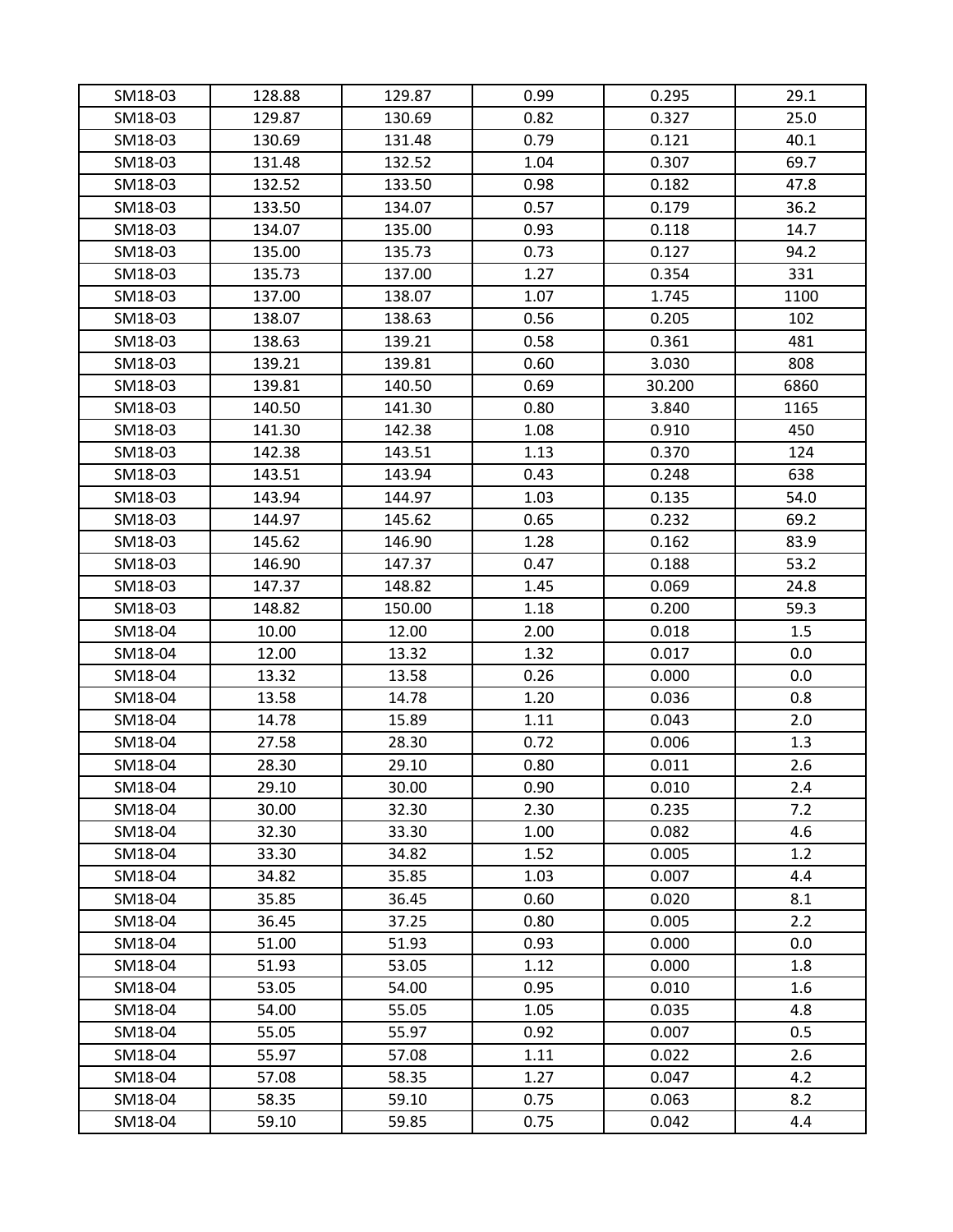| SM18-03 | 128.88 | 129.87 | 0.99 | 0.295 | 29.1 |
|---|---|---|---|---|---|
| SM18-03 | 129.87 | 130.69 | 0.82 | 0.327 | 25.0 |
| SM18-03 | 130.69 | 131.48 | 0.79 | 0.121 | 40.1 |
| SM18-03 | 131.48 | 132.52 | 1.04 | 0.307 | 69.7 |
| SM18-03 | 132.52 | 133.50 | 0.98 | 0.182 | 47.8 |
| SM18-03 | 133.50 | 134.07 | 0.57 | 0.179 | 36.2 |
| SM18-03 | 134.07 | 135.00 | 0.93 | 0.118 | 14.7 |
| SM18-03 | 135.00 | 135.73 | 0.73 | 0.127 | 94.2 |
| SM18-03 | 135.73 | 137.00 | 1.27 | 0.354 | 331 |
| SM18-03 | 137.00 | 138.07 | 1.07 | 1.745 | 1100 |
| SM18-03 | 138.07 | 138.63 | 0.56 | 0.205 | 102 |
| SM18-03 | 138.63 | 139.21 | 0.58 | 0.361 | 481 |
| SM18-03 | 139.21 | 139.81 | 0.60 | 3.030 | 808 |
| SM18-03 | 139.81 | 140.50 | 0.69 | 30.200 | 6860 |
| SM18-03 | 140.50 | 141.30 | 0.80 | 3.840 | 1165 |
| SM18-03 | 141.30 | 142.38 | 1.08 | 0.910 | 450 |
| SM18-03 | 142.38 | 143.51 | 1.13 | 0.370 | 124 |
| SM18-03 | 143.51 | 143.94 | 0.43 | 0.248 | 638 |
| SM18-03 | 143.94 | 144.97 | 1.03 | 0.135 | 54.0 |
| SM18-03 | 144.97 | 145.62 | 0.65 | 0.232 | 69.2 |
| SM18-03 | 145.62 | 146.90 | 1.28 | 0.162 | 83.9 |
| SM18-03 | 146.90 | 147.37 | 0.47 | 0.188 | 53.2 |
| SM18-03 | 147.37 | 148.82 | 1.45 | 0.069 | 24.8 |
| SM18-03 | 148.82 | 150.00 | 1.18 | 0.200 | 59.3 |
| SM18-04 | 10.00 | 12.00 | 2.00 | 0.018 | 1.5 |
| SM18-04 | 12.00 | 13.32 | 1.32 | 0.017 | 0.0 |
| SM18-04 | 13.32 | 13.58 | 0.26 | 0.000 | 0.0 |
| SM18-04 | 13.58 | 14.78 | 1.20 | 0.036 | 0.8 |
| SM18-04 | 14.78 | 15.89 | 1.11 | 0.043 | 2.0 |
| SM18-04 | 27.58 | 28.30 | 0.72 | 0.006 | 1.3 |
| SM18-04 | 28.30 | 29.10 | 0.80 | 0.011 | 2.6 |
| SM18-04 | 29.10 | 30.00 | 0.90 | 0.010 | 2.4 |
| SM18-04 | 30.00 | 32.30 | 2.30 | 0.235 | 7.2 |
| SM18-04 | 32.30 | 33.30 | 1.00 | 0.082 | 4.6 |
| SM18-04 | 33.30 | 34.82 | 1.52 | 0.005 | 1.2 |
| SM18-04 | 34.82 | 35.85 | 1.03 | 0.007 | 4.4 |
| SM18-04 | 35.85 | 36.45 | 0.60 | 0.020 | 8.1 |
| SM18-04 | 36.45 | 37.25 | 0.80 | 0.005 | 2.2 |
| SM18-04 | 51.00 | 51.93 | 0.93 | 0.000 | 0.0 |
| SM18-04 | 51.93 | 53.05 | 1.12 | 0.000 | 1.8 |
| SM18-04 | 53.05 | 54.00 | 0.95 | 0.010 | 1.6 |
| SM18-04 | 54.00 | 55.05 | 1.05 | 0.035 | 4.8 |
| SM18-04 | 55.05 | 55.97 | 0.92 | 0.007 | 0.5 |
| SM18-04 | 55.97 | 57.08 | 1.11 | 0.022 | 2.6 |
| SM18-04 | 57.08 | 58.35 | 1.27 | 0.047 | 4.2 |
| SM18-04 | 58.35 | 59.10 | 0.75 | 0.063 | 8.2 |
| SM18-04 | 59.10 | 59.85 | 0.75 | 0.042 | 4.4 |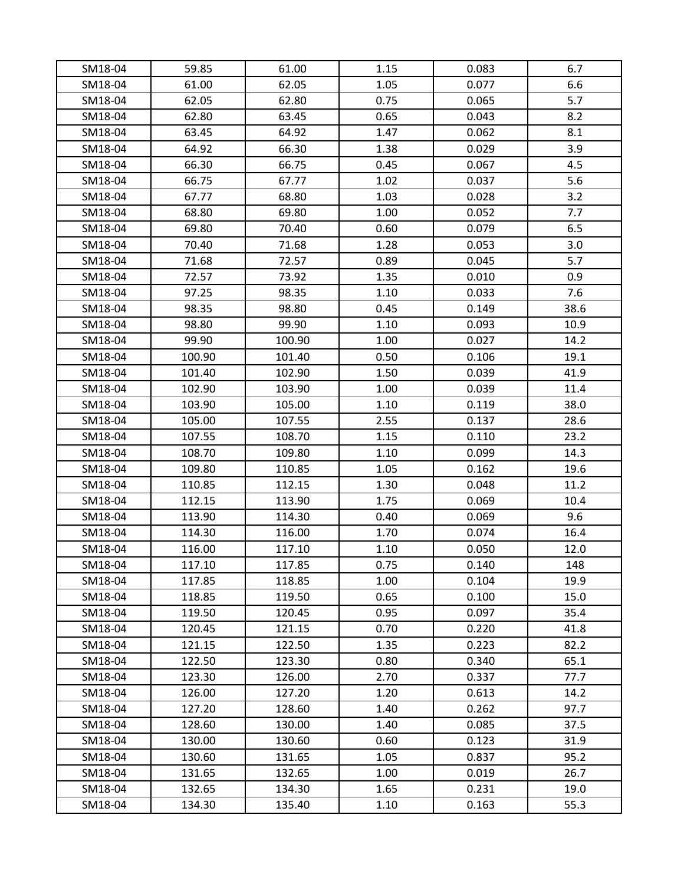| | | | | | |
|---|---|---|---|---|---|
| SM18-04 | 59.85 | 61.00 | 1.15 | 0.083 | 6.7 |
| SM18-04 | 61.00 | 62.05 | 1.05 | 0.077 | 6.6 |
| SM18-04 | 62.05 | 62.80 | 0.75 | 0.065 | 5.7 |
| SM18-04 | 62.80 | 63.45 | 0.65 | 0.043 | 8.2 |
| SM18-04 | 63.45 | 64.92 | 1.47 | 0.062 | 8.1 |
| SM18-04 | 64.92 | 66.30 | 1.38 | 0.029 | 3.9 |
| SM18-04 | 66.30 | 66.75 | 0.45 | 0.067 | 4.5 |
| SM18-04 | 66.75 | 67.77 | 1.02 | 0.037 | 5.6 |
| SM18-04 | 67.77 | 68.80 | 1.03 | 0.028 | 3.2 |
| SM18-04 | 68.80 | 69.80 | 1.00 | 0.052 | 7.7 |
| SM18-04 | 69.80 | 70.40 | 0.60 | 0.079 | 6.5 |
| SM18-04 | 70.40 | 71.68 | 1.28 | 0.053 | 3.0 |
| SM18-04 | 71.68 | 72.57 | 0.89 | 0.045 | 5.7 |
| SM18-04 | 72.57 | 73.92 | 1.35 | 0.010 | 0.9 |
| SM18-04 | 97.25 | 98.35 | 1.10 | 0.033 | 7.6 |
| SM18-04 | 98.35 | 98.80 | 0.45 | 0.149 | 38.6 |
| SM18-04 | 98.80 | 99.90 | 1.10 | 0.093 | 10.9 |
| SM18-04 | 99.90 | 100.90 | 1.00 | 0.027 | 14.2 |
| SM18-04 | 100.90 | 101.40 | 0.50 | 0.106 | 19.1 |
| SM18-04 | 101.40 | 102.90 | 1.50 | 0.039 | 41.9 |
| SM18-04 | 102.90 | 103.90 | 1.00 | 0.039 | 11.4 |
| SM18-04 | 103.90 | 105.00 | 1.10 | 0.119 | 38.0 |
| SM18-04 | 105.00 | 107.55 | 2.55 | 0.137 | 28.6 |
| SM18-04 | 107.55 | 108.70 | 1.15 | 0.110 | 23.2 |
| SM18-04 | 108.70 | 109.80 | 1.10 | 0.099 | 14.3 |
| SM18-04 | 109.80 | 110.85 | 1.05 | 0.162 | 19.6 |
| SM18-04 | 110.85 | 112.15 | 1.30 | 0.048 | 11.2 |
| SM18-04 | 112.15 | 113.90 | 1.75 | 0.069 | 10.4 |
| SM18-04 | 113.90 | 114.30 | 0.40 | 0.069 | 9.6 |
| SM18-04 | 114.30 | 116.00 | 1.70 | 0.074 | 16.4 |
| SM18-04 | 116.00 | 117.10 | 1.10 | 0.050 | 12.0 |
| SM18-04 | 117.10 | 117.85 | 0.75 | 0.140 | 148 |
| SM18-04 | 117.85 | 118.85 | 1.00 | 0.104 | 19.9 |
| SM18-04 | 118.85 | 119.50 | 0.65 | 0.100 | 15.0 |
| SM18-04 | 119.50 | 120.45 | 0.95 | 0.097 | 35.4 |
| SM18-04 | 120.45 | 121.15 | 0.70 | 0.220 | 41.8 |
| SM18-04 | 121.15 | 122.50 | 1.35 | 0.223 | 82.2 |
| SM18-04 | 122.50 | 123.30 | 0.80 | 0.340 | 65.1 |
| SM18-04 | 123.30 | 126.00 | 2.70 | 0.337 | 77.7 |
| SM18-04 | 126.00 | 127.20 | 1.20 | 0.613 | 14.2 |
| SM18-04 | 127.20 | 128.60 | 1.40 | 0.262 | 97.7 |
| SM18-04 | 128.60 | 130.00 | 1.40 | 0.085 | 37.5 |
| SM18-04 | 130.00 | 130.60 | 0.60 | 0.123 | 31.9 |
| SM18-04 | 130.60 | 131.65 | 1.05 | 0.837 | 95.2 |
| SM18-04 | 131.65 | 132.65 | 1.00 | 0.019 | 26.7 |
| SM18-04 | 132.65 | 134.30 | 1.65 | 0.231 | 19.0 |
| SM18-04 | 134.30 | 135.40 | 1.10 | 0.163 | 55.3 |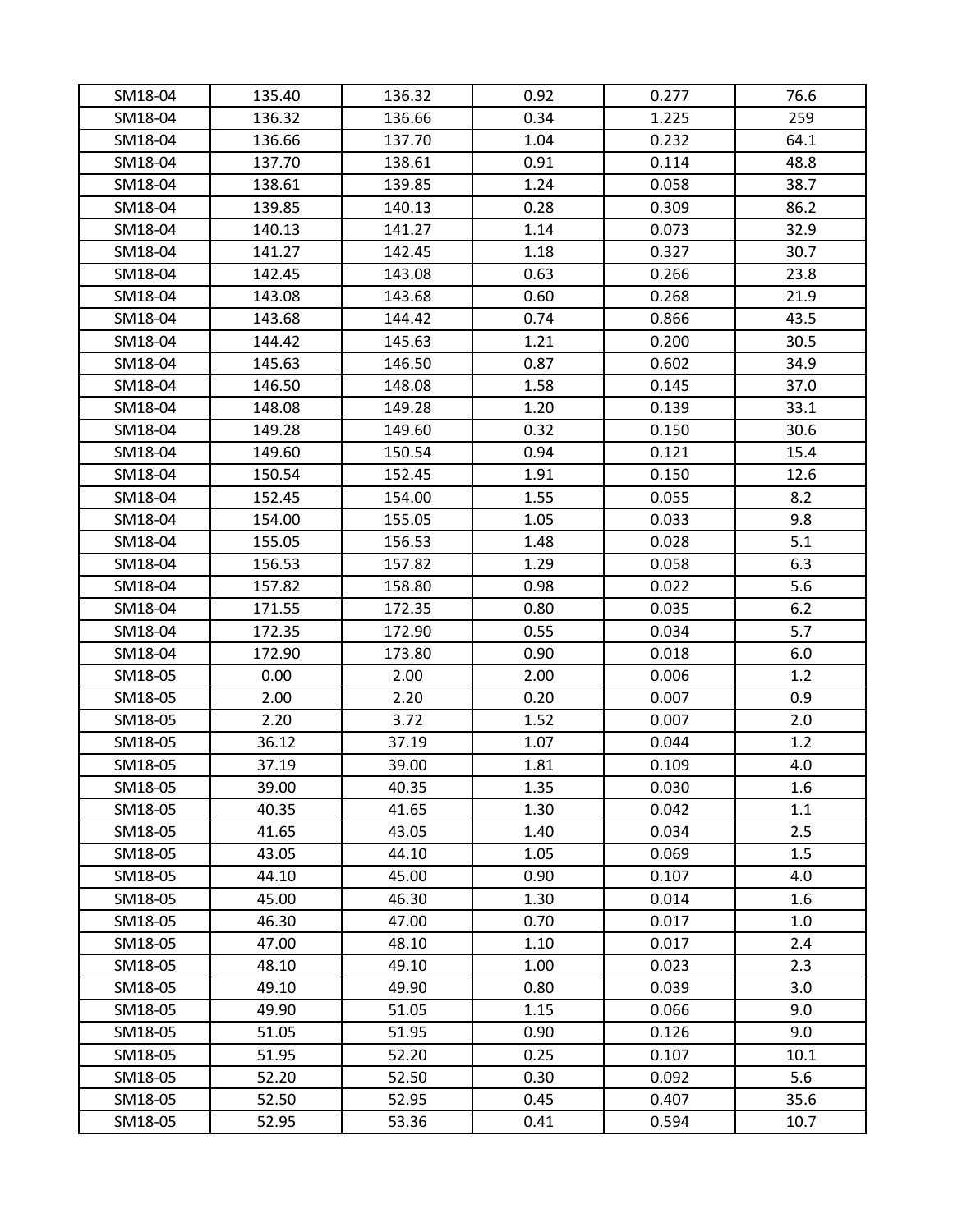| SM18-04 | 135.40 | 136.32 | 0.92 | 0.277 | 76.6 |
|---|---|---|---|---|---|
| SM18-04 | 136.32 | 136.66 | 0.34 | 1.225 | 259 |
| SM18-04 | 136.66 | 137.70 | 1.04 | 0.232 | 64.1 |
| SM18-04 | 137.70 | 138.61 | 0.91 | 0.114 | 48.8 |
| SM18-04 | 138.61 | 139.85 | 1.24 | 0.058 | 38.7 |
| SM18-04 | 139.85 | 140.13 | 0.28 | 0.309 | 86.2 |
| SM18-04 | 140.13 | 141.27 | 1.14 | 0.073 | 32.9 |
| SM18-04 | 141.27 | 142.45 | 1.18 | 0.327 | 30.7 |
| SM18-04 | 142.45 | 143.08 | 0.63 | 0.266 | 23.8 |
| SM18-04 | 143.08 | 143.68 | 0.60 | 0.268 | 21.9 |
| SM18-04 | 143.68 | 144.42 | 0.74 | 0.866 | 43.5 |
| SM18-04 | 144.42 | 145.63 | 1.21 | 0.200 | 30.5 |
| SM18-04 | 145.63 | 146.50 | 0.87 | 0.602 | 34.9 |
| SM18-04 | 146.50 | 148.08 | 1.58 | 0.145 | 37.0 |
| SM18-04 | 148.08 | 149.28 | 1.20 | 0.139 | 33.1 |
| SM18-04 | 149.28 | 149.60 | 0.32 | 0.150 | 30.6 |
| SM18-04 | 149.60 | 150.54 | 0.94 | 0.121 | 15.4 |
| SM18-04 | 150.54 | 152.45 | 1.91 | 0.150 | 12.6 |
| SM18-04 | 152.45 | 154.00 | 1.55 | 0.055 | 8.2 |
| SM18-04 | 154.00 | 155.05 | 1.05 | 0.033 | 9.8 |
| SM18-04 | 155.05 | 156.53 | 1.48 | 0.028 | 5.1 |
| SM18-04 | 156.53 | 157.82 | 1.29 | 0.058 | 6.3 |
| SM18-04 | 157.82 | 158.80 | 0.98 | 0.022 | 5.6 |
| SM18-04 | 171.55 | 172.35 | 0.80 | 0.035 | 6.2 |
| SM18-04 | 172.35 | 172.90 | 0.55 | 0.034 | 5.7 |
| SM18-04 | 172.90 | 173.80 | 0.90 | 0.018 | 6.0 |
| SM18-05 | 0.00 | 2.00 | 2.00 | 0.006 | 1.2 |
| SM18-05 | 2.00 | 2.20 | 0.20 | 0.007 | 0.9 |
| SM18-05 | 2.20 | 3.72 | 1.52 | 0.007 | 2.0 |
| SM18-05 | 36.12 | 37.19 | 1.07 | 0.044 | 1.2 |
| SM18-05 | 37.19 | 39.00 | 1.81 | 0.109 | 4.0 |
| SM18-05 | 39.00 | 40.35 | 1.35 | 0.030 | 1.6 |
| SM18-05 | 40.35 | 41.65 | 1.30 | 0.042 | 1.1 |
| SM18-05 | 41.65 | 43.05 | 1.40 | 0.034 | 2.5 |
| SM18-05 | 43.05 | 44.10 | 1.05 | 0.069 | 1.5 |
| SM18-05 | 44.10 | 45.00 | 0.90 | 0.107 | 4.0 |
| SM18-05 | 45.00 | 46.30 | 1.30 | 0.014 | 1.6 |
| SM18-05 | 46.30 | 47.00 | 0.70 | 0.017 | 1.0 |
| SM18-05 | 47.00 | 48.10 | 1.10 | 0.017 | 2.4 |
| SM18-05 | 48.10 | 49.10 | 1.00 | 0.023 | 2.3 |
| SM18-05 | 49.10 | 49.90 | 0.80 | 0.039 | 3.0 |
| SM18-05 | 49.90 | 51.05 | 1.15 | 0.066 | 9.0 |
| SM18-05 | 51.05 | 51.95 | 0.90 | 0.126 | 9.0 |
| SM18-05 | 51.95 | 52.20 | 0.25 | 0.107 | 10.1 |
| SM18-05 | 52.20 | 52.50 | 0.30 | 0.092 | 5.6 |
| SM18-05 | 52.50 | 52.95 | 0.45 | 0.407 | 35.6 |
| SM18-05 | 52.95 | 53.36 | 0.41 | 0.594 | 10.7 |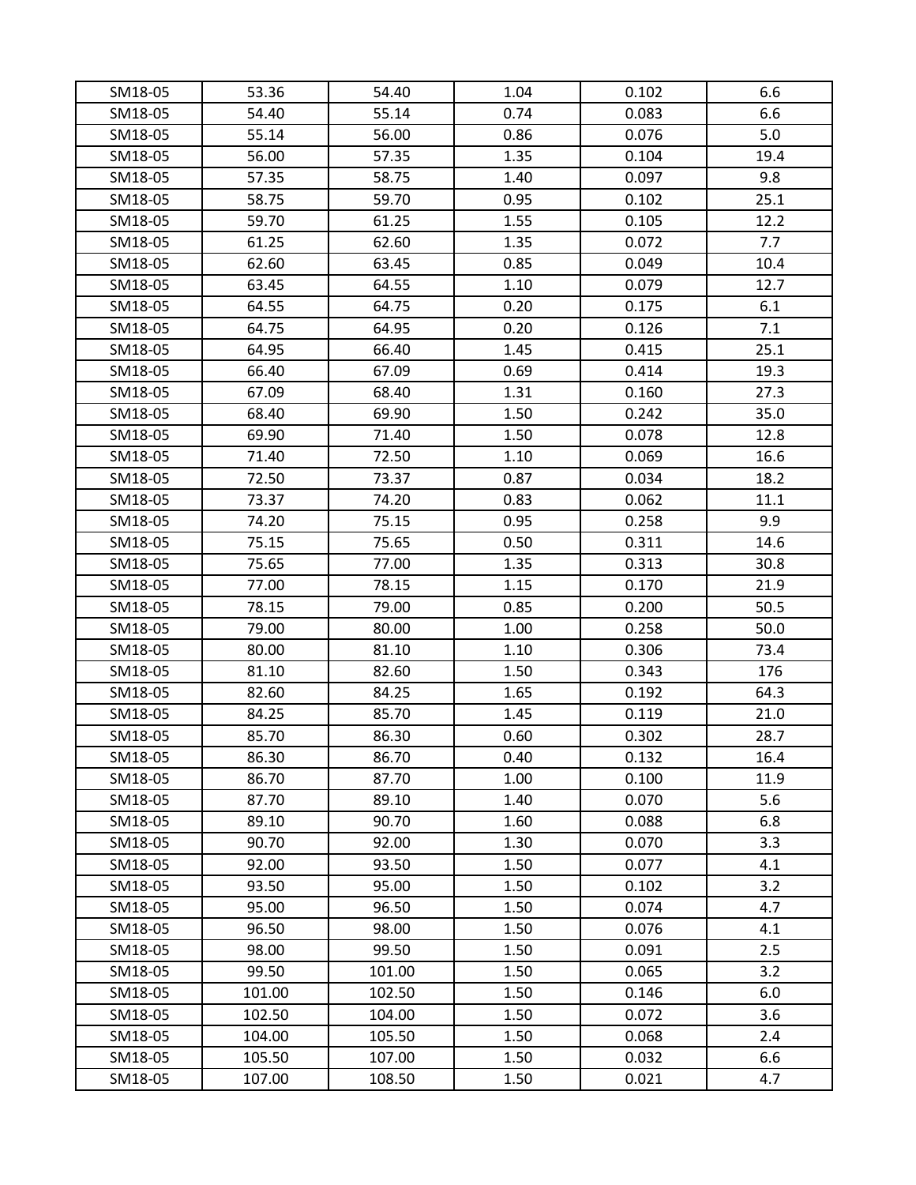| SM18-05 | 53.36 | 54.40 | 1.04 | 0.102 | 6.6 |
|---|---|---|---|---|---|
| SM18-05 | 54.40 | 55.14 | 0.74 | 0.083 | 6.6 |
| SM18-05 | 55.14 | 56.00 | 0.86 | 0.076 | 5.0 |
| SM18-05 | 56.00 | 57.35 | 1.35 | 0.104 | 19.4 |
| SM18-05 | 57.35 | 58.75 | 1.40 | 0.097 | 9.8 |
| SM18-05 | 58.75 | 59.70 | 0.95 | 0.102 | 25.1 |
| SM18-05 | 59.70 | 61.25 | 1.55 | 0.105 | 12.2 |
| SM18-05 | 61.25 | 62.60 | 1.35 | 0.072 | 7.7 |
| SM18-05 | 62.60 | 63.45 | 0.85 | 0.049 | 10.4 |
| SM18-05 | 63.45 | 64.55 | 1.10 | 0.079 | 12.7 |
| SM18-05 | 64.55 | 64.75 | 0.20 | 0.175 | 6.1 |
| SM18-05 | 64.75 | 64.95 | 0.20 | 0.126 | 7.1 |
| SM18-05 | 64.95 | 66.40 | 1.45 | 0.415 | 25.1 |
| SM18-05 | 66.40 | 67.09 | 0.69 | 0.414 | 19.3 |
| SM18-05 | 67.09 | 68.40 | 1.31 | 0.160 | 27.3 |
| SM18-05 | 68.40 | 69.90 | 1.50 | 0.242 | 35.0 |
| SM18-05 | 69.90 | 71.40 | 1.50 | 0.078 | 12.8 |
| SM18-05 | 71.40 | 72.50 | 1.10 | 0.069 | 16.6 |
| SM18-05 | 72.50 | 73.37 | 0.87 | 0.034 | 18.2 |
| SM18-05 | 73.37 | 74.20 | 0.83 | 0.062 | 11.1 |
| SM18-05 | 74.20 | 75.15 | 0.95 | 0.258 | 9.9 |
| SM18-05 | 75.15 | 75.65 | 0.50 | 0.311 | 14.6 |
| SM18-05 | 75.65 | 77.00 | 1.35 | 0.313 | 30.8 |
| SM18-05 | 77.00 | 78.15 | 1.15 | 0.170 | 21.9 |
| SM18-05 | 78.15 | 79.00 | 0.85 | 0.200 | 50.5 |
| SM18-05 | 79.00 | 80.00 | 1.00 | 0.258 | 50.0 |
| SM18-05 | 80.00 | 81.10 | 1.10 | 0.306 | 73.4 |
| SM18-05 | 81.10 | 82.60 | 1.50 | 0.343 | 176 |
| SM18-05 | 82.60 | 84.25 | 1.65 | 0.192 | 64.3 |
| SM18-05 | 84.25 | 85.70 | 1.45 | 0.119 | 21.0 |
| SM18-05 | 85.70 | 86.30 | 0.60 | 0.302 | 28.7 |
| SM18-05 | 86.30 | 86.70 | 0.40 | 0.132 | 16.4 |
| SM18-05 | 86.70 | 87.70 | 1.00 | 0.100 | 11.9 |
| SM18-05 | 87.70 | 89.10 | 1.40 | 0.070 | 5.6 |
| SM18-05 | 89.10 | 90.70 | 1.60 | 0.088 | 6.8 |
| SM18-05 | 90.70 | 92.00 | 1.30 | 0.070 | 3.3 |
| SM18-05 | 92.00 | 93.50 | 1.50 | 0.077 | 4.1 |
| SM18-05 | 93.50 | 95.00 | 1.50 | 0.102 | 3.2 |
| SM18-05 | 95.00 | 96.50 | 1.50 | 0.074 | 4.7 |
| SM18-05 | 96.50 | 98.00 | 1.50 | 0.076 | 4.1 |
| SM18-05 | 98.00 | 99.50 | 1.50 | 0.091 | 2.5 |
| SM18-05 | 99.50 | 101.00 | 1.50 | 0.065 | 3.2 |
| SM18-05 | 101.00 | 102.50 | 1.50 | 0.146 | 6.0 |
| SM18-05 | 102.50 | 104.00 | 1.50 | 0.072 | 3.6 |
| SM18-05 | 104.00 | 105.50 | 1.50 | 0.068 | 2.4 |
| SM18-05 | 105.50 | 107.00 | 1.50 | 0.032 | 6.6 |
| SM18-05 | 107.00 | 108.50 | 1.50 | 0.021 | 4.7 |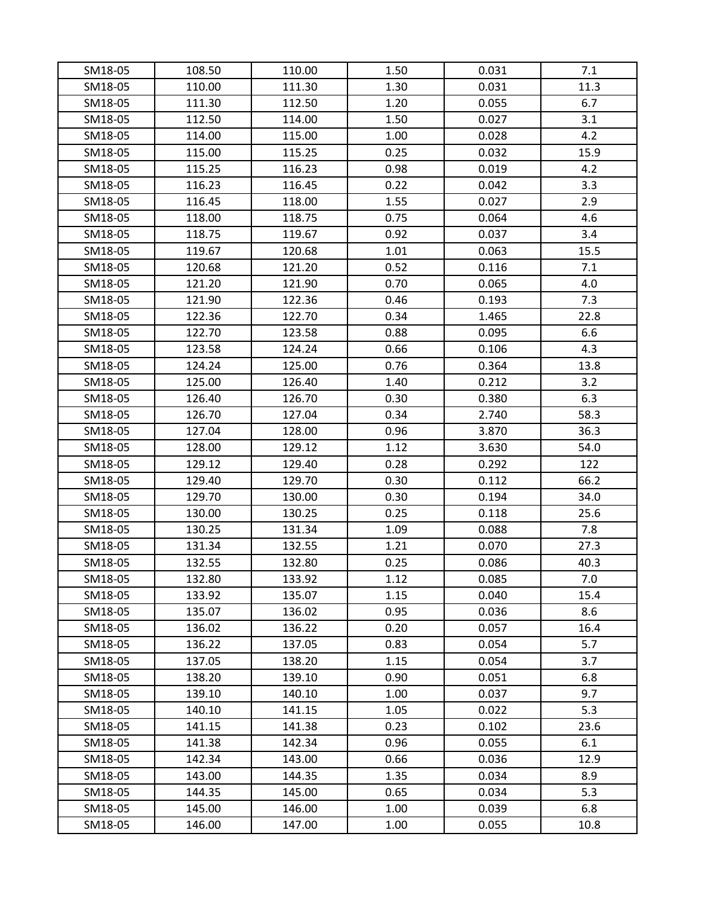| SM18-05 | 108.50 | 110.00 | 1.50 | 0.031 | 7.1 |
|---|---|---|---|---|---|
| SM18-05 | 110.00 | 111.30 | 1.30 | 0.031 | 11.3 |
| SM18-05 | 111.30 | 112.50 | 1.20 | 0.055 | 6.7 |
| SM18-05 | 112.50 | 114.00 | 1.50 | 0.027 | 3.1 |
| SM18-05 | 114.00 | 115.00 | 1.00 | 0.028 | 4.2 |
| SM18-05 | 115.00 | 115.25 | 0.25 | 0.032 | 15.9 |
| SM18-05 | 115.25 | 116.23 | 0.98 | 0.019 | 4.2 |
| SM18-05 | 116.23 | 116.45 | 0.22 | 0.042 | 3.3 |
| SM18-05 | 116.45 | 118.00 | 1.55 | 0.027 | 2.9 |
| SM18-05 | 118.00 | 118.75 | 0.75 | 0.064 | 4.6 |
| SM18-05 | 118.75 | 119.67 | 0.92 | 0.037 | 3.4 |
| SM18-05 | 119.67 | 120.68 | 1.01 | 0.063 | 15.5 |
| SM18-05 | 120.68 | 121.20 | 0.52 | 0.116 | 7.1 |
| SM18-05 | 121.20 | 121.90 | 0.70 | 0.065 | 4.0 |
| SM18-05 | 121.90 | 122.36 | 0.46 | 0.193 | 7.3 |
| SM18-05 | 122.36 | 122.70 | 0.34 | 1.465 | 22.8 |
| SM18-05 | 122.70 | 123.58 | 0.88 | 0.095 | 6.6 |
| SM18-05 | 123.58 | 124.24 | 0.66 | 0.106 | 4.3 |
| SM18-05 | 124.24 | 125.00 | 0.76 | 0.364 | 13.8 |
| SM18-05 | 125.00 | 126.40 | 1.40 | 0.212 | 3.2 |
| SM18-05 | 126.40 | 126.70 | 0.30 | 0.380 | 6.3 |
| SM18-05 | 126.70 | 127.04 | 0.34 | 2.740 | 58.3 |
| SM18-05 | 127.04 | 128.00 | 0.96 | 3.870 | 36.3 |
| SM18-05 | 128.00 | 129.12 | 1.12 | 3.630 | 54.0 |
| SM18-05 | 129.12 | 129.40 | 0.28 | 0.292 | 122 |
| SM18-05 | 129.40 | 129.70 | 0.30 | 0.112 | 66.2 |
| SM18-05 | 129.70 | 130.00 | 0.30 | 0.194 | 34.0 |
| SM18-05 | 130.00 | 130.25 | 0.25 | 0.118 | 25.6 |
| SM18-05 | 130.25 | 131.34 | 1.09 | 0.088 | 7.8 |
| SM18-05 | 131.34 | 132.55 | 1.21 | 0.070 | 27.3 |
| SM18-05 | 132.55 | 132.80 | 0.25 | 0.086 | 40.3 |
| SM18-05 | 132.80 | 133.92 | 1.12 | 0.085 | 7.0 |
| SM18-05 | 133.92 | 135.07 | 1.15 | 0.040 | 15.4 |
| SM18-05 | 135.07 | 136.02 | 0.95 | 0.036 | 8.6 |
| SM18-05 | 136.02 | 136.22 | 0.20 | 0.057 | 16.4 |
| SM18-05 | 136.22 | 137.05 | 0.83 | 0.054 | 5.7 |
| SM18-05 | 137.05 | 138.20 | 1.15 | 0.054 | 3.7 |
| SM18-05 | 138.20 | 139.10 | 0.90 | 0.051 | 6.8 |
| SM18-05 | 139.10 | 140.10 | 1.00 | 0.037 | 9.7 |
| SM18-05 | 140.10 | 141.15 | 1.05 | 0.022 | 5.3 |
| SM18-05 | 141.15 | 141.38 | 0.23 | 0.102 | 23.6 |
| SM18-05 | 141.38 | 142.34 | 0.96 | 0.055 | 6.1 |
| SM18-05 | 142.34 | 143.00 | 0.66 | 0.036 | 12.9 |
| SM18-05 | 143.00 | 144.35 | 1.35 | 0.034 | 8.9 |
| SM18-05 | 144.35 | 145.00 | 0.65 | 0.034 | 5.3 |
| SM18-05 | 145.00 | 146.00 | 1.00 | 0.039 | 6.8 |
| SM18-05 | 146.00 | 147.00 | 1.00 | 0.055 | 10.8 |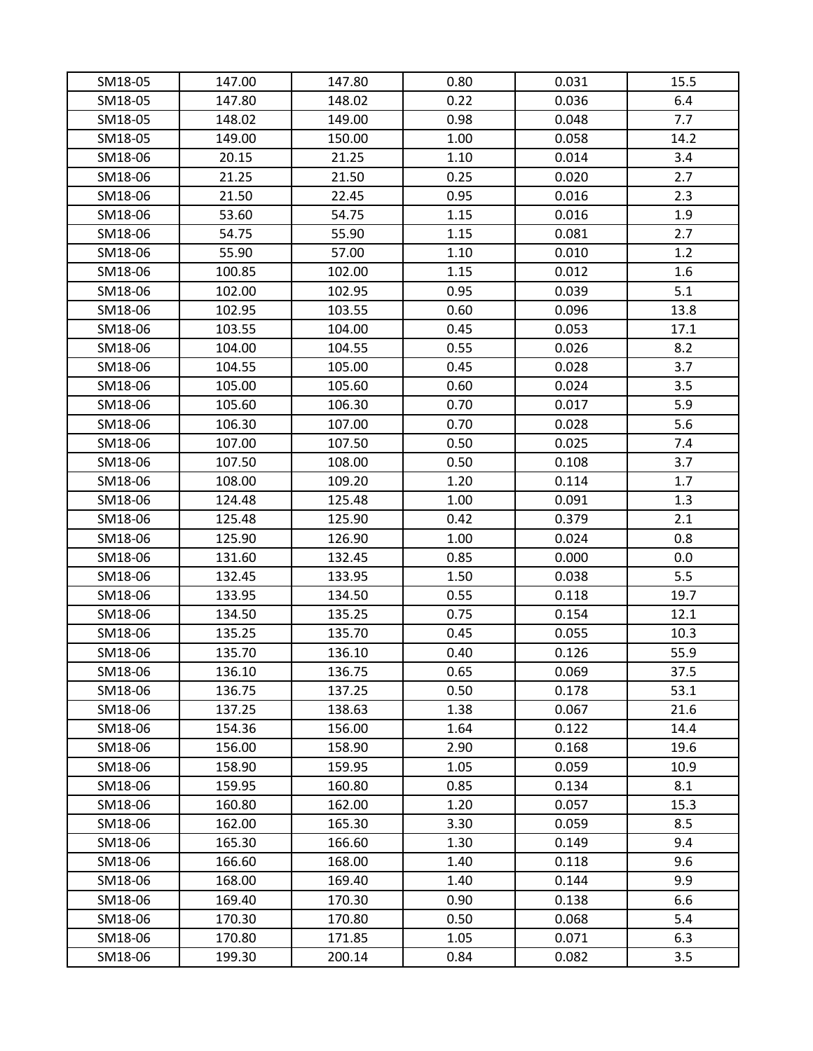| SM18-05 | 147.00 | 147.80 | 0.80 | 0.031 | 15.5 |
|---|---|---|---|---|---|
| SM18-05 | 147.80 | 148.02 | 0.22 | 0.036 | 6.4 |
| SM18-05 | 148.02 | 149.00 | 0.98 | 0.048 | 7.7 |
| SM18-05 | 149.00 | 150.00 | 1.00 | 0.058 | 14.2 |
| SM18-06 | 20.15 | 21.25 | 1.10 | 0.014 | 3.4 |
| SM18-06 | 21.25 | 21.50 | 0.25 | 0.020 | 2.7 |
| SM18-06 | 21.50 | 22.45 | 0.95 | 0.016 | 2.3 |
| SM18-06 | 53.60 | 54.75 | 1.15 | 0.016 | 1.9 |
| SM18-06 | 54.75 | 55.90 | 1.15 | 0.081 | 2.7 |
| SM18-06 | 55.90 | 57.00 | 1.10 | 0.010 | 1.2 |
| SM18-06 | 100.85 | 102.00 | 1.15 | 0.012 | 1.6 |
| SM18-06 | 102.00 | 102.95 | 0.95 | 0.039 | 5.1 |
| SM18-06 | 102.95 | 103.55 | 0.60 | 0.096 | 13.8 |
| SM18-06 | 103.55 | 104.00 | 0.45 | 0.053 | 17.1 |
| SM18-06 | 104.00 | 104.55 | 0.55 | 0.026 | 8.2 |
| SM18-06 | 104.55 | 105.00 | 0.45 | 0.028 | 3.7 |
| SM18-06 | 105.00 | 105.60 | 0.60 | 0.024 | 3.5 |
| SM18-06 | 105.60 | 106.30 | 0.70 | 0.017 | 5.9 |
| SM18-06 | 106.30 | 107.00 | 0.70 | 0.028 | 5.6 |
| SM18-06 | 107.00 | 107.50 | 0.50 | 0.025 | 7.4 |
| SM18-06 | 107.50 | 108.00 | 0.50 | 0.108 | 3.7 |
| SM18-06 | 108.00 | 109.20 | 1.20 | 0.114 | 1.7 |
| SM18-06 | 124.48 | 125.48 | 1.00 | 0.091 | 1.3 |
| SM18-06 | 125.48 | 125.90 | 0.42 | 0.379 | 2.1 |
| SM18-06 | 125.90 | 126.90 | 1.00 | 0.024 | 0.8 |
| SM18-06 | 131.60 | 132.45 | 0.85 | 0.000 | 0.0 |
| SM18-06 | 132.45 | 133.95 | 1.50 | 0.038 | 5.5 |
| SM18-06 | 133.95 | 134.50 | 0.55 | 0.118 | 19.7 |
| SM18-06 | 134.50 | 135.25 | 0.75 | 0.154 | 12.1 |
| SM18-06 | 135.25 | 135.70 | 0.45 | 0.055 | 10.3 |
| SM18-06 | 135.70 | 136.10 | 0.40 | 0.126 | 55.9 |
| SM18-06 | 136.10 | 136.75 | 0.65 | 0.069 | 37.5 |
| SM18-06 | 136.75 | 137.25 | 0.50 | 0.178 | 53.1 |
| SM18-06 | 137.25 | 138.63 | 1.38 | 0.067 | 21.6 |
| SM18-06 | 154.36 | 156.00 | 1.64 | 0.122 | 14.4 |
| SM18-06 | 156.00 | 158.90 | 2.90 | 0.168 | 19.6 |
| SM18-06 | 158.90 | 159.95 | 1.05 | 0.059 | 10.9 |
| SM18-06 | 159.95 | 160.80 | 0.85 | 0.134 | 8.1 |
| SM18-06 | 160.80 | 162.00 | 1.20 | 0.057 | 15.3 |
| SM18-06 | 162.00 | 165.30 | 3.30 | 0.059 | 8.5 |
| SM18-06 | 165.30 | 166.60 | 1.30 | 0.149 | 9.4 |
| SM18-06 | 166.60 | 168.00 | 1.40 | 0.118 | 9.6 |
| SM18-06 | 168.00 | 169.40 | 1.40 | 0.144 | 9.9 |
| SM18-06 | 169.40 | 170.30 | 0.90 | 0.138 | 6.6 |
| SM18-06 | 170.30 | 170.80 | 0.50 | 0.068 | 5.4 |
| SM18-06 | 170.80 | 171.85 | 1.05 | 0.071 | 6.3 |
| SM18-06 | 199.30 | 200.14 | 0.84 | 0.082 | 3.5 |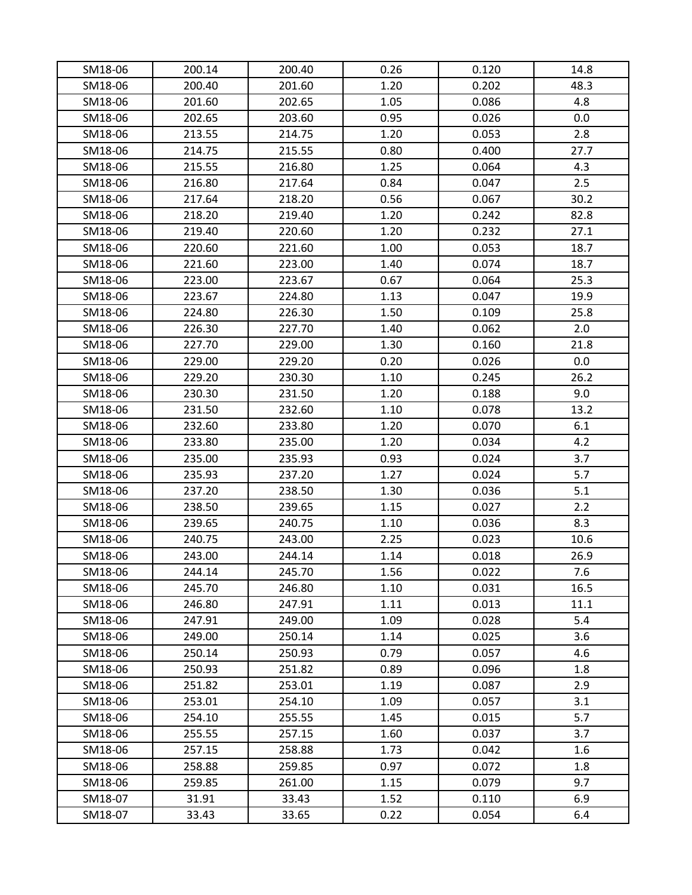| | | | | | |
|---|---|---|---|---|---|
| SM18-06 | 200.14 | 200.40 | 0.26 | 0.120 | 14.8 |
| SM18-06 | 200.40 | 201.60 | 1.20 | 0.202 | 48.3 |
| SM18-06 | 201.60 | 202.65 | 1.05 | 0.086 | 4.8 |
| SM18-06 | 202.65 | 203.60 | 0.95 | 0.026 | 0.0 |
| SM18-06 | 213.55 | 214.75 | 1.20 | 0.053 | 2.8 |
| SM18-06 | 214.75 | 215.55 | 0.80 | 0.400 | 27.7 |
| SM18-06 | 215.55 | 216.80 | 1.25 | 0.064 | 4.3 |
| SM18-06 | 216.80 | 217.64 | 0.84 | 0.047 | 2.5 |
| SM18-06 | 217.64 | 218.20 | 0.56 | 0.067 | 30.2 |
| SM18-06 | 218.20 | 219.40 | 1.20 | 0.242 | 82.8 |
| SM18-06 | 219.40 | 220.60 | 1.20 | 0.232 | 27.1 |
| SM18-06 | 220.60 | 221.60 | 1.00 | 0.053 | 18.7 |
| SM18-06 | 221.60 | 223.00 | 1.40 | 0.074 | 18.7 |
| SM18-06 | 223.00 | 223.67 | 0.67 | 0.064 | 25.3 |
| SM18-06 | 223.67 | 224.80 | 1.13 | 0.047 | 19.9 |
| SM18-06 | 224.80 | 226.30 | 1.50 | 0.109 | 25.8 |
| SM18-06 | 226.30 | 227.70 | 1.40 | 0.062 | 2.0 |
| SM18-06 | 227.70 | 229.00 | 1.30 | 0.160 | 21.8 |
| SM18-06 | 229.00 | 229.20 | 0.20 | 0.026 | 0.0 |
| SM18-06 | 229.20 | 230.30 | 1.10 | 0.245 | 26.2 |
| SM18-06 | 230.30 | 231.50 | 1.20 | 0.188 | 9.0 |
| SM18-06 | 231.50 | 232.60 | 1.10 | 0.078 | 13.2 |
| SM18-06 | 232.60 | 233.80 | 1.20 | 0.070 | 6.1 |
| SM18-06 | 233.80 | 235.00 | 1.20 | 0.034 | 4.2 |
| SM18-06 | 235.00 | 235.93 | 0.93 | 0.024 | 3.7 |
| SM18-06 | 235.93 | 237.20 | 1.27 | 0.024 | 5.7 |
| SM18-06 | 237.20 | 238.50 | 1.30 | 0.036 | 5.1 |
| SM18-06 | 238.50 | 239.65 | 1.15 | 0.027 | 2.2 |
| SM18-06 | 239.65 | 240.75 | 1.10 | 0.036 | 8.3 |
| SM18-06 | 240.75 | 243.00 | 2.25 | 0.023 | 10.6 |
| SM18-06 | 243.00 | 244.14 | 1.14 | 0.018 | 26.9 |
| SM18-06 | 244.14 | 245.70 | 1.56 | 0.022 | 7.6 |
| SM18-06 | 245.70 | 246.80 | 1.10 | 0.031 | 16.5 |
| SM18-06 | 246.80 | 247.91 | 1.11 | 0.013 | 11.1 |
| SM18-06 | 247.91 | 249.00 | 1.09 | 0.028 | 5.4 |
| SM18-06 | 249.00 | 250.14 | 1.14 | 0.025 | 3.6 |
| SM18-06 | 250.14 | 250.93 | 0.79 | 0.057 | 4.6 |
| SM18-06 | 250.93 | 251.82 | 0.89 | 0.096 | 1.8 |
| SM18-06 | 251.82 | 253.01 | 1.19 | 0.087 | 2.9 |
| SM18-06 | 253.01 | 254.10 | 1.09 | 0.057 | 3.1 |
| SM18-06 | 254.10 | 255.55 | 1.45 | 0.015 | 5.7 |
| SM18-06 | 255.55 | 257.15 | 1.60 | 0.037 | 3.7 |
| SM18-06 | 257.15 | 258.88 | 1.73 | 0.042 | 1.6 |
| SM18-06 | 258.88 | 259.85 | 0.97 | 0.072 | 1.8 |
| SM18-06 | 259.85 | 261.00 | 1.15 | 0.079 | 9.7 |
| SM18-07 | 31.91 | 33.43 | 1.52 | 0.110 | 6.9 |
| SM18-07 | 33.43 | 33.65 | 0.22 | 0.054 | 6.4 |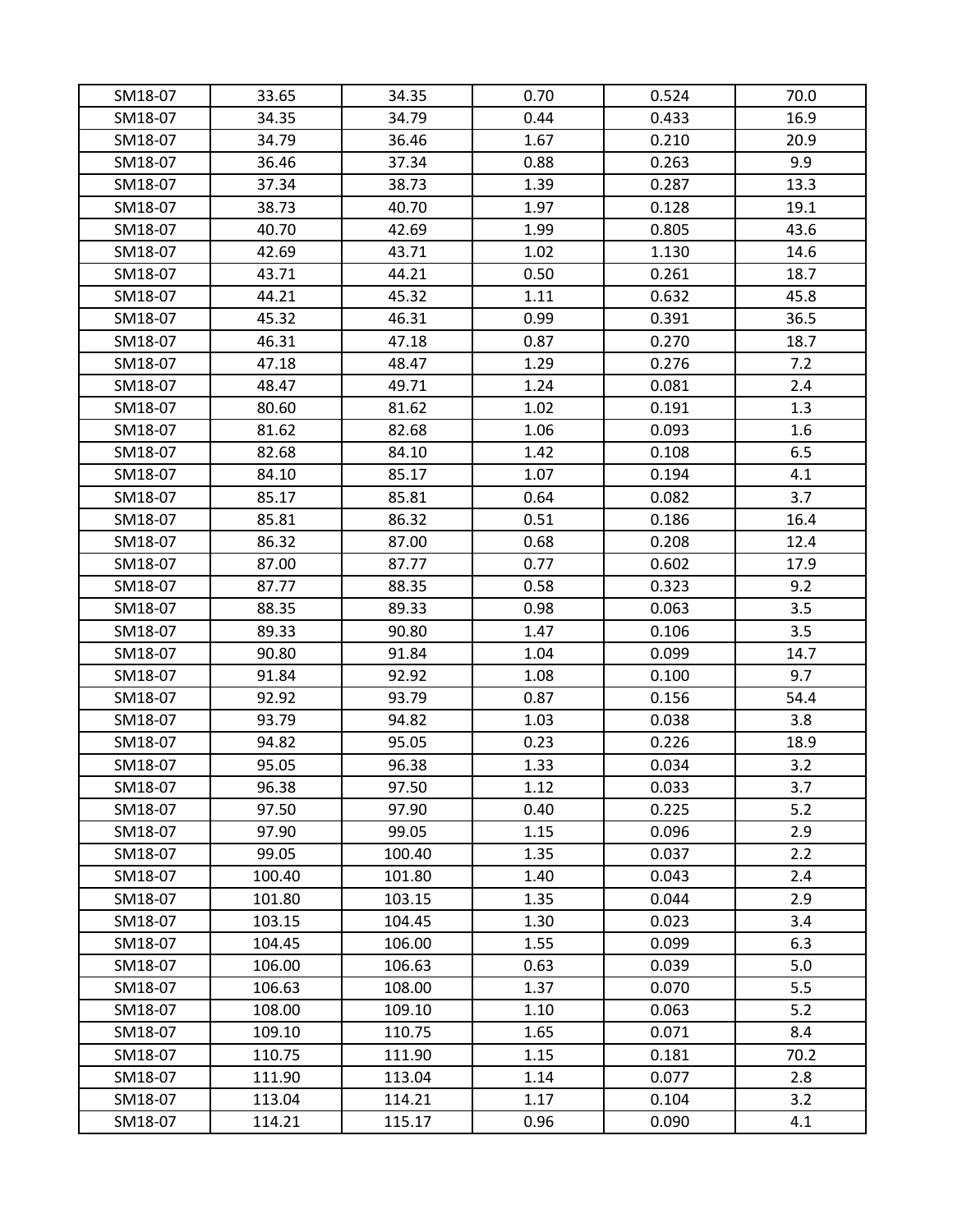| SM18-07 | 33.65 | 34.35 | 0.70 | 0.524 | 70.0 |
|---|---|---|---|---|---|
| SM18-07 | 34.35 | 34.79 | 0.44 | 0.433 | 16.9 |
| SM18-07 | 34.79 | 36.46 | 1.67 | 0.210 | 20.9 |
| SM18-07 | 36.46 | 37.34 | 0.88 | 0.263 | 9.9 |
| SM18-07 | 37.34 | 38.73 | 1.39 | 0.287 | 13.3 |
| SM18-07 | 38.73 | 40.70 | 1.97 | 0.128 | 19.1 |
| SM18-07 | 40.70 | 42.69 | 1.99 | 0.805 | 43.6 |
| SM18-07 | 42.69 | 43.71 | 1.02 | 1.130 | 14.6 |
| SM18-07 | 43.71 | 44.21 | 0.50 | 0.261 | 18.7 |
| SM18-07 | 44.21 | 45.32 | 1.11 | 0.632 | 45.8 |
| SM18-07 | 45.32 | 46.31 | 0.99 | 0.391 | 36.5 |
| SM18-07 | 46.31 | 47.18 | 0.87 | 0.270 | 18.7 |
| SM18-07 | 47.18 | 48.47 | 1.29 | 0.276 | 7.2 |
| SM18-07 | 48.47 | 49.71 | 1.24 | 0.081 | 2.4 |
| SM18-07 | 80.60 | 81.62 | 1.02 | 0.191 | 1.3 |
| SM18-07 | 81.62 | 82.68 | 1.06 | 0.093 | 1.6 |
| SM18-07 | 82.68 | 84.10 | 1.42 | 0.108 | 6.5 |
| SM18-07 | 84.10 | 85.17 | 1.07 | 0.194 | 4.1 |
| SM18-07 | 85.17 | 85.81 | 0.64 | 0.082 | 3.7 |
| SM18-07 | 85.81 | 86.32 | 0.51 | 0.186 | 16.4 |
| SM18-07 | 86.32 | 87.00 | 0.68 | 0.208 | 12.4 |
| SM18-07 | 87.00 | 87.77 | 0.77 | 0.602 | 17.9 |
| SM18-07 | 87.77 | 88.35 | 0.58 | 0.323 | 9.2 |
| SM18-07 | 88.35 | 89.33 | 0.98 | 0.063 | 3.5 |
| SM18-07 | 89.33 | 90.80 | 1.47 | 0.106 | 3.5 |
| SM18-07 | 90.80 | 91.84 | 1.04 | 0.099 | 14.7 |
| SM18-07 | 91.84 | 92.92 | 1.08 | 0.100 | 9.7 |
| SM18-07 | 92.92 | 93.79 | 0.87 | 0.156 | 54.4 |
| SM18-07 | 93.79 | 94.82 | 1.03 | 0.038 | 3.8 |
| SM18-07 | 94.82 | 95.05 | 0.23 | 0.226 | 18.9 |
| SM18-07 | 95.05 | 96.38 | 1.33 | 0.034 | 3.2 |
| SM18-07 | 96.38 | 97.50 | 1.12 | 0.033 | 3.7 |
| SM18-07 | 97.50 | 97.90 | 0.40 | 0.225 | 5.2 |
| SM18-07 | 97.90 | 99.05 | 1.15 | 0.096 | 2.9 |
| SM18-07 | 99.05 | 100.40 | 1.35 | 0.037 | 2.2 |
| SM18-07 | 100.40 | 101.80 | 1.40 | 0.043 | 2.4 |
| SM18-07 | 101.80 | 103.15 | 1.35 | 0.044 | 2.9 |
| SM18-07 | 103.15 | 104.45 | 1.30 | 0.023 | 3.4 |
| SM18-07 | 104.45 | 106.00 | 1.55 | 0.099 | 6.3 |
| SM18-07 | 106.00 | 106.63 | 0.63 | 0.039 | 5.0 |
| SM18-07 | 106.63 | 108.00 | 1.37 | 0.070 | 5.5 |
| SM18-07 | 108.00 | 109.10 | 1.10 | 0.063 | 5.2 |
| SM18-07 | 109.10 | 110.75 | 1.65 | 0.071 | 8.4 |
| SM18-07 | 110.75 | 111.90 | 1.15 | 0.181 | 70.2 |
| SM18-07 | 111.90 | 113.04 | 1.14 | 0.077 | 2.8 |
| SM18-07 | 113.04 | 114.21 | 1.17 | 0.104 | 3.2 |
| SM18-07 | 114.21 | 115.17 | 0.96 | 0.090 | 4.1 |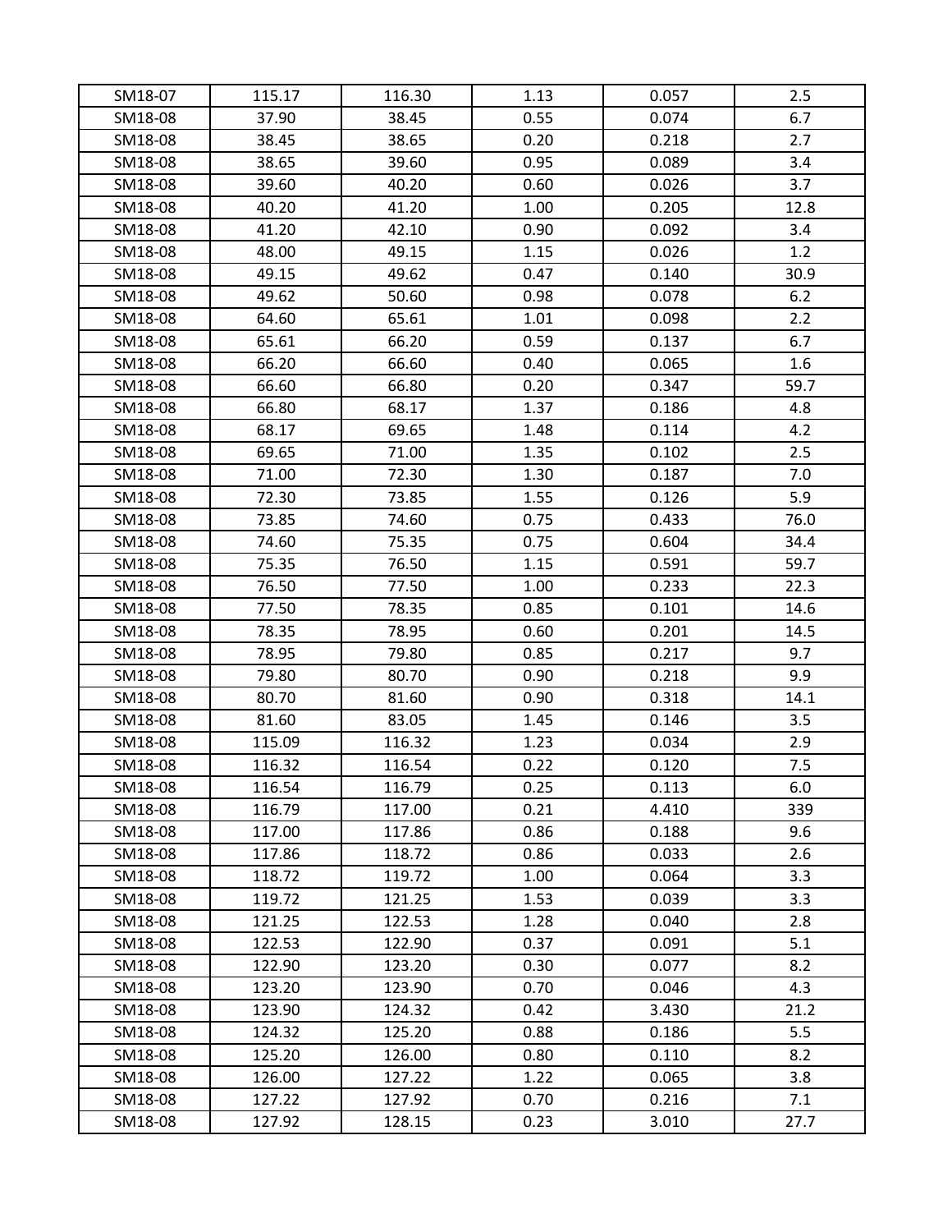| | | | | | |
|---|---|---|---|---|---|
| SM18-07 | 115.17 | 116.30 | 1.13 | 0.057 | 2.5 |
| SM18-08 | 37.90 | 38.45 | 0.55 | 0.074 | 6.7 |
| SM18-08 | 38.45 | 38.65 | 0.20 | 0.218 | 2.7 |
| SM18-08 | 38.65 | 39.60 | 0.95 | 0.089 | 3.4 |
| SM18-08 | 39.60 | 40.20 | 0.60 | 0.026 | 3.7 |
| SM18-08 | 40.20 | 41.20 | 1.00 | 0.205 | 12.8 |
| SM18-08 | 41.20 | 42.10 | 0.90 | 0.092 | 3.4 |
| SM18-08 | 48.00 | 49.15 | 1.15 | 0.026 | 1.2 |
| SM18-08 | 49.15 | 49.62 | 0.47 | 0.140 | 30.9 |
| SM18-08 | 49.62 | 50.60 | 0.98 | 0.078 | 6.2 |
| SM18-08 | 64.60 | 65.61 | 1.01 | 0.098 | 2.2 |
| SM18-08 | 65.61 | 66.20 | 0.59 | 0.137 | 6.7 |
| SM18-08 | 66.20 | 66.60 | 0.40 | 0.065 | 1.6 |
| SM18-08 | 66.60 | 66.80 | 0.20 | 0.347 | 59.7 |
| SM18-08 | 66.80 | 68.17 | 1.37 | 0.186 | 4.8 |
| SM18-08 | 68.17 | 69.65 | 1.48 | 0.114 | 4.2 |
| SM18-08 | 69.65 | 71.00 | 1.35 | 0.102 | 2.5 |
| SM18-08 | 71.00 | 72.30 | 1.30 | 0.187 | 7.0 |
| SM18-08 | 72.30 | 73.85 | 1.55 | 0.126 | 5.9 |
| SM18-08 | 73.85 | 74.60 | 0.75 | 0.433 | 76.0 |
| SM18-08 | 74.60 | 75.35 | 0.75 | 0.604 | 34.4 |
| SM18-08 | 75.35 | 76.50 | 1.15 | 0.591 | 59.7 |
| SM18-08 | 76.50 | 77.50 | 1.00 | 0.233 | 22.3 |
| SM18-08 | 77.50 | 78.35 | 0.85 | 0.101 | 14.6 |
| SM18-08 | 78.35 | 78.95 | 0.60 | 0.201 | 14.5 |
| SM18-08 | 78.95 | 79.80 | 0.85 | 0.217 | 9.7 |
| SM18-08 | 79.80 | 80.70 | 0.90 | 0.218 | 9.9 |
| SM18-08 | 80.70 | 81.60 | 0.90 | 0.318 | 14.1 |
| SM18-08 | 81.60 | 83.05 | 1.45 | 0.146 | 3.5 |
| SM18-08 | 115.09 | 116.32 | 1.23 | 0.034 | 2.9 |
| SM18-08 | 116.32 | 116.54 | 0.22 | 0.120 | 7.5 |
| SM18-08 | 116.54 | 116.79 | 0.25 | 0.113 | 6.0 |
| SM18-08 | 116.79 | 117.00 | 0.21 | 4.410 | 339 |
| SM18-08 | 117.00 | 117.86 | 0.86 | 0.188 | 9.6 |
| SM18-08 | 117.86 | 118.72 | 0.86 | 0.033 | 2.6 |
| SM18-08 | 118.72 | 119.72 | 1.00 | 0.064 | 3.3 |
| SM18-08 | 119.72 | 121.25 | 1.53 | 0.039 | 3.3 |
| SM18-08 | 121.25 | 122.53 | 1.28 | 0.040 | 2.8 |
| SM18-08 | 122.53 | 122.90 | 0.37 | 0.091 | 5.1 |
| SM18-08 | 122.90 | 123.20 | 0.30 | 0.077 | 8.2 |
| SM18-08 | 123.20 | 123.90 | 0.70 | 0.046 | 4.3 |
| SM18-08 | 123.90 | 124.32 | 0.42 | 3.430 | 21.2 |
| SM18-08 | 124.32 | 125.20 | 0.88 | 0.186 | 5.5 |
| SM18-08 | 125.20 | 126.00 | 0.80 | 0.110 | 8.2 |
| SM18-08 | 126.00 | 127.22 | 1.22 | 0.065 | 3.8 |
| SM18-08 | 127.22 | 127.92 | 0.70 | 0.216 | 7.1 |
| SM18-08 | 127.92 | 128.15 | 0.23 | 3.010 | 27.7 |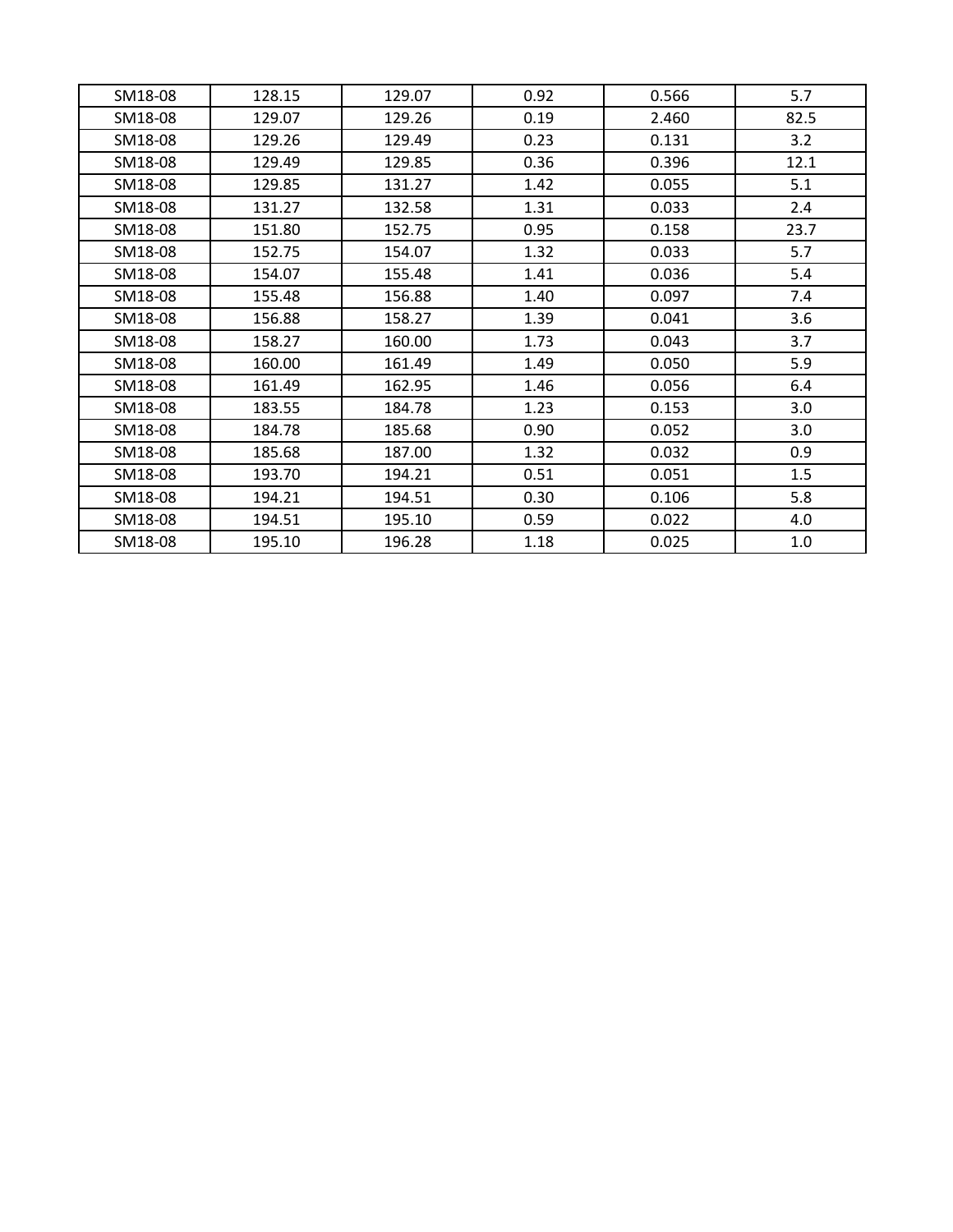| | | | | | |
|---|---|---|---|---|---|
| SM18-08 | 128.15 | 129.07 | 0.92 | 0.566 | 5.7 |
| SM18-08 | 129.07 | 129.26 | 0.19 | 2.460 | 82.5 |
| SM18-08 | 129.26 | 129.49 | 0.23 | 0.131 | 3.2 |
| SM18-08 | 129.49 | 129.85 | 0.36 | 0.396 | 12.1 |
| SM18-08 | 129.85 | 131.27 | 1.42 | 0.055 | 5.1 |
| SM18-08 | 131.27 | 132.58 | 1.31 | 0.033 | 2.4 |
| SM18-08 | 151.80 | 152.75 | 0.95 | 0.158 | 23.7 |
| SM18-08 | 152.75 | 154.07 | 1.32 | 0.033 | 5.7 |
| SM18-08 | 154.07 | 155.48 | 1.41 | 0.036 | 5.4 |
| SM18-08 | 155.48 | 156.88 | 1.40 | 0.097 | 7.4 |
| SM18-08 | 156.88 | 158.27 | 1.39 | 0.041 | 3.6 |
| SM18-08 | 158.27 | 160.00 | 1.73 | 0.043 | 3.7 |
| SM18-08 | 160.00 | 161.49 | 1.49 | 0.050 | 5.9 |
| SM18-08 | 161.49 | 162.95 | 1.46 | 0.056 | 6.4 |
| SM18-08 | 183.55 | 184.78 | 1.23 | 0.153 | 3.0 |
| SM18-08 | 184.78 | 185.68 | 0.90 | 0.052 | 3.0 |
| SM18-08 | 185.68 | 187.00 | 1.32 | 0.032 | 0.9 |
| SM18-08 | 193.70 | 194.21 | 0.51 | 0.051 | 1.5 |
| SM18-08 | 194.21 | 194.51 | 0.30 | 0.106 | 5.8 |
| SM18-08 | 194.51 | 195.10 | 0.59 | 0.022 | 4.0 |
| SM18-08 | 195.10 | 196.28 | 1.18 | 0.025 | 1.0 |